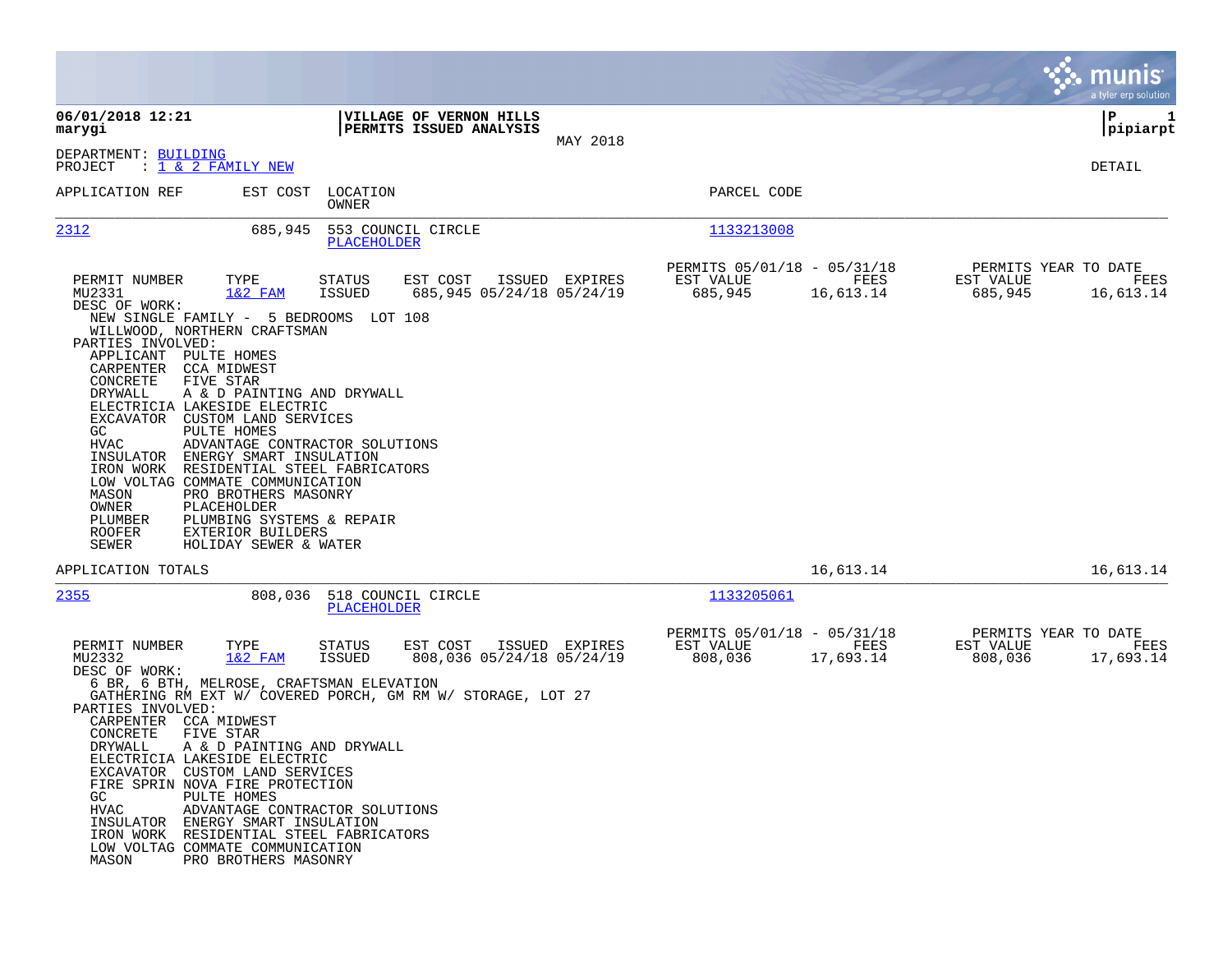**06/01/2018 12:21**
**marygi**

**VILLAGE OF VERNON HILLS**
**PERMITS ISSUED ANALYSIS**

MAY 2018

**P 1**
**pipiarpt**

DEPARTMENT: BUILDING
PROJECT : 1 & 2 FAMILY NEW

DETAIL

| APPLICATION REF | EST COST | LOCATION / OWNER | PARCEL CODE |
|---|---|---|---|
| 2312 | 685,945 | 553 COUNCIL CIRCLE / PLACEHOLDER | 1133213008 |

| PERMIT NUMBER | TYPE | STATUS | EST COST | ISSUED | EXPIRES | PERMITS 05/01/18 - 05/31/18 EST VALUE | FEES | PERMITS YEAR TO DATE EST VALUE | FEES |
|---|---|---|---|---|---|---|---|---|---|
| MU2331 | 1&2 FAM | ISSUED | 685,945 | 05/24/18 | 05/24/19 | 685,945 | 16,613.14 | 685,945 | 16,613.14 |

DESC OF WORK:
NEW SINGLE FAMILY - 5 BEDROOMS LOT 108
WILLWOOD, NORTHERN CRAFTSMAN

PARTIES INVOLVED:

| Role | Party |
|---|---|
| APPLICANT | PULTE HOMES |
| CARPENTER | CCA MIDWEST |
| CONCRETE | FIVE STAR |
| DRYWALL | A & D PAINTING AND DRYWALL |
| ELECTRICIA | LAKESIDE ELECTRIC |
| EXCAVATOR | CUSTOM LAND SERVICES |
| GC | PULTE HOMES |
| HVAC | ADVANTAGE CONTRACTOR SOLUTIONS |
| INSULATOR | ENERGY SMART INSULATION |
| IRON WORK | RESIDENTIAL STEEL FABRICATORS |
| LOW VOLTAG | COMMATE COMMUNICATION |
| MASON | PRO BROTHERS MASONRY |
| OWNER | PLACEHOLDER |
| PLUMBER | PLUMBING SYSTEMS & REPAIR |
| ROOFER | EXTERIOR BUILDERS |
| SEWER | HOLIDAY SEWER & WATER |

APPLICATION TOTALS: 16,613.14 | 16,613.14

| APPLICATION REF | EST COST | LOCATION / OWNER | PARCEL CODE |
|---|---|---|---|
| 2355 | 808,036 | 518 COUNCIL CIRCLE / PLACEHOLDER | 1133205061 |

| PERMIT NUMBER | TYPE | STATUS | EST COST | ISSUED | EXPIRES | PERMITS 05/01/18 - 05/31/18 EST VALUE | FEES | PERMITS YEAR TO DATE EST VALUE | FEES |
|---|---|---|---|---|---|---|---|---|---|
| MU2332 | 1&2 FAM | ISSUED | 808,036 | 05/24/18 | 05/24/19 | 808,036 | 17,693.14 | 808,036 | 17,693.14 |

DESC OF WORK:
6 BR, 6 BTH, MELROSE, CRAFTSMAN ELEVATION
GATHERING RM EXT W/ COVERED PORCH, GM RM W/ STORAGE, LOT 27

PARTIES INVOLVED:

| Role | Party |
|---|---|
| CARPENTER | CCA MIDWEST |
| CONCRETE | FIVE STAR |
| DRYWALL | A & D PAINTING AND DRYWALL |
| ELECTRICIA | LAKESIDE ELECTRIC |
| EXCAVATOR | CUSTOM LAND SERVICES |
| FIRE SPRIN | NOVA FIRE PROTECTION |
| GC | PULTE HOMES |
| HVAC | ADVANTAGE CONTRACTOR SOLUTIONS |
| INSULATOR | ENERGY SMART INSULATION |
| IRON WORK | RESIDENTIAL STEEL FABRICATORS |
| LOW VOLTAG | COMMATE COMMUNICATION |
| MASON | PRO BROTHERS MASONRY |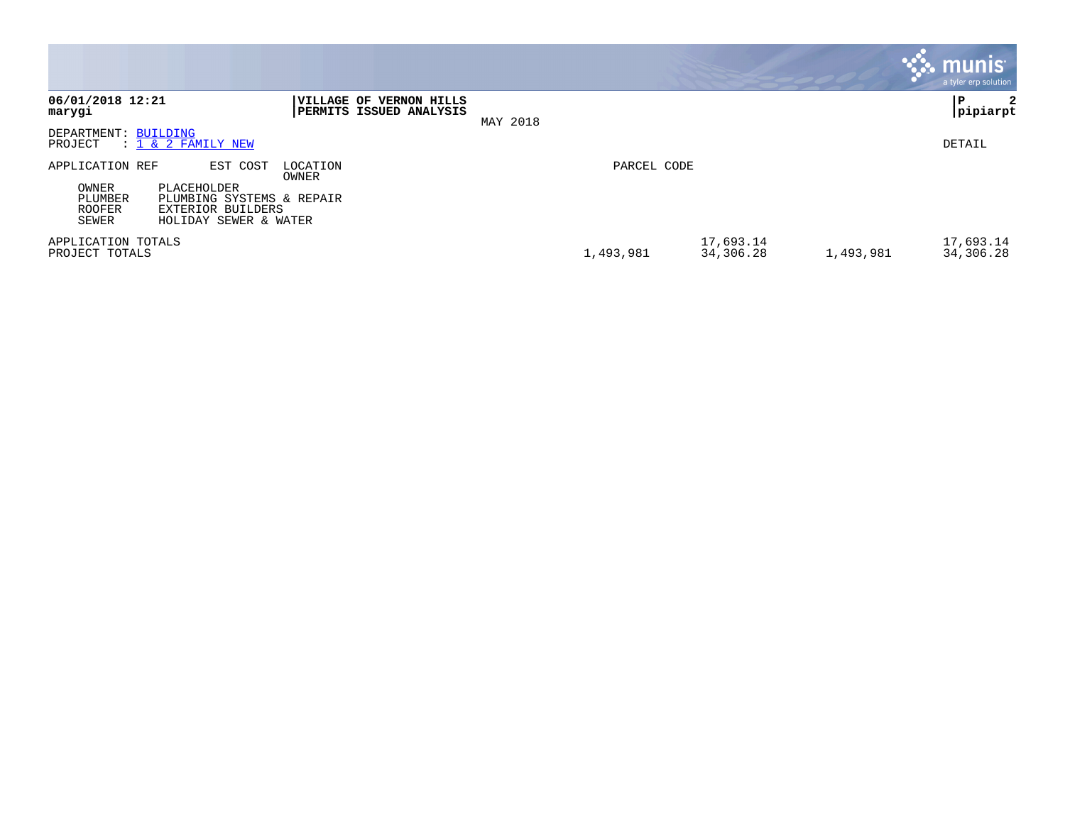**VILLAGE OF VERNON HILLS**
**PERMITS ISSUED ANALYSIS**

MAY 2018

DEPARTMENT: BUILDING
PROJECT : 1 & 2 FAMILY NEW

DETAIL

| APPLICATION REF | EST COST | LOCATION OWNER | PARCEL CODE | | | |
|---|---|---|---|---|---|---|
| OWNER | PLACEHOLDER | | | | | |
| PLUMBER | PLUMBING SYSTEMS & REPAIR | | | | | |
| ROOFER | EXTERIOR BUILDERS | | | | | |
| SEWER | HOLIDAY SEWER & WATER | | | | | |
| APPLICATION TOTALS | | | | 17,693.14 | | 17,693.14 |
| PROJECT TOTALS | | | 1,493,981 | 34,306.28 | 1,493,981 | 34,306.28 |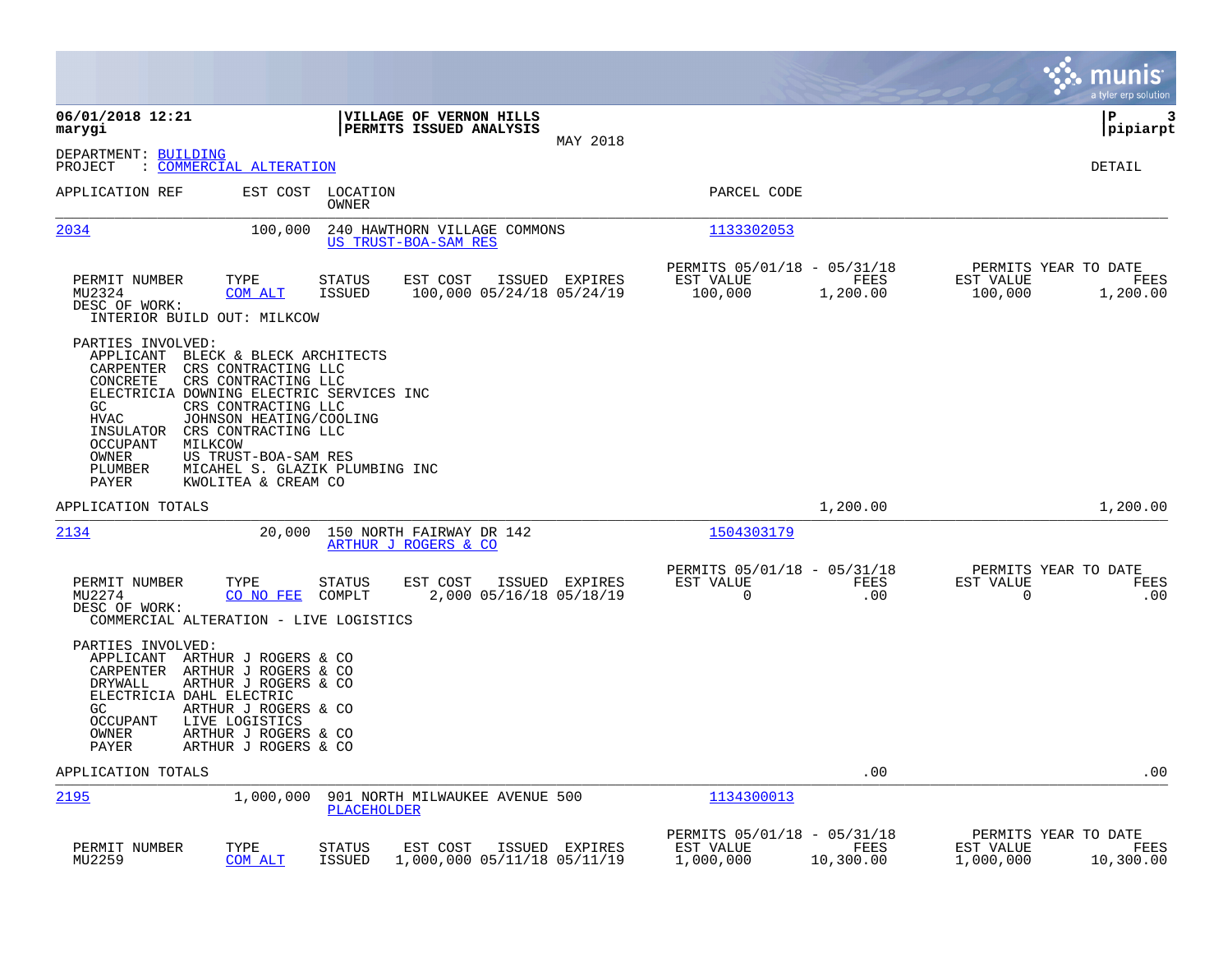**06/01/2018 12:21**
**marygi**

**VILLAGE OF VERNON HILLS**
**PERMITS ISSUED ANALYSIS**
MAY 2018

**pipiarpt**

DEPARTMENT: BUILDING
PROJECT : COMMERCIAL ALTERATION

DETAIL

| APPLICATION REF | EST COST | LOCATION / OWNER | PARCEL CODE |
|---|---|---|---|
| 2034 | 100,000 | 240 HAWTHORN VILLAGE COMMONS / US TRUST-BOA-SAM RES | 1133302053 |

| PERMIT NUMBER | TYPE | STATUS | EST COST | ISSUED | EXPIRES | PERMITS 05/01/18 - 05/31/18 EST VALUE | FEES | PERMITS YEAR TO DATE EST VALUE | FEES |
|---|---|---|---|---|---|---|---|---|---|
| MU2324 | COM ALT | ISSUED | 100,000 | 05/24/18 | 05/24/19 | 100,000 | 1,200.00 | 100,000 | 1,200.00 |

DESC OF WORK:
INTERIOR BUILD OUT: MILKCOW

PARTIES INVOLVED:
- APPLICANT BLECK & BLECK ARCHITECTS
- CARPENTER CRS CONTRACTING LLC
- CONCRETE CRS CONTRACTING LLC
- ELECTRICIA DOWNING ELECTRIC SERVICES INC
- GC CRS CONTRACTING LLC
- HVAC JOHNSON HEATING/COOLING
- INSULATOR CRS CONTRACTING LLC
- OCCUPANT MILKCOW
- OWNER US TRUST-BOA-SAM RES
- PLUMBER MICAHEL S. GLAZIK PLUMBING INC
- PAYER KWOLITEA & CREAM CO

APPLICATION TOTALS 1,200.00 1,200.00

| APPLICATION REF | EST COST | LOCATION / OWNER | PARCEL CODE |
|---|---|---|---|
| 2134 | 20,000 | 150 NORTH FAIRWAY DR 142 / ARTHUR J ROGERS & CO | 1504303179 |

| PERMIT NUMBER | TYPE | STATUS | EST COST | ISSUED | EXPIRES | PERMITS 05/01/18 - 05/31/18 EST VALUE | FEES | PERMITS YEAR TO DATE EST VALUE | FEES |
|---|---|---|---|---|---|---|---|---|---|
| MU2274 | CO NO FEE | COMPLT | 2,000 | 05/16/18 | 05/18/19 | 0 | .00 | 0 | .00 |

DESC OF WORK:
COMMERCIAL ALTERATION - LIVE LOGISTICS

PARTIES INVOLVED:
- APPLICANT ARTHUR J ROGERS & CO
- CARPENTER ARTHUR J ROGERS & CO
- DRYWALL ARTHUR J ROGERS & CO
- ELECTRICIA DAHL ELECTRIC
- GC ARTHUR J ROGERS & CO
- OCCUPANT LIVE LOGISTICS
- OWNER ARTHUR J ROGERS & CO
- PAYER ARTHUR J ROGERS & CO

APPLICATION TOTALS .00 .00

| APPLICATION REF | EST COST | LOCATION / OWNER | PARCEL CODE |
|---|---|---|---|
| 2195 | 1,000,000 | 901 NORTH MILWAUKEE AVENUE 500 / PLACEHOLDER | 1134300013 |

| PERMIT NUMBER | TYPE | STATUS | EST COST | ISSUED | EXPIRES | PERMITS 05/01/18 - 05/31/18 EST VALUE | FEES | PERMITS YEAR TO DATE EST VALUE | FEES |
|---|---|---|---|---|---|---|---|---|---|
| MU2259 | COM ALT | ISSUED | 1,000,000 | 05/11/18 | 05/11/19 | 1,000,000 | 10,300.00 | 1,000,000 | 10,300.00 |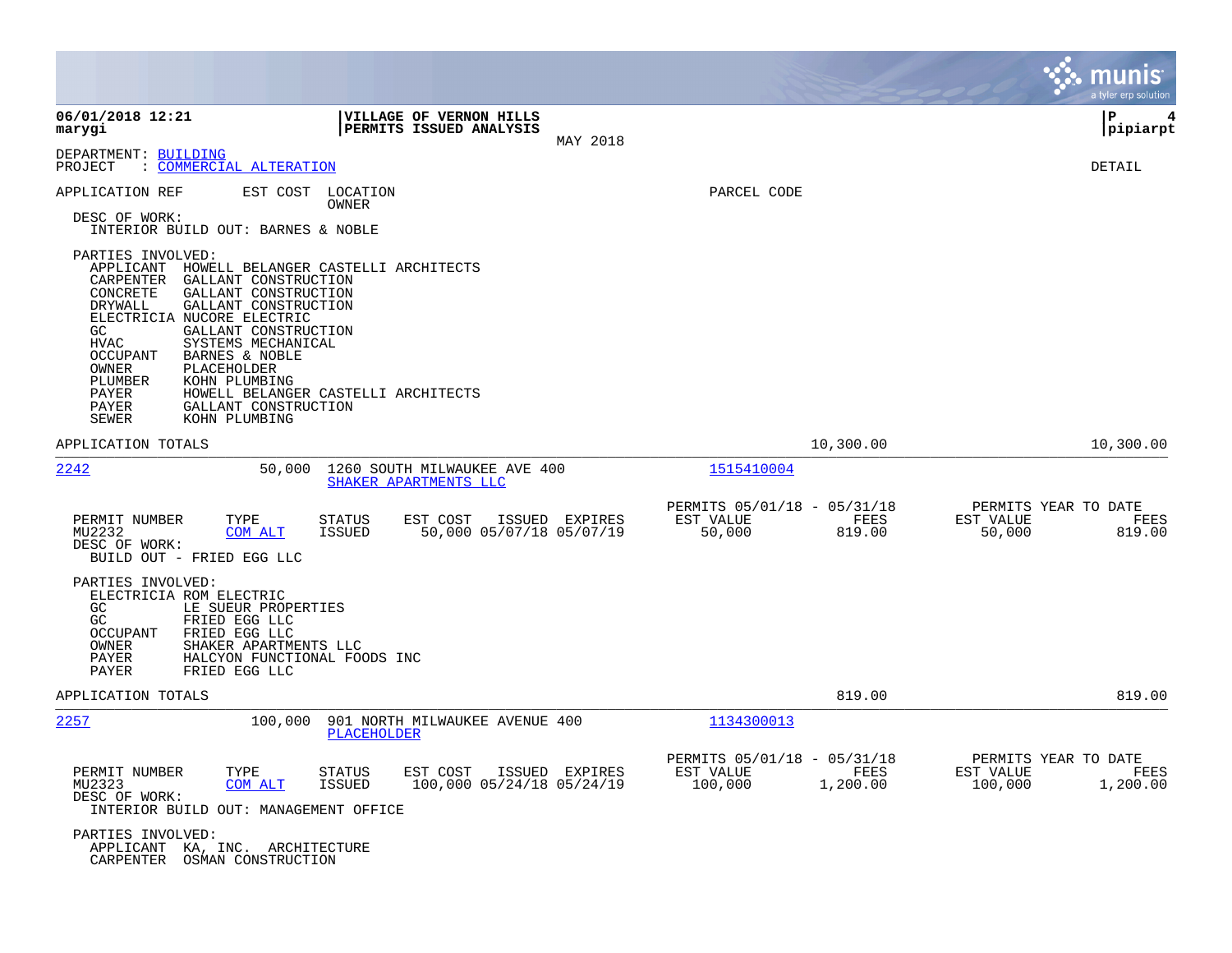**06/01/2018 12:21**
**marygi**

**VILLAGE OF VERNON HILLS**
**PERMITS ISSUED ANALYSIS**

MAY 2018

**P 4**
**pipiarpt**

DEPARTMENT: BUILDING
PROJECT : COMMERCIAL ALTERATION

DETAIL

APPLICATION REF    EST COST    LOCATION / OWNER    PARCEL CODE

DESC OF WORK:
INTERIOR BUILD OUT: BARNES & NOBLE

PARTIES INVOLVED:

| Role | Party |
|---|---|
| APPLICANT | HOWELL BELANGER CASTELLI ARCHITECTS |
| CARPENTER | GALLANT CONSTRUCTION |
| CONCRETE | GALLANT CONSTRUCTION |
| DRYWALL | GALLANT CONSTRUCTION |
| ELECTRICIA | NUCORE ELECTRIC |
| GC | GALLANT CONSTRUCTION |
| HVAC | SYSTEMS MECHANICAL |
| OCCUPANT | BARNES & NOBLE |
| OWNER | PLACEHOLDER |
| PLUMBER | KOHN PLUMBING |
| PAYER | HOWELL BELANGER CASTELLI ARCHITECTS |
| PAYER | GALLANT CONSTRUCTION |
| SEWER | KOHN PLUMBING |

APPLICATION TOTALS    10,300.00    10,300.00

---

**2242**    50,000    1260 SOUTH MILWAUKEE AVE 400 / SHAKER APARTMENTS LLC    1515410004

| PERMIT NUMBER | TYPE | STATUS | EST COST | ISSUED | EXPIRES | PERMITS 05/01/18 - 05/31/18 EST VALUE | FEES | PERMITS YEAR TO DATE EST VALUE | FEES |
|---|---|---|---|---|---|---|---|---|---|
| MU2232 | COM ALT | ISSUED | 50,000 | 05/07/18 | 05/07/19 | 50,000 | 819.00 | 50,000 | 819.00 |

DESC OF WORK:
BUILD OUT - FRIED EGG LLC

PARTIES INVOLVED:

| Role | Party |
|---|---|
| ELECTRICIA | ROM ELECTRIC |
| GC | LE SUEUR PROPERTIES |
| GC | FRIED EGG LLC |
| OCCUPANT | FRIED EGG LLC |
| OWNER | SHAKER APARTMENTS LLC |
| PAYER | HALCYON FUNCTIONAL FOODS INC |
| PAYER | FRIED EGG LLC |

APPLICATION TOTALS    819.00    819.00

---

**2257**    100,000    901 NORTH MILWAUKEE AVENUE 400 / PLACEHOLDER    1134300013

| PERMIT NUMBER | TYPE | STATUS | EST COST | ISSUED | EXPIRES | PERMITS 05/01/18 - 05/31/18 EST VALUE | FEES | PERMITS YEAR TO DATE EST VALUE | FEES |
|---|---|---|---|---|---|---|---|---|---|
| MU2323 | COM ALT | ISSUED | 100,000 | 05/24/18 | 05/24/19 | 100,000 | 1,200.00 | 100,000 | 1,200.00 |

DESC OF WORK:
INTERIOR BUILD OUT: MANAGEMENT OFFICE

PARTIES INVOLVED:

| Role | Party |
|---|---|
| APPLICANT | KA, INC. ARCHITECTURE |
| CARPENTER | OSMAN CONSTRUCTION |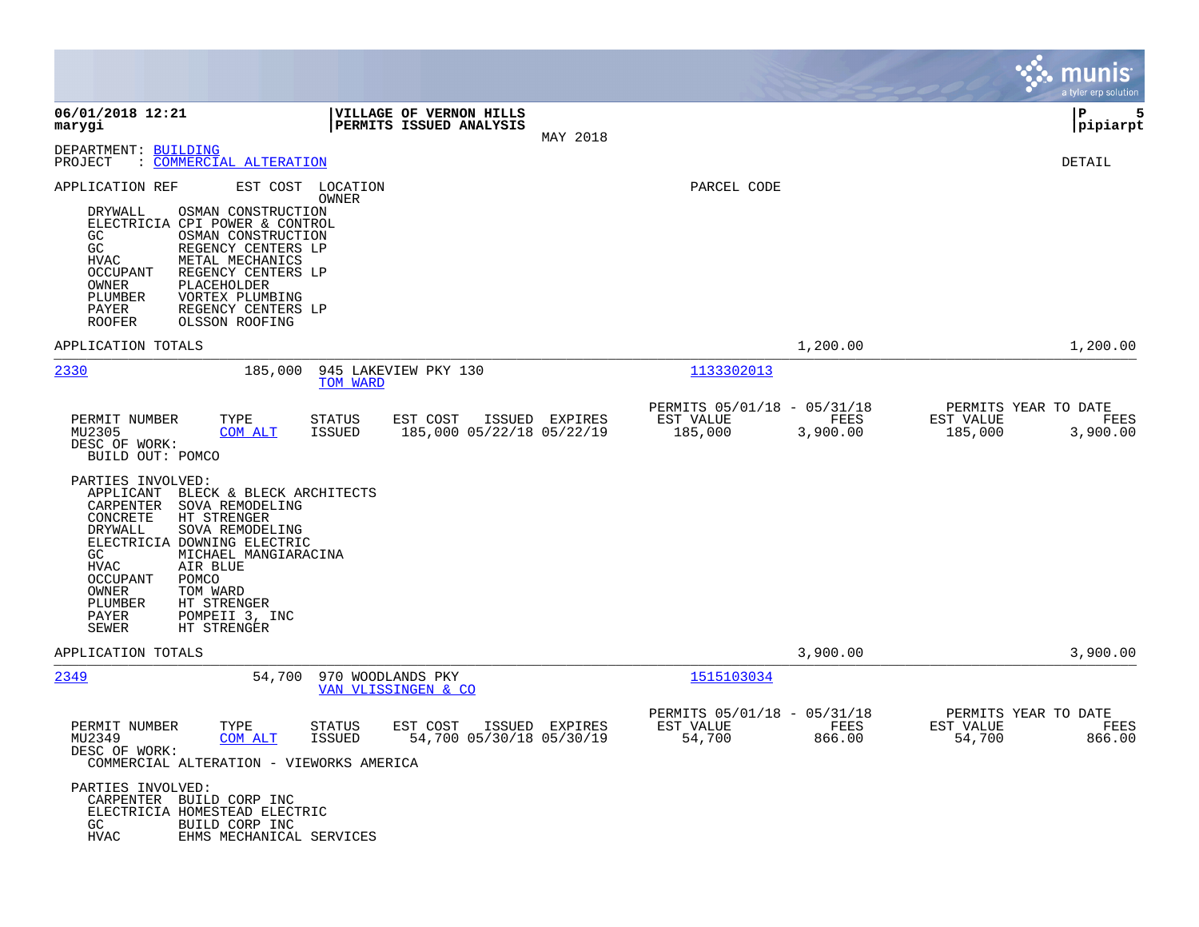**06/01/2018 12:21** | **VILLAGE OF VERNON HILLS** | **P 5**
**marygi** | **PERMITS ISSUED ANALYSIS** | **pipiarpt**

MAY 2018

DEPARTMENT: BUILDING
PROJECT : COMMERCIAL ALTERATION

DETAIL

APPLICATION REF | EST COST | LOCATION / OWNER | PARCEL CODE

| Role | Party |
|---|---|
| DRYWALL | OSMAN CONSTRUCTION |
| ELECTRICIA | CPI POWER & CONTROL |
| GC | OSMAN CONSTRUCTION |
| GC | REGENCY CENTERS LP |
| HVAC | METAL MECHANICS |
| OCCUPANT | REGENCY CENTERS LP |
| OWNER | PLACEHOLDER |
| PLUMBER | VORTEX PLUMBING |
| PAYER | REGENCY CENTERS LP |
| ROOFER | OLSSON ROOFING |

APPLICATION TOTALS 1,200.00 1,200.00

---

**2330** 185,000 945 LAKEVIEW PKY 130 — TOM WARD — PARCEL CODE: 1133302013

| PERMIT NUMBER | TYPE | STATUS | EST COST | ISSUED | EXPIRES | PERMITS 05/01/18 - 05/31/18 EST VALUE | FEES | PERMITS YEAR TO DATE EST VALUE | FEES |
|---|---|---|---|---|---|---|---|---|---|
| MU2305 | COM ALT | ISSUED | 185,000 | 05/22/18 | 05/22/19 | 185,000 | 3,900.00 | 185,000 | 3,900.00 |

DESC OF WORK:
BUILD OUT: POMCO

PARTIES INVOLVED:

| Role | Party |
|---|---|
| APPLICANT | BLECK & BLECK ARCHITECTS |
| CARPENTER | SOVA REMODELING |
| CONCRETE | HT STRENGER |
| DRYWALL | SOVA REMODELING |
| ELECTRICIA | DOWNING ELECTRIC |
| GC | MICHAEL MANGIARACINA |
| HVAC | AIR BLUE |
| OCCUPANT | POMCO |
| OWNER | TOM WARD |
| PLUMBER | HT STRENGER |
| PAYER | POMPEII 3, INC |
| SEWER | HT STRENGER |

APPLICATION TOTALS 3,900.00 3,900.00

---

**2349** 54,700 970 WOODLANDS PKY — VAN VLISSINGEN & CO — PARCEL CODE: 1515103034

| PERMIT NUMBER | TYPE | STATUS | EST COST | ISSUED | EXPIRES | PERMITS 05/01/18 - 05/31/18 EST VALUE | FEES | PERMITS YEAR TO DATE EST VALUE | FEES |
|---|---|---|---|---|---|---|---|---|---|
| MU2349 | COM ALT | ISSUED | 54,700 | 05/30/18 | 05/30/19 | 54,700 | 866.00 | 54,700 | 866.00 |

DESC OF WORK:
COMMERCIAL ALTERATION - VIEWORKS AMERICA

PARTIES INVOLVED:

| Role | Party |
|---|---|
| CARPENTER | BUILD CORP INC |
| ELECTRICIA | HOMESTEAD ELECTRIC |
| GC | BUILD CORP INC |
| HVAC | EHMS MECHANICAL SERVICES |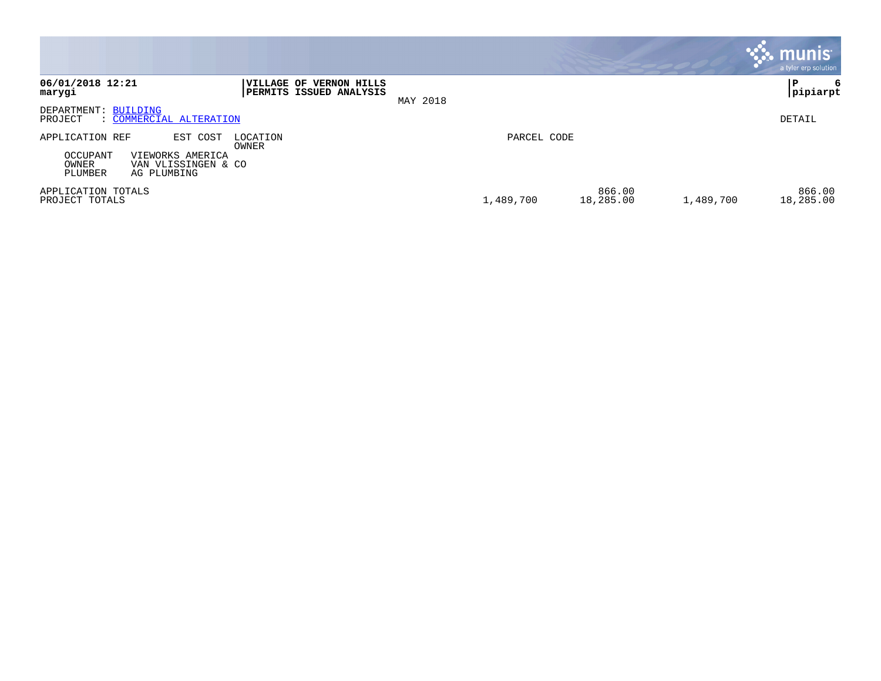**06/01/2018 12:21**
**marygi**

**VILLAGE OF VERNON HILLS**
**PERMITS ISSUED ANALYSIS**

MAY 2018

**pipiarpt**

DEPARTMENT: BUILDING
PROJECT : COMMERCIAL ALTERATION

DETAIL

| APPLICATION REF | EST COST | LOCATION / OWNER | | PARCEL CODE | | | |
|---|---|---|---|---|---|---|---|
| OCCUPANT | VIEWORKS AMERICA | | | | | | |
| OWNER | VAN VLISSINGEN & CO | | | | | | |
| PLUMBER | AG PLUMBING | | | | | | |
| APPLICATION TOTALS | | | | | 866.00 | | 866.00 |
| PROJECT TOTALS | | | | 1,489,700 | 18,285.00 | 1,489,700 | 18,285.00 |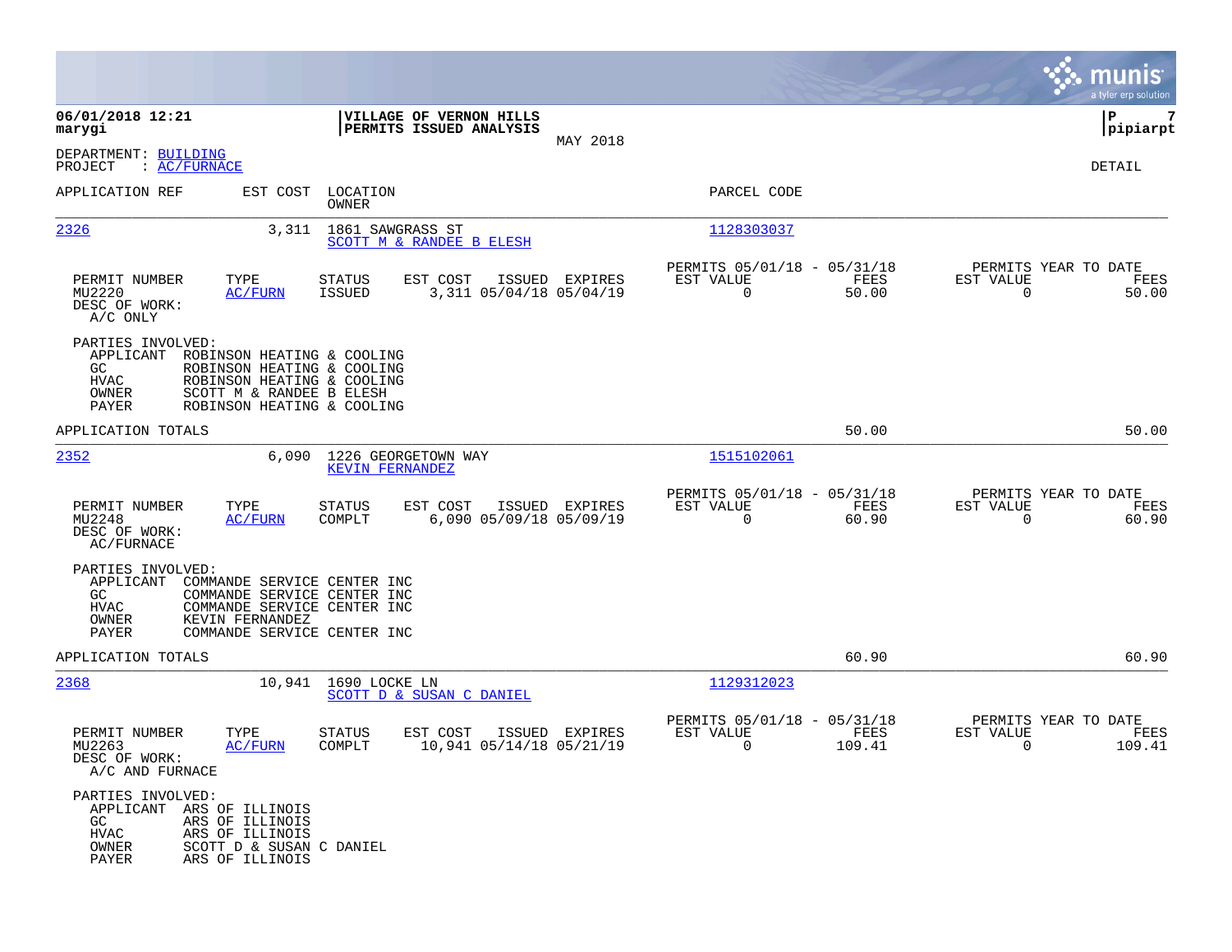**06/01/2018 12:21**
**marygi**

**VILLAGE OF VERNON HILLS**
**PERMITS ISSUED ANALYSIS**

MAY 2018

**P 7**
**pipiarpt**

DEPARTMENT: BUILDING
PROJECT : AC/FURNACE

DETAIL

| APPLICATION REF | EST COST | LOCATION / OWNER | PARCEL CODE |
|---|---|---|---|
| 2326 | 3,311 | 1861 SAWGRASS ST / SCOTT M & RANDEE B ELESH | 1128303037 |

| PERMIT NUMBER | TYPE | STATUS | EST COST | ISSUED | EXPIRES | PERMITS 05/01/18 - 05/31/18 EST VALUE | FEES | PERMITS YEAR TO DATE EST VALUE | FEES |
|---|---|---|---|---|---|---|---|---|---|
| MU2220 | AC/FURN | ISSUED | 3,311 | 05/04/18 | 05/04/19 | 0 | 50.00 | 0 | 50.00 |

DESC OF WORK:
A/C ONLY

PARTIES INVOLVED:
- APPLICANT ROBINSON HEATING & COOLING
- GC ROBINSON HEATING & COOLING
- HVAC ROBINSON HEATING & COOLING
- OWNER SCOTT M & RANDEE B ELESH
- PAYER ROBINSON HEATING & COOLING

APPLICATION TOTALS 50.00 50.00

| APPLICATION REF | EST COST | LOCATION / OWNER | PARCEL CODE |
|---|---|---|---|
| 2352 | 6,090 | 1226 GEORGETOWN WAY / KEVIN FERNANDEZ | 1515102061 |

| PERMIT NUMBER | TYPE | STATUS | EST COST | ISSUED | EXPIRES | PERMITS 05/01/18 - 05/31/18 EST VALUE | FEES | PERMITS YEAR TO DATE EST VALUE | FEES |
|---|---|---|---|---|---|---|---|---|---|
| MU2248 | AC/FURN | COMPLT | 6,090 | 05/09/18 | 05/09/19 | 0 | 60.90 | 0 | 60.90 |

DESC OF WORK:
AC/FURNACE

PARTIES INVOLVED:
- APPLICANT COMMANDE SERVICE CENTER INC
- GC COMMANDE SERVICE CENTER INC
- HVAC COMMANDE SERVICE CENTER INC
- OWNER KEVIN FERNANDEZ
- PAYER COMMANDE SERVICE CENTER INC

APPLICATION TOTALS 60.90 60.90

| APPLICATION REF | EST COST | LOCATION / OWNER | PARCEL CODE |
|---|---|---|---|
| 2368 | 10,941 | 1690 LOCKE LN / SCOTT D & SUSAN C DANIEL | 1129312023 |

| PERMIT NUMBER | TYPE | STATUS | EST COST | ISSUED | EXPIRES | PERMITS 05/01/18 - 05/31/18 EST VALUE | FEES | PERMITS YEAR TO DATE EST VALUE | FEES |
|---|---|---|---|---|---|---|---|---|---|
| MU2263 | AC/FURN | COMPLT | 10,941 | 05/14/18 | 05/21/19 | 0 | 109.41 | 0 | 109.41 |

DESC OF WORK:
A/C AND FURNACE

PARTIES INVOLVED:
- APPLICANT ARS OF ILLINOIS
- GC ARS OF ILLINOIS
- HVAC ARS OF ILLINOIS
- OWNER SCOTT D & SUSAN C DANIEL
- PAYER ARS OF ILLINOIS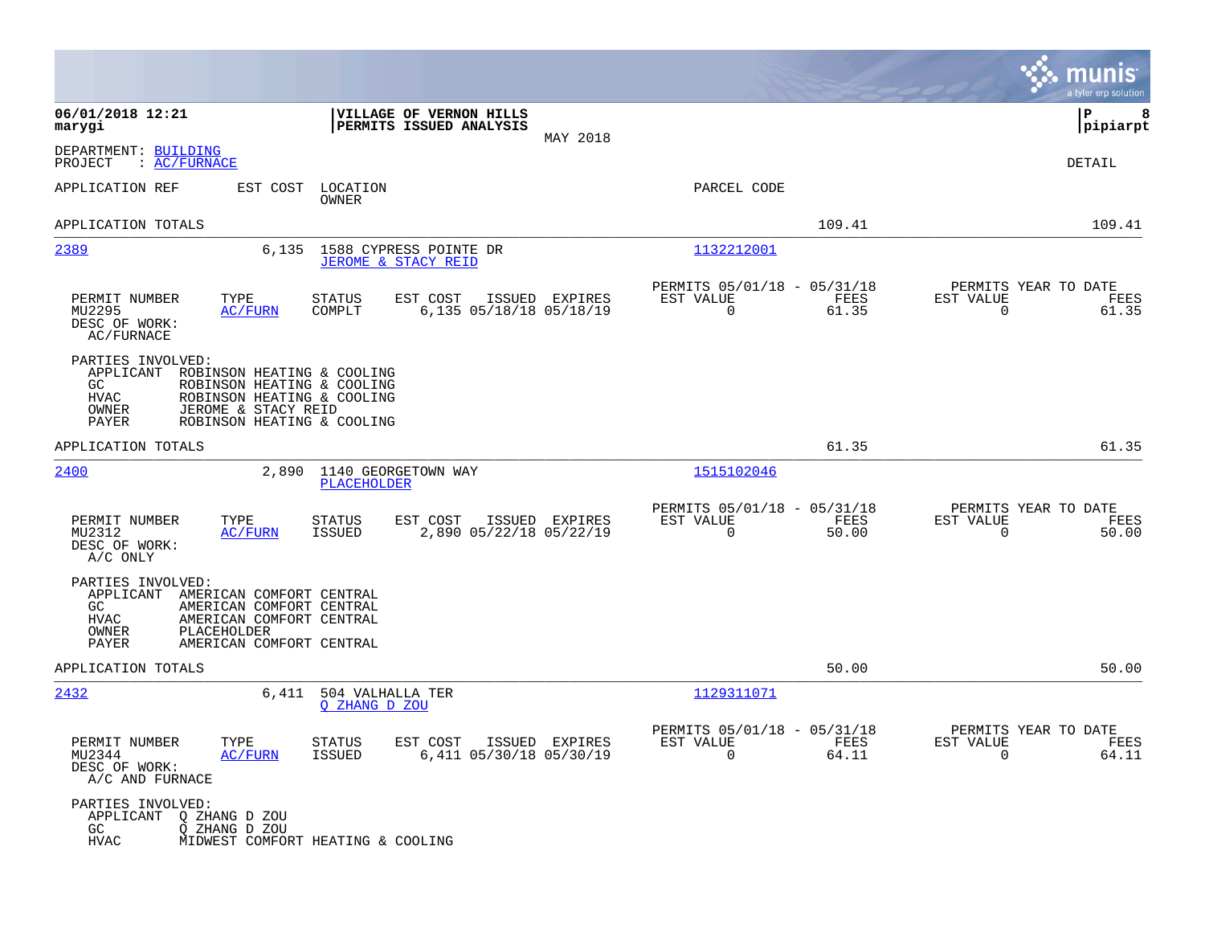**06/01/2018 12:21**
**marygi**

**VILLAGE OF VERNON HILLS**
**PERMITS ISSUED ANALYSIS**

MAY 2018

**P 8**
**pipiarpt**

DEPARTMENT: BUILDING
PROJECT : AC/FURNACE

DETAIL

| APPLICATION REF | EST COST | LOCATION / OWNER | PARCEL CODE | | |
|---|---|---|---|---|---|
| APPLICATION TOTALS | | | | 109.41 | 109.41 |

---

**2389** — 6,135 — 1588 CYPRESS POINTE DR — JEROME & STACY REID — 1132212001

| PERMIT NUMBER | TYPE | STATUS | EST COST | ISSUED | EXPIRES | PERMITS 05/01/18 - 05/31/18 EST VALUE | FEES | PERMITS YEAR TO DATE EST VALUE | FEES |
|---|---|---|---|---|---|---|---|---|---|
| MU2295 | AC/FURN | COMPLT | 6,135 | 05/18/18 | 05/18/19 | 0 | 61.35 | 0 | 61.35 |

DESC OF WORK:
AC/FURNACE

PARTIES INVOLVED:
- APPLICANT ROBINSON HEATING & COOLING
- GC ROBINSON HEATING & COOLING
- HVAC ROBINSON HEATING & COOLING
- OWNER JEROME & STACY REID
- PAYER ROBINSON HEATING & COOLING

APPLICATION TOTALS — 61.35 — 61.35

---

**2400** — 2,890 — 1140 GEORGETOWN WAY — PLACEHOLDER — 1515102046

| PERMIT NUMBER | TYPE | STATUS | EST COST | ISSUED | EXPIRES | PERMITS 05/01/18 - 05/31/18 EST VALUE | FEES | PERMITS YEAR TO DATE EST VALUE | FEES |
|---|---|---|---|---|---|---|---|---|---|
| MU2312 | AC/FURN | ISSUED | 2,890 | 05/22/18 | 05/22/19 | 0 | 50.00 | 0 | 50.00 |

DESC OF WORK:
A/C ONLY

PARTIES INVOLVED:
- APPLICANT AMERICAN COMFORT CENTRAL
- GC AMERICAN COMFORT CENTRAL
- HVAC AMERICAN COMFORT CENTRAL
- OWNER PLACEHOLDER
- PAYER AMERICAN COMFORT CENTRAL

APPLICATION TOTALS — 50.00 — 50.00

---

**2432** — 6,411 — 504 VALHALLA TER — Q ZHANG D ZOU — 1129311071

| PERMIT NUMBER | TYPE | STATUS | EST COST | ISSUED | EXPIRES | PERMITS 05/01/18 - 05/31/18 EST VALUE | FEES | PERMITS YEAR TO DATE EST VALUE | FEES |
|---|---|---|---|---|---|---|---|---|---|
| MU2344 | AC/FURN | ISSUED | 6,411 | 05/30/18 | 05/30/19 | 0 | 64.11 | 0 | 64.11 |

DESC OF WORK:
A/C AND FURNACE

PARTIES INVOLVED:
- APPLICANT Q ZHANG D ZOU
- GC Q ZHANG D ZOU
- HVAC MIDWEST COMFORT HEATING & COOLING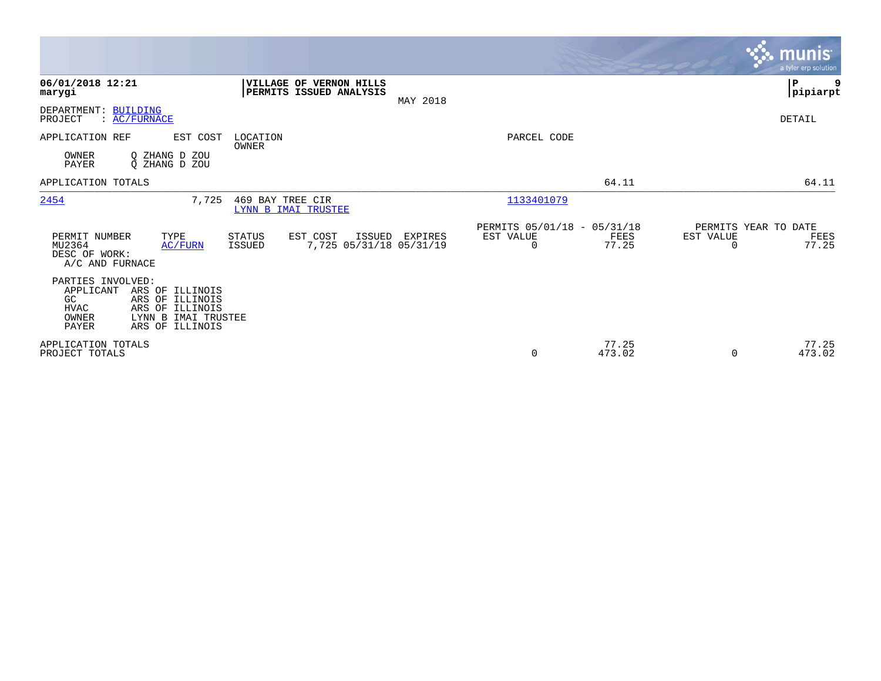**06/01/2018 12:21**
**marygi**

**VILLAGE OF VERNON HILLS**
**PERMITS ISSUED ANALYSIS**

MAY 2018

**P 9**
**pipiarpt**

DEPARTMENT: BUILDING
PROJECT : AC/FURNACE

DETAIL

| APPLICATION REF | EST COST | LOCATION / OWNER | PARCEL CODE | | |
|---|---|---|---|---|---|
| OWNER Q ZHANG D ZOU | | | | | |
| PAYER Q ZHANG D ZOU | | | | | |
| APPLICATION TOTALS | | | | 64.11 | 64.11 |
| 2454 | 7,725 | 469 BAY TREE CIR / LYNN B IMAI TRUSTEE | 1133401079 | | |

| PERMIT NUMBER | TYPE | STATUS | EST COST | ISSUED | EXPIRES | PERMITS 05/01/18 - 05/31/18 EST VALUE | FEES | PERMITS YEAR TO DATE EST VALUE | FEES |
|---|---|---|---|---|---|---|---|---|---|
| MU2364 | AC/FURN | ISSUED | 7,725 | 05/31/18 | 05/31/19 | 0 | 77.25 | 0 | 77.25 |

DESC OF WORK:
A/C AND FURNACE

PARTIES INVOLVED:

| Role | Name |
|---|---|
| APPLICANT | ARS OF ILLINOIS |
| GC | ARS OF ILLINOIS |
| HVAC | ARS OF ILLINOIS |
| OWNER | LYNN B IMAI TRUSTEE |
| PAYER | ARS OF ILLINOIS |

| | PERMITS 05/01/18 - 05/31/18 EST VALUE | FEES | PERMITS YEAR TO DATE EST VALUE | FEES |
|---|---|---|---|---|
| APPLICATION TOTALS | | 77.25 | | 77.25 |
| PROJECT TOTALS | 0 | 473.02 | 0 | 473.02 |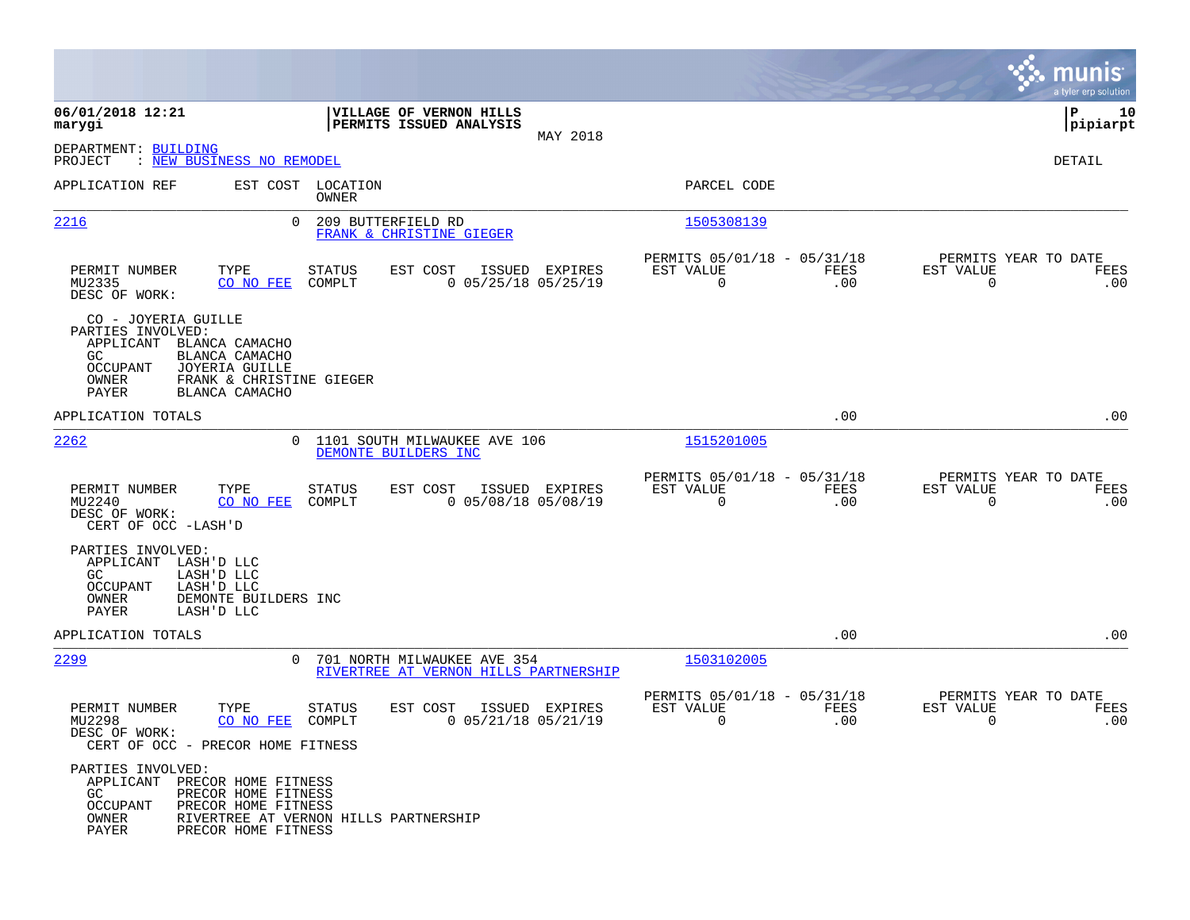**VILLAGE OF VERNON HILLS**
**PERMITS ISSUED ANALYSIS**
MAY 2018

**06/01/2018 12:21**
**marygi**

**P 10**
**pipiarpt**

DEPARTMENT: BUILDING
PROJECT : NEW BUSINESS NO REMODEL

DETAIL

| APPLICATION REF | EST COST | LOCATION / OWNER | PARCEL CODE |
|---|---|---|---|
| 2216 | 0 | 209 BUTTERFIELD RD / FRANK & CHRISTINE GIEGER | 1505308139 |

| PERMIT NUMBER | TYPE | STATUS | EST COST | ISSUED | EXPIRES | PERMITS 05/01/18 - 05/31/18 EST VALUE | FEES | PERMITS YEAR TO DATE EST VALUE | FEES |
|---|---|---|---|---|---|---|---|---|---|
| MU2335 | CO NO FEE | COMPLT | 0 | 05/25/18 | 05/25/19 | 0 | .00 | 0 | .00 |

DESC OF WORK:
CO - JOYERIA GUILLE

PARTIES INVOLVED:
- APPLICANT BLANCA CAMACHO
- GC BLANCA CAMACHO
- OCCUPANT JOYERIA GUILLE
- OWNER FRANK & CHRISTINE GIEGER
- PAYER BLANCA CAMACHO

APPLICATION TOTALS .00 .00

| APPLICATION REF | EST COST | LOCATION / OWNER | PARCEL CODE |
|---|---|---|---|
| 2262 | 0 | 1101 SOUTH MILWAUKEE AVE 106 / DEMONTE BUILDERS INC | 1515201005 |

| PERMIT NUMBER | TYPE | STATUS | EST COST | ISSUED | EXPIRES | PERMITS 05/01/18 - 05/31/18 EST VALUE | FEES | PERMITS YEAR TO DATE EST VALUE | FEES |
|---|---|---|---|---|---|---|---|---|---|
| MU2240 | CO NO FEE | COMPLT | 0 | 05/08/18 | 05/08/19 | 0 | .00 | 0 | .00 |

DESC OF WORK:
CERT OF OCC -LASH'D

PARTIES INVOLVED:
- APPLICANT LASH'D LLC
- GC LASH'D LLC
- OCCUPANT LASH'D LLC
- OWNER DEMONTE BUILDERS INC
- PAYER LASH'D LLC

APPLICATION TOTALS .00 .00

| APPLICATION REF | EST COST | LOCATION / OWNER | PARCEL CODE |
|---|---|---|---|
| 2299 | 0 | 701 NORTH MILWAUKEE AVE 354 / RIVERTREE AT VERNON HILLS PARTNERSHIP | 1503102005 |

| PERMIT NUMBER | TYPE | STATUS | EST COST | ISSUED | EXPIRES | PERMITS 05/01/18 - 05/31/18 EST VALUE | FEES | PERMITS YEAR TO DATE EST VALUE | FEES |
|---|---|---|---|---|---|---|---|---|---|
| MU2298 | CO NO FEE | COMPLT | 0 | 05/21/18 | 05/21/19 | 0 | .00 | 0 | .00 |

DESC OF WORK:
CERT OF OCC - PRECOR HOME FITNESS

PARTIES INVOLVED:
- APPLICANT PRECOR HOME FITNESS
- GC PRECOR HOME FITNESS
- OCCUPANT PRECOR HOME FITNESS
- OWNER RIVERTREE AT VERNON HILLS PARTNERSHIP
- PAYER PRECOR HOME FITNESS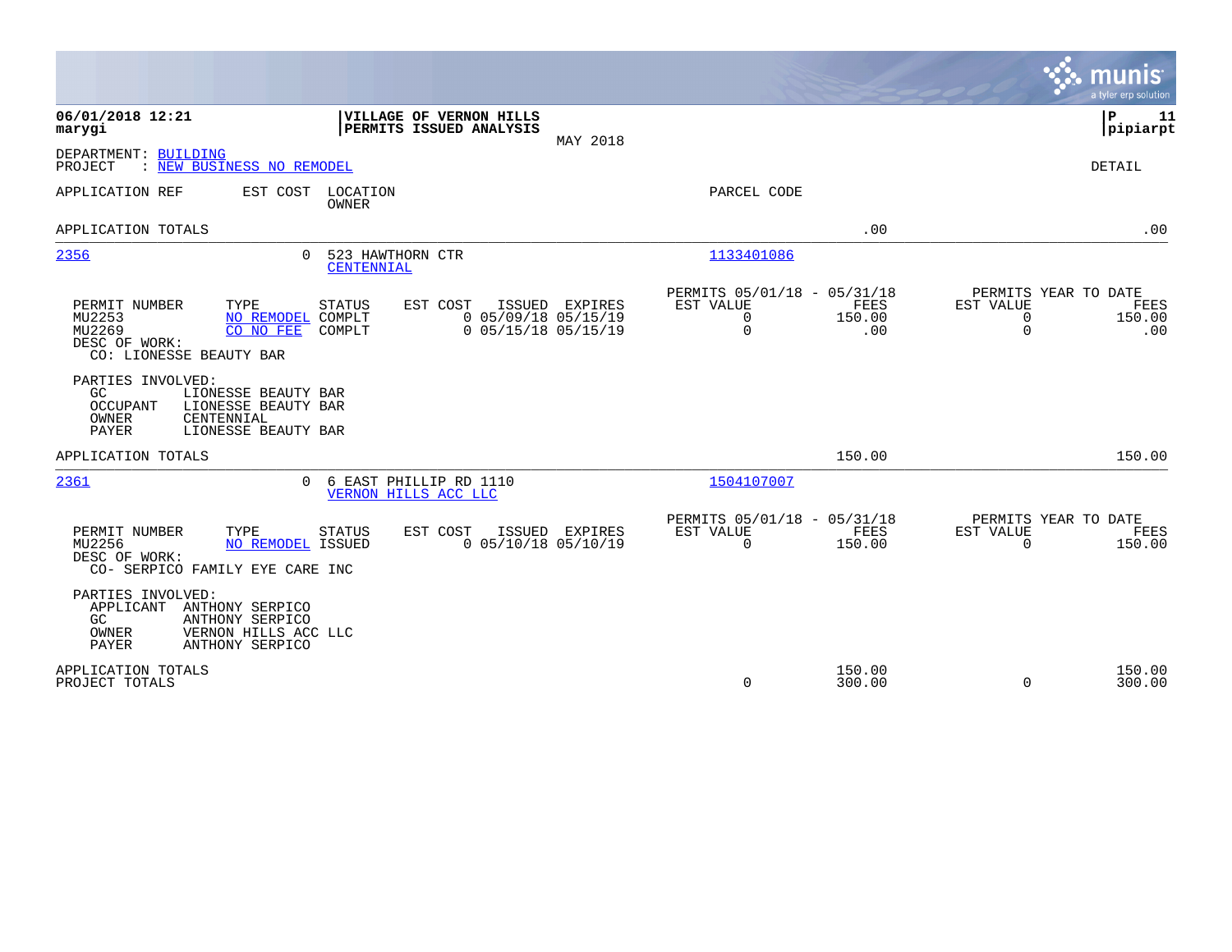**06/01/2018 12:21**
**marygi**

**VILLAGE OF VERNON HILLS**
**PERMITS ISSUED ANALYSIS**
MAY 2018

**P 11**
**pipiarpt**

DEPARTMENT: BUILDING
PROJECT : NEW BUSINESS NO REMODEL

DETAIL

| APPLICATION REF | EST COST | LOCATION / OWNER | PARCEL CODE | | |
|---|---|---|---|---|---|
| APPLICATION TOTALS | | | | .00 | .00 |
| 2356 | 0 | 523 HAWTHORN CTR / CENTENNIAL | 1133401086 | | |

| PERMIT NUMBER | TYPE | STATUS | EST COST | ISSUED | EXPIRES | PERMITS 05/01/18 - 05/31/18 EST VALUE | FEES | PERMITS YEAR TO DATE EST VALUE | FEES |
|---|---|---|---|---|---|---|---|---|---|
| MU2253 | NO REMODEL | COMPLT | 0 | 05/09/18 | 05/15/19 | 0 | 150.00 | 0 | 150.00 |
| MU2269 | CO NO FEE | COMPLT | 0 | 05/15/18 | 05/15/19 | 0 | .00 | 0 | .00 |

DESC OF WORK:
CO: LIONESSE BEAUTY BAR

PARTIES INVOLVED:
- GC: LIONESSE BEAUTY BAR
- OCCUPANT: LIONESSE BEAUTY BAR
- OWNER: CENTENNIAL
- PAYER: LIONESSE BEAUTY BAR

| APPLICATION TOTALS | | | | 150.00 | 150.00 |
|---|---|---|---|---|---|
| 2361 | 0 | 6 EAST PHILLIP RD 1110 / VERNON HILLS ACC LLC | 1504107007 | | |

| PERMIT NUMBER | TYPE | STATUS | EST COST | ISSUED | EXPIRES | PERMITS 05/01/18 - 05/31/18 EST VALUE | FEES | PERMITS YEAR TO DATE EST VALUE | FEES |
|---|---|---|---|---|---|---|---|---|---|
| MU2256 | NO REMODEL | ISSUED | 0 | 05/10/18 | 05/10/19 | 0 | 150.00 | 0 | 150.00 |

DESC OF WORK:
CO- SERPICO FAMILY EYE CARE INC

PARTIES INVOLVED:
- APPLICANT: ANTHONY SERPICO
- GC: ANTHONY SERPICO
- OWNER: VERNON HILLS ACC LLC
- PAYER: ANTHONY SERPICO

| | EST VALUE | FEES | EST VALUE | FEES |
|---|---|---|---|---|
| APPLICATION TOTALS | | 150.00 | | 150.00 |
| PROJECT TOTALS | 0 | 300.00 | 0 | 300.00 |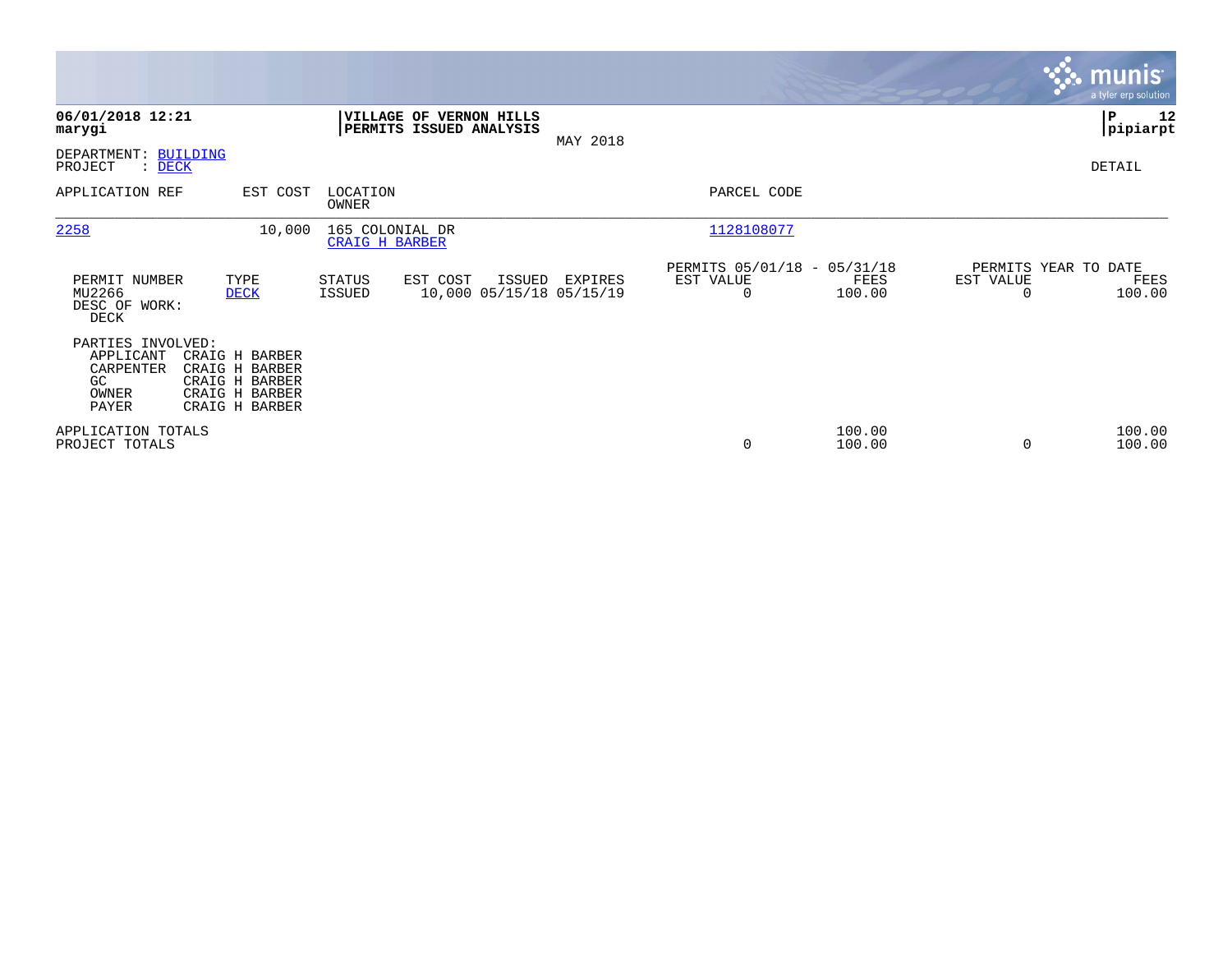**06/01/2018 12:21**
**marygi**

**VILLAGE OF VERNON HILLS**
**PERMITS ISSUED ANALYSIS**

MAY 2018

**P 12**
**pipiarpt**

DEPARTMENT: BUILDING
PROJECT : DECK

DETAIL

| APPLICATION REF | EST COST | LOCATION / OWNER | PARCEL CODE |
|---|---|---|---|
| 2258 | 10,000 | 165 COLONIAL DR / CRAIG H BARBER | 1128108077 |

| PERMIT NUMBER | TYPE | STATUS | EST COST | ISSUED | EXPIRES | PERMITS 05/01/18 - 05/31/18 EST VALUE | FEES | PERMITS YEAR TO DATE EST VALUE | FEES |
|---|---|---|---|---|---|---|---|---|---|
| MU2266 | DECK | ISSUED | 10,000 | 05/15/18 | 05/15/19 | 0 | 100.00 | 0 | 100.00 |

DESC OF WORK:
DECK

PARTIES INVOLVED:

| Role | Name |
|---|---|
| APPLICANT | CRAIG H BARBER |
| CARPENTER | CRAIG H BARBER |
| GC | CRAIG H BARBER |
| OWNER | CRAIG H BARBER |
| PAYER | CRAIG H BARBER |

| | PERMITS 05/01/18 - 05/31/18 EST VALUE | FEES | PERMITS YEAR TO DATE EST VALUE | FEES |
|---|---|---|---|---|
| APPLICATION TOTALS | | 100.00 | | 100.00 |
| PROJECT TOTALS | 0 | 100.00 | 0 | 100.00 |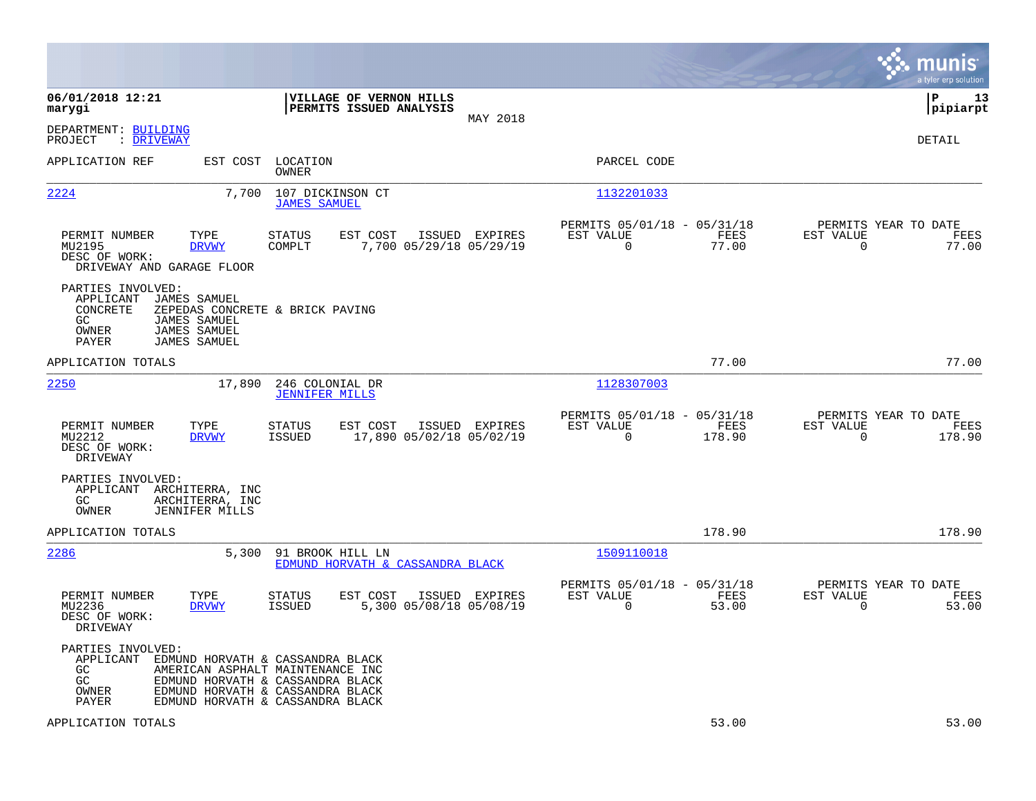**06/01/2018 12:21**
**marygi**

**VILLAGE OF VERNON HILLS**
**PERMITS ISSUED ANALYSIS**

MAY 2018

**P 13**
**pipiarpt**

DEPARTMENT: BUILDING
PROJECT : DRIVEWAY

DETAIL

| APPLICATION REF | EST COST | LOCATION / OWNER | PARCEL CODE |
|---|---|---|---|
| 2224 | 7,700 | 107 DICKINSON CT / JAMES SAMUEL | 1132201033 |

| PERMIT NUMBER | TYPE | STATUS | EST COST | ISSUED | EXPIRES | PERMITS 05/01/18 - 05/31/18 EST VALUE | FEES | PERMITS YEAR TO DATE EST VALUE | FEES |
|---|---|---|---|---|---|---|---|---|---|
| MU2195 | DRVWY | COMPLT | 7,700 | 05/29/18 | 05/29/19 | 0 | 77.00 | 0 | 77.00 |

DESC OF WORK:
DRIVEWAY AND GARAGE FLOOR

PARTIES INVOLVED:
- APPLICANT JAMES SAMUEL
- CONCRETE ZEPEDAS CONCRETE & BRICK PAVING
- GC JAMES SAMUEL
- OWNER JAMES SAMUEL
- PAYER JAMES SAMUEL

APPLICATION TOTALS: 77.00 | 77.00

| APPLICATION REF | EST COST | LOCATION / OWNER | PARCEL CODE |
|---|---|---|---|
| 2250 | 17,890 | 246 COLONIAL DR / JENNIFER MILLS | 1128307003 |

| PERMIT NUMBER | TYPE | STATUS | EST COST | ISSUED | EXPIRES | PERMITS 05/01/18 - 05/31/18 EST VALUE | FEES | PERMITS YEAR TO DATE EST VALUE | FEES |
|---|---|---|---|---|---|---|---|---|---|
| MU2212 | DRVWY | ISSUED | 17,890 | 05/02/18 | 05/02/19 | 0 | 178.90 | 0 | 178.90 |

DESC OF WORK:
DRIVEWAY

PARTIES INVOLVED:
- APPLICANT ARCHITERRA, INC
- GC ARCHITERRA, INC
- OWNER JENNIFER MILLS

APPLICATION TOTALS: 178.90 | 178.90

| APPLICATION REF | EST COST | LOCATION / OWNER | PARCEL CODE |
|---|---|---|---|
| 2286 | 5,300 | 91 BROOK HILL LN / EDMUND HORVATH & CASSANDRA BLACK | 1509110018 |

| PERMIT NUMBER | TYPE | STATUS | EST COST | ISSUED | EXPIRES | PERMITS 05/01/18 - 05/31/18 EST VALUE | FEES | PERMITS YEAR TO DATE EST VALUE | FEES |
|---|---|---|---|---|---|---|---|---|---|
| MU2236 | DRVWY | ISSUED | 5,300 | 05/08/18 | 05/08/19 | 0 | 53.00 | 0 | 53.00 |

DESC OF WORK:
DRIVEWAY

PARTIES INVOLVED:
- APPLICANT EDMUND HORVATH & CASSANDRA BLACK
- GC AMERICAN ASPHALT MAINTENANCE INC
- GC EDMUND HORVATH & CASSANDRA BLACK
- OWNER EDMUND HORVATH & CASSANDRA BLACK
- PAYER EDMUND HORVATH & CASSANDRA BLACK

APPLICATION TOTALS: 53.00 | 53.00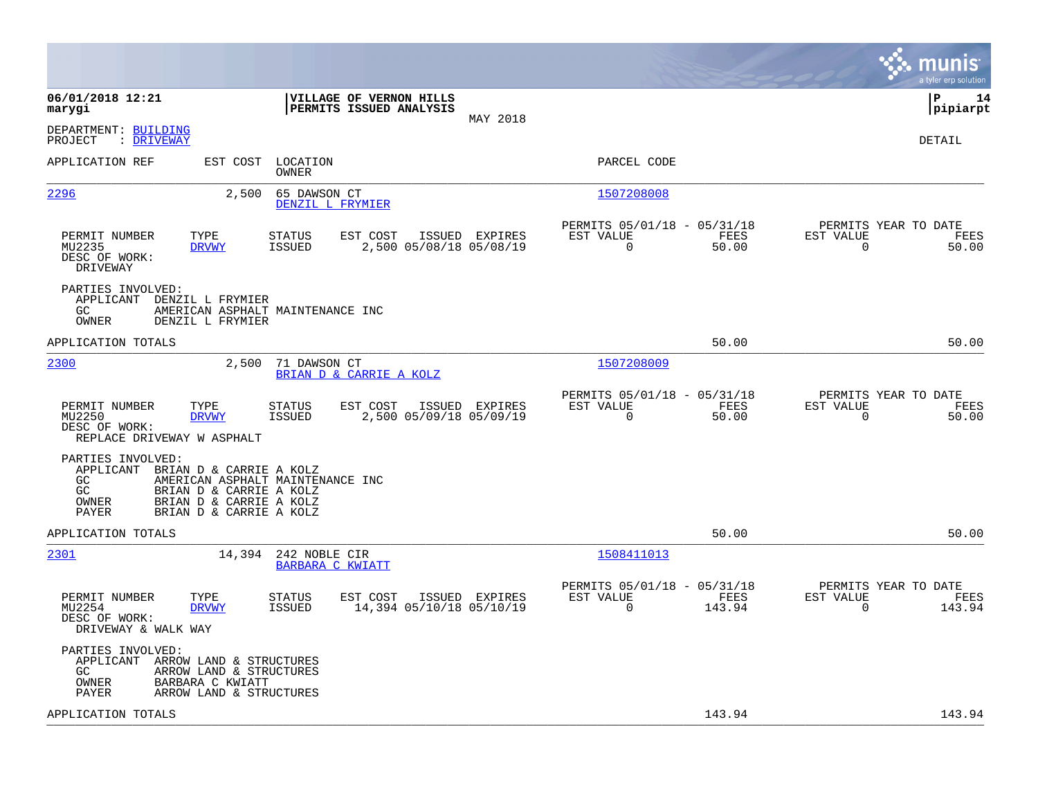**06/01/2018 12:21**
**marygi**

**VILLAGE OF VERNON HILLS**
**PERMITS ISSUED ANALYSIS**

MAY 2018

**pipiarpt**

DEPARTMENT: BUILDING
PROJECT : DRIVEWAY

DETAIL

| APPLICATION REF | EST COST | LOCATION / OWNER | PARCEL CODE |
|---|---|---|---|
| 2296 | 2,500 | 65 DAWSON CT / DENZIL L FRYMIER | 1507208008 |

| PERMIT NUMBER | TYPE | STATUS | EST COST | ISSUED | EXPIRES | PERMITS 05/01/18 - 05/31/18 EST VALUE | FEES | PERMITS YEAR TO DATE EST VALUE | FEES |
|---|---|---|---|---|---|---|---|---|---|
| MU2235 | DRVWY | ISSUED | 2,500 | 05/08/18 | 05/08/19 | 0 | 50.00 | 0 | 50.00 |

DESC OF WORK:
DRIVEWAY

PARTIES INVOLVED:
- APPLICANT DENZIL L FRYMIER
- GC AMERICAN ASPHALT MAINTENANCE INC
- OWNER DENZIL L FRYMIER

APPLICATION TOTALS 50.00 50.00

| APPLICATION REF | EST COST | LOCATION / OWNER | PARCEL CODE |
|---|---|---|---|
| 2300 | 2,500 | 71 DAWSON CT / BRIAN D & CARRIE A KOLZ | 1507208009 |

| PERMIT NUMBER | TYPE | STATUS | EST COST | ISSUED | EXPIRES | PERMITS 05/01/18 - 05/31/18 EST VALUE | FEES | PERMITS YEAR TO DATE EST VALUE | FEES |
|---|---|---|---|---|---|---|---|---|---|
| MU2250 | DRVWY | ISSUED | 2,500 | 05/09/18 | 05/09/19 | 0 | 50.00 | 0 | 50.00 |

DESC OF WORK:
REPLACE DRIVEWAY W ASPHALT

PARTIES INVOLVED:
- APPLICANT BRIAN D & CARRIE A KOLZ
- GC AMERICAN ASPHALT MAINTENANCE INC
- GC BRIAN D & CARRIE A KOLZ
- OWNER BRIAN D & CARRIE A KOLZ
- PAYER BRIAN D & CARRIE A KOLZ

APPLICATION TOTALS 50.00 50.00

| APPLICATION REF | EST COST | LOCATION / OWNER | PARCEL CODE |
|---|---|---|---|
| 2301 | 14,394 | 242 NOBLE CIR / BARBARA C KWIATT | 1508411013 |

| PERMIT NUMBER | TYPE | STATUS | EST COST | ISSUED | EXPIRES | PERMITS 05/01/18 - 05/31/18 EST VALUE | FEES | PERMITS YEAR TO DATE EST VALUE | FEES |
|---|---|---|---|---|---|---|---|---|---|
| MU2254 | DRVWY | ISSUED | 14,394 | 05/10/18 | 05/10/19 | 0 | 143.94 | 0 | 143.94 |

DESC OF WORK:
DRIVEWAY & WALK WAY

PARTIES INVOLVED:
- APPLICANT ARROW LAND & STRUCTURES
- GC ARROW LAND & STRUCTURES
- OWNER BARBARA C KWIATT
- PAYER ARROW LAND & STRUCTURES

APPLICATION TOTALS 143.94 143.94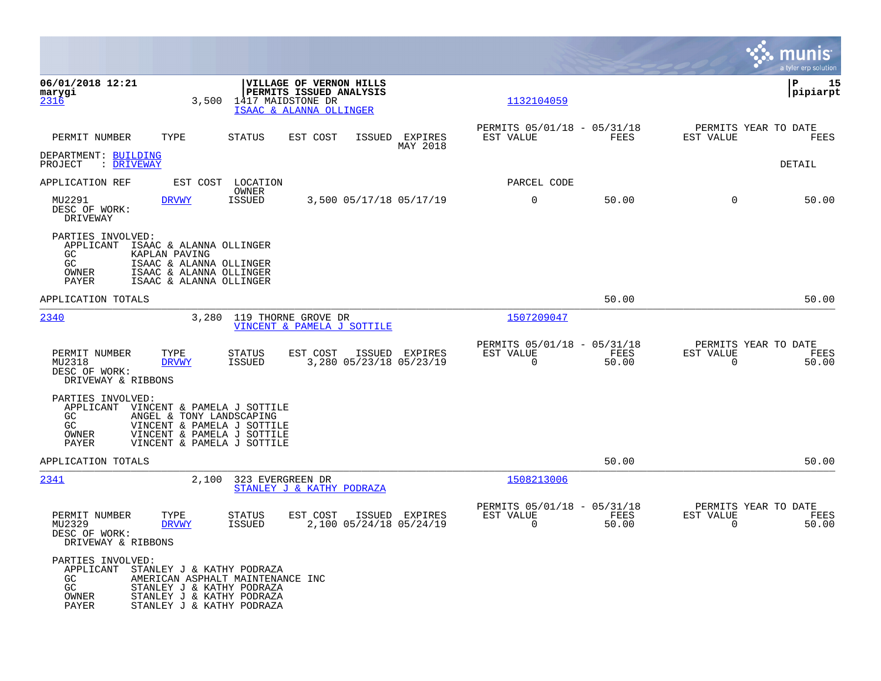06/01/2018 12:21
marygi

**VILLAGE OF VERNON HILLS**
**PERMITS ISSUED ANALYSIS**

P 15
pipiarpt

2316 | 3,500 | 1417 MAIDSTONE DR | ISAAC & ALANNA OLLINGER | 1132104059

| PERMIT NUMBER | TYPE | STATUS | EST COST | ISSUED | EXPIRES MAY 2018 | PERMITS 05/01/18 - 05/31/18 EST VALUE | FEES | PERMITS YEAR TO DATE EST VALUE | FEES |
|---|---|---|---|---|---|---|---|---|---|

DEPARTMENT: BUILDING
PROJECT : DRIVEWAY

DETAIL

APPLICATION REF | EST COST | LOCATION OWNER | PARCEL CODE

| PERMIT NUMBER | TYPE | STATUS | EST COST | ISSUED | EXPIRES | EST VALUE | FEES | YTD EST VALUE | YTD FEES |
|---|---|---|---|---|---|---|---|---|---|
| MU2291 | DRVWY | ISSUED | 3,500 | 05/17/18 | 05/17/19 | 0 | 50.00 | 0 | 50.00 |

DESC OF WORK:
DRIVEWAY

PARTIES INVOLVED:
- APPLICANT ISAAC & ALANNA OLLINGER
- GC KAPLAN PAVING
- GC ISAAC & ALANNA OLLINGER
- OWNER ISAAC & ALANNA OLLINGER
- PAYER ISAAC & ALANNA OLLINGER

APPLICATION TOTALS: 50.00 | 50.00

---

2340 | 3,280 | 119 THORNE GROVE DR | VINCENT & PAMELA J SOTTILE | 1507209047

| PERMIT NUMBER | TYPE | STATUS | EST COST | ISSUED | EXPIRES | PERMITS 05/01/18 - 05/31/18 EST VALUE | FEES | PERMITS YEAR TO DATE EST VALUE | FEES |
|---|---|---|---|---|---|---|---|---|---|
| MU2318 | DRVWY | ISSUED | 3,280 | 05/23/18 | 05/23/19 | 0 | 50.00 | 0 | 50.00 |

DESC OF WORK:
DRIVEWAY & RIBBONS

PARTIES INVOLVED:
- APPLICANT VINCENT & PAMELA J SOTTILE
- GC ANGEL & TONY LANDSCAPING
- GC VINCENT & PAMELA J SOTTILE
- OWNER VINCENT & PAMELA J SOTTILE
- PAYER VINCENT & PAMELA J SOTTILE

APPLICATION TOTALS: 50.00 | 50.00

---

2341 | 2,100 | 323 EVERGREEN DR | STANLEY J & KATHY PODRAZA | 1508213006

| PERMIT NUMBER | TYPE | STATUS | EST COST | ISSUED | EXPIRES | PERMITS 05/01/18 - 05/31/18 EST VALUE | FEES | PERMITS YEAR TO DATE EST VALUE | FEES |
|---|---|---|---|---|---|---|---|---|---|
| MU2329 | DRVWY | ISSUED | 2,100 | 05/24/18 | 05/24/19 | 0 | 50.00 | 0 | 50.00 |

DESC OF WORK:
DRIVEWAY & RIBBONS

PARTIES INVOLVED:
- APPLICANT STANLEY J & KATHY PODRAZA
- GC AMERICAN ASPHALT MAINTENANCE INC
- GC STANLEY J & KATHY PODRAZA
- OWNER STANLEY J & KATHY PODRAZA
- PAYER STANLEY J & KATHY PODRAZA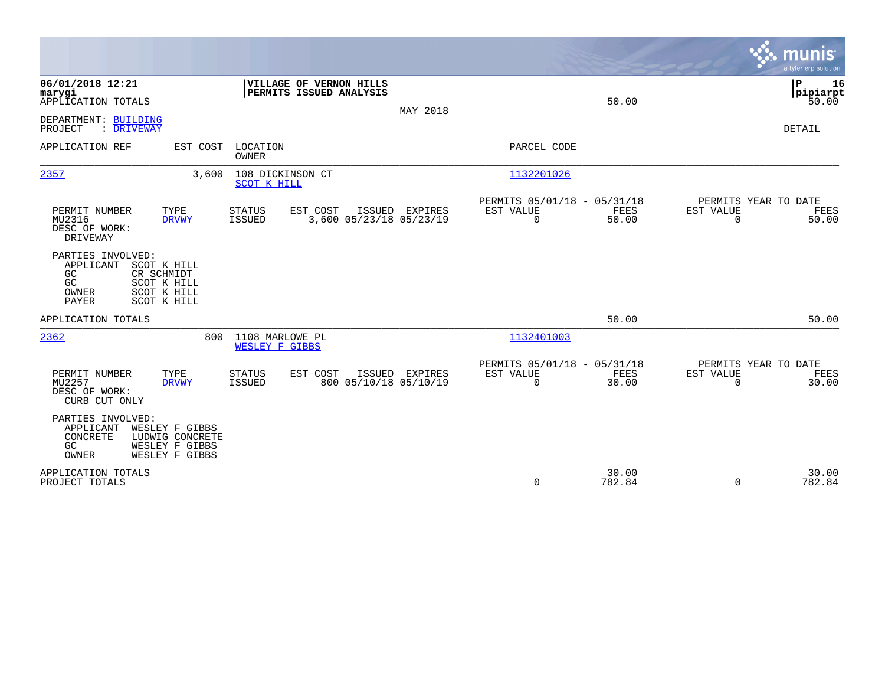06/01/2018 12:21
marygi

**VILLAGE OF VERNON HILLS**
**PERMITS ISSUED ANALYSIS**

APPLICATION TOTALS — 50.00 — 50.00

MAY 2018

DEPARTMENT: BUILDING
PROJECT : DRIVEWAY

DETAIL

| APPLICATION REF | EST COST | LOCATION / OWNER | PARCEL CODE |
|---|---|---|---|
| 2357 | 3,600 | 108 DICKINSON CT / SCOT K HILL | 1132201026 |

| PERMIT NUMBER | TYPE | STATUS | EST COST | ISSUED | EXPIRES | PERMITS 05/01/18 - 05/31/18 EST VALUE | FEES | PERMITS YEAR TO DATE EST VALUE | FEES |
|---|---|---|---|---|---|---|---|---|---|
| MU2316 | DRVWY | ISSUED | 3,600 | 05/23/18 | 05/23/19 | 0 | 50.00 | 0 | 50.00 |

DESC OF WORK:
DRIVEWAY

PARTIES INVOLVED:
- APPLICANT SCOT K HILL
- GC CR SCHMIDT
- GC SCOT K HILL
- OWNER SCOT K HILL
- PAYER SCOT K HILL

APPLICATION TOTALS — 50.00 — 50.00

| APPLICATION REF | EST COST | LOCATION / OWNER | PARCEL CODE |
|---|---|---|---|
| 2362 | 800 | 1108 MARLOWE PL / WESLEY F GIBBS | 1132401003 |

| PERMIT NUMBER | TYPE | STATUS | EST COST | ISSUED | EXPIRES | PERMITS 05/01/18 - 05/31/18 EST VALUE | FEES | PERMITS YEAR TO DATE EST VALUE | FEES |
|---|---|---|---|---|---|---|---|---|---|
| MU2257 | DRVWY | ISSUED | 800 | 05/10/18 | 05/10/19 | 0 | 30.00 | 0 | 30.00 |

DESC OF WORK:
CURB CUT ONLY

PARTIES INVOLVED:
- APPLICANT WESLEY F GIBBS
- CONCRETE LUDWIG CONCRETE
- GC WESLEY F GIBBS
- OWNER WESLEY F GIBBS

| | EST VALUE | FEES | EST VALUE | FEES |
|---|---|---|---|---|
| APPLICATION TOTALS | | 30.00 | | 30.00 |
| PROJECT TOTALS | 0 | 782.84 | 0 | 782.84 |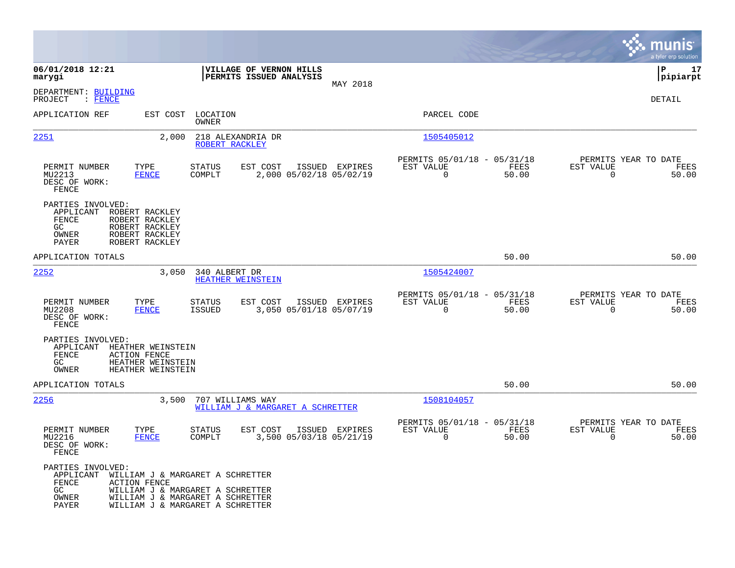**06/01/2018 12:21**
**marygi**

**VILLAGE OF VERNON HILLS**
**PERMITS ISSUED ANALYSIS**
MAY 2018

**pipiarpt**

DEPARTMENT: BUILDING
PROJECT : FENCE

DETAIL

| APPLICATION REF | EST COST | LOCATION / OWNER | PARCEL CODE |
|---|---|---|---|
| 2251 | 2,000 | 218 ALEXANDRIA DR / ROBERT RACKLEY | 1505405012 |

| PERMIT NUMBER | TYPE | STATUS | EST COST | ISSUED | EXPIRES | PERMITS 05/01/18 - 05/31/18 EST VALUE | FEES | PERMITS YEAR TO DATE EST VALUE | FEES |
|---|---|---|---|---|---|---|---|---|---|
| MU2213 | FENCE | COMPLT | 2,000 | 05/02/18 | 05/02/19 | 0 | 50.00 | 0 | 50.00 |

DESC OF WORK:
FENCE

PARTIES INVOLVED:

| | |
|---|---|
| APPLICANT | ROBERT RACKLEY |
| FENCE | ROBERT RACKLEY |
| GC | ROBERT RACKLEY |
| OWNER | ROBERT RACKLEY |
| PAYER | ROBERT RACKLEY |

APPLICATION TOTALS: 50.00 | 50.00

| APPLICATION REF | EST COST | LOCATION / OWNER | PARCEL CODE |
|---|---|---|---|
| 2252 | 3,050 | 340 ALBERT DR / HEATHER WEINSTEIN | 1505424007 |

| PERMIT NUMBER | TYPE | STATUS | EST COST | ISSUED | EXPIRES | PERMITS 05/01/18 - 05/31/18 EST VALUE | FEES | PERMITS YEAR TO DATE EST VALUE | FEES |
|---|---|---|---|---|---|---|---|---|---|
| MU2208 | FENCE | ISSUED | 3,050 | 05/01/18 | 05/07/19 | 0 | 50.00 | 0 | 50.00 |

DESC OF WORK:
FENCE

PARTIES INVOLVED:

| | |
|---|---|
| APPLICANT | HEATHER WEINSTEIN |
| FENCE | ACTION FENCE |
| GC | HEATHER WEINSTEIN |
| OWNER | HEATHER WEINSTEIN |

APPLICATION TOTALS: 50.00 | 50.00

| APPLICATION REF | EST COST | LOCATION / OWNER | PARCEL CODE |
|---|---|---|---|
| 2256 | 3,500 | 707 WILLIAMS WAY / WILLIAM J & MARGARET A SCHRETTER | 1508104057 |

| PERMIT NUMBER | TYPE | STATUS | EST COST | ISSUED | EXPIRES | PERMITS 05/01/18 - 05/31/18 EST VALUE | FEES | PERMITS YEAR TO DATE EST VALUE | FEES |
|---|---|---|---|---|---|---|---|---|---|
| MU2216 | FENCE | COMPLT | 3,500 | 05/03/18 | 05/21/19 | 0 | 50.00 | 0 | 50.00 |

DESC OF WORK:
FENCE

PARTIES INVOLVED:

| | |
|---|---|
| APPLICANT | WILLIAM J & MARGARET A SCHRETTER |
| FENCE | ACTION FENCE |
| GC | WILLIAM J & MARGARET A SCHRETTER |
| OWNER | WILLIAM J & MARGARET A SCHRETTER |
| PAYER | WILLIAM J & MARGARET A SCHRETTER |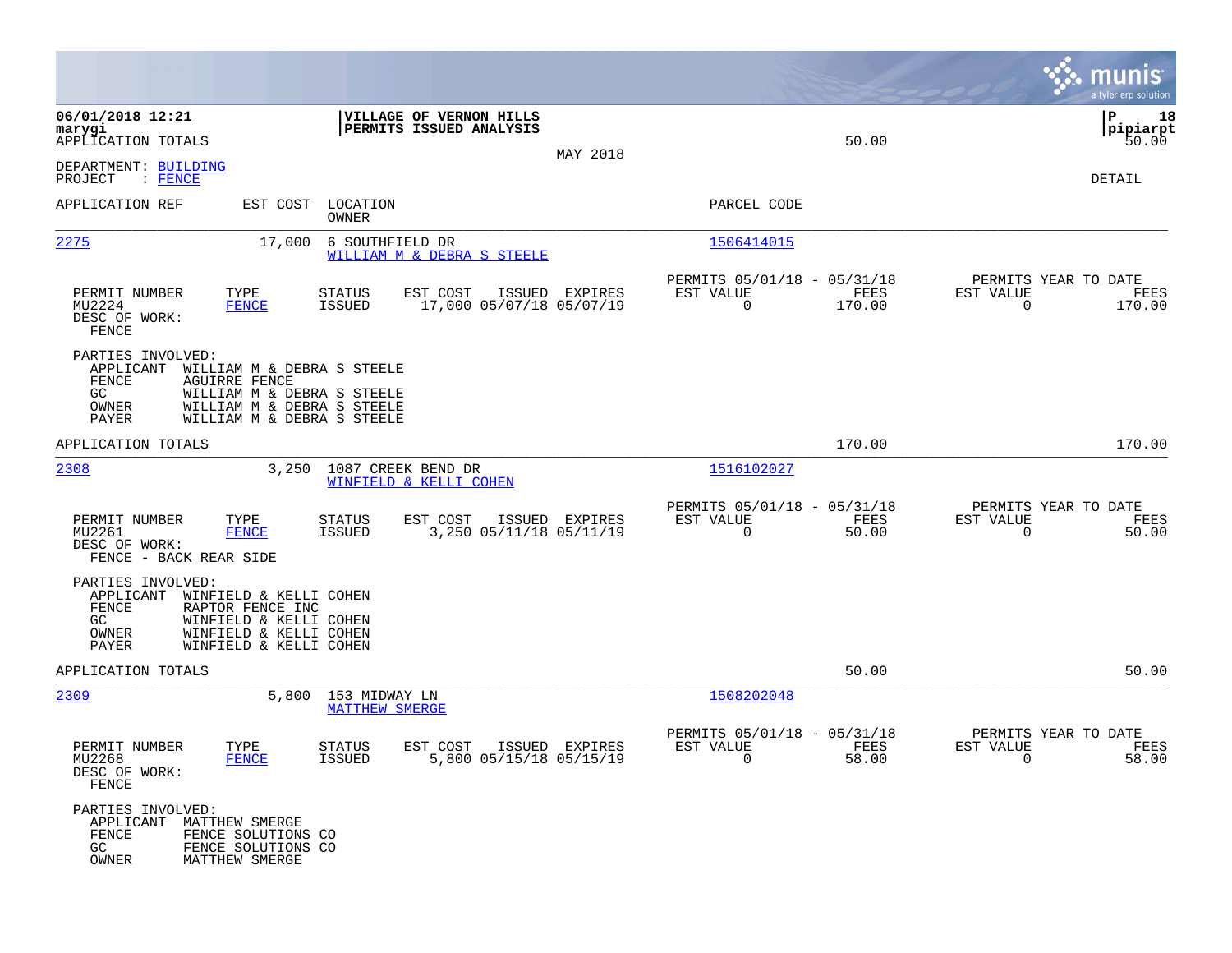**06/01/2018 12:21**
**marygi**
APPLICATION TOTALS

**VILLAGE OF VERNON HILLS**
**PERMITS ISSUED ANALYSIS**

MAY 2018

50.00 | 50.00

**P 18**
**pipiarpt**

DEPARTMENT: BUILDING
PROJECT : FENCE

DETAIL

| APPLICATION REF | EST COST | LOCATION / OWNER | PARCEL CODE |
|---|---|---|---|
| 2275 | 17,000 | 6 SOUTHFIELD DR / WILLIAM M & DEBRA S STEELE | 1506414015 |

| PERMIT NUMBER | TYPE | STATUS | EST COST | ISSUED | EXPIRES | PERMITS 05/01/18 - 05/31/18 EST VALUE | FEES | PERMITS YEAR TO DATE EST VALUE | FEES |
|---|---|---|---|---|---|---|---|---|---|
| MU2224 | FENCE | ISSUED | 17,000 | 05/07/18 | 05/07/19 | 0 | 170.00 | 0 | 170.00 |

DESC OF WORK:
FENCE

PARTIES INVOLVED:
- APPLICANT WILLIAM M & DEBRA S STEELE
- FENCE AGUIRRE FENCE
- GC WILLIAM M & DEBRA S STEELE
- OWNER WILLIAM M & DEBRA S STEELE
- PAYER WILLIAM M & DEBRA S STEELE

APPLICATION TOTALS 170.00 170.00

| APPLICATION REF | EST COST | LOCATION / OWNER | PARCEL CODE |
|---|---|---|---|
| 2308 | 3,250 | 1087 CREEK BEND DR / WINFIELD & KELLI COHEN | 1516102027 |

| PERMIT NUMBER | TYPE | STATUS | EST COST | ISSUED | EXPIRES | PERMITS 05/01/18 - 05/31/18 EST VALUE | FEES | PERMITS YEAR TO DATE EST VALUE | FEES |
|---|---|---|---|---|---|---|---|---|---|
| MU2261 | FENCE | ISSUED | 3,250 | 05/11/18 | 05/11/19 | 0 | 50.00 | 0 | 50.00 |

DESC OF WORK:
FENCE - BACK REAR SIDE

PARTIES INVOLVED:
- APPLICANT WINFIELD & KELLI COHEN
- FENCE RAPTOR FENCE INC
- GC WINFIELD & KELLI COHEN
- OWNER WINFIELD & KELLI COHEN
- PAYER WINFIELD & KELLI COHEN

APPLICATION TOTALS 50.00 50.00

| APPLICATION REF | EST COST | LOCATION / OWNER | PARCEL CODE |
|---|---|---|---|
| 2309 | 5,800 | 153 MIDWAY LN / MATTHEW SMERGE | 1508202048 |

| PERMIT NUMBER | TYPE | STATUS | EST COST | ISSUED | EXPIRES | PERMITS 05/01/18 - 05/31/18 EST VALUE | FEES | PERMITS YEAR TO DATE EST VALUE | FEES |
|---|---|---|---|---|---|---|---|---|---|
| MU2268 | FENCE | ISSUED | 5,800 | 05/15/18 | 05/15/19 | 0 | 58.00 | 0 | 58.00 |

DESC OF WORK:
FENCE

PARTIES INVOLVED:
- APPLICANT MATTHEW SMERGE
- FENCE FENCE SOLUTIONS CO
- GC FENCE SOLUTIONS CO
- OWNER MATTHEW SMERGE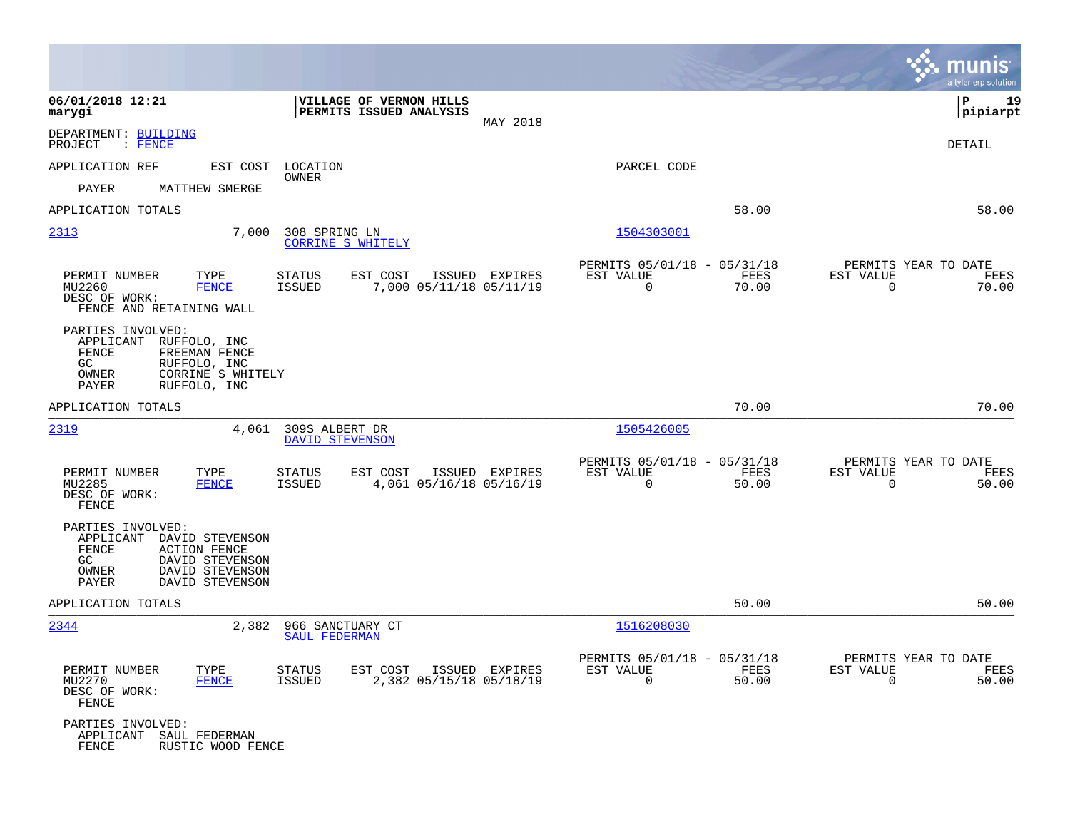**06/01/2018 12:21**
**marygi**

**VILLAGE OF VERNON HILLS**
**PERMITS ISSUED ANALYSIS**
MAY 2018

**P 19**
**pipiarpt**

DEPARTMENT: BUILDING
PROJECT : FENCE

DETAIL

APPLICATION REF | EST COST | LOCATION / OWNER | PARCEL CODE

PAYER MATTHEW SMERGE

APPLICATION TOTALS 58.00 58.00

---

**2313** | 7,000 | 308 SPRING LN / CORRINE S WHITELY | 1504303001

| PERMIT NUMBER | TYPE | STATUS | EST COST | ISSUED | EXPIRES | PERMITS 05/01/18 - 05/31/18 EST VALUE | FEES | PERMITS YEAR TO DATE EST VALUE | FEES |
|---|---|---|---|---|---|---|---|---|---|
| MU2260 | FENCE | ISSUED | 7,000 | 05/11/18 | 05/11/19 | 0 | 70.00 | 0 | 70.00 |

DESC OF WORK:
FENCE AND RETAINING WALL

PARTIES INVOLVED:
- APPLICANT RUFFOLO, INC
- FENCE FREEMAN FENCE
- GC RUFFOLO, INC
- OWNER CORRINE S WHITELY
- PAYER RUFFOLO, INC

APPLICATION TOTALS 70.00 70.00

---

**2319** | 4,061 | 309S ALBERT DR / DAVID STEVENSON | 1505426005

| PERMIT NUMBER | TYPE | STATUS | EST COST | ISSUED | EXPIRES | PERMITS 05/01/18 - 05/31/18 EST VALUE | FEES | PERMITS YEAR TO DATE EST VALUE | FEES |
|---|---|---|---|---|---|---|---|---|---|
| MU2285 | FENCE | ISSUED | 4,061 | 05/16/18 | 05/16/19 | 0 | 50.00 | 0 | 50.00 |

DESC OF WORK:
FENCE

PARTIES INVOLVED:
- APPLICANT DAVID STEVENSON
- FENCE ACTION FENCE
- GC DAVID STEVENSON
- OWNER DAVID STEVENSON
- PAYER DAVID STEVENSON

APPLICATION TOTALS 50.00 50.00

---

**2344** | 2,382 | 966 SANCTUARY CT / SAUL FEDERMAN | 1516208030

| PERMIT NUMBER | TYPE | STATUS | EST COST | ISSUED | EXPIRES | PERMITS 05/01/18 - 05/31/18 EST VALUE | FEES | PERMITS YEAR TO DATE EST VALUE | FEES |
|---|---|---|---|---|---|---|---|---|---|
| MU2270 | FENCE | ISSUED | 2,382 | 05/15/18 | 05/18/19 | 0 | 50.00 | 0 | 50.00 |

DESC OF WORK:
FENCE

PARTIES INVOLVED:
- APPLICANT SAUL FEDERMAN
- FENCE RUSTIC WOOD FENCE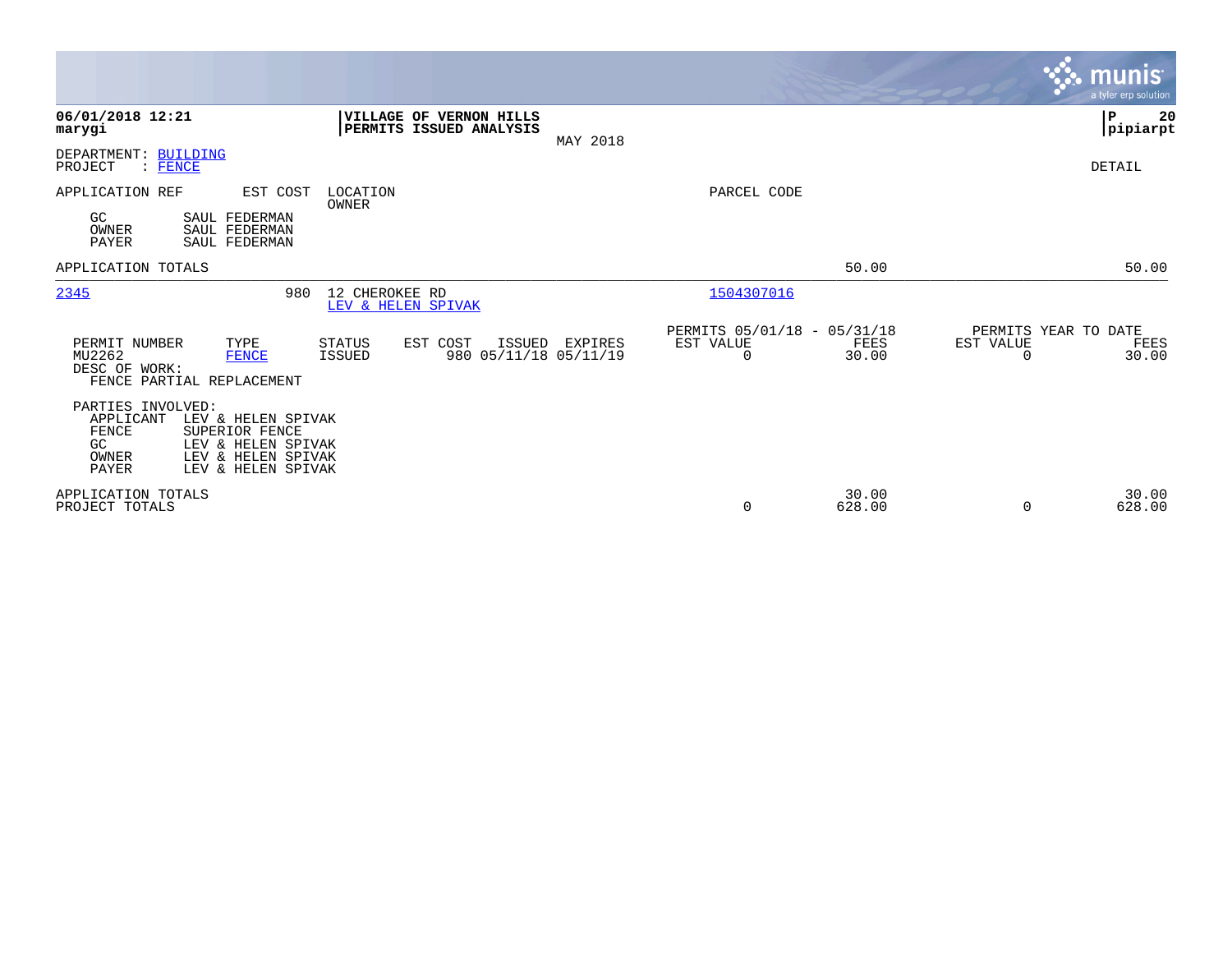06/01/2018 12:21
marygi

**VILLAGE OF VERNON HILLS**
**PERMITS ISSUED ANALYSIS**

MAY 2018

P 20
pipiarpt

DEPARTMENT: BUILDING
PROJECT : FENCE

DETAIL

APPLICATION REF    EST COST    LOCATION
OWNER

PARCEL CODE

GC    SAUL FEDERMAN
OWNER    SAUL FEDERMAN
PAYER    SAUL FEDERMAN

| APPLICATION TOTALS | | | 50.00 | | 50.00 |
|---|---|---|---|---|---|

2345    980    12 CHEROKEE RD    1504307016
LEV & HELEN SPIVAK

| PERMIT NUMBER | TYPE | STATUS | EST COST | ISSUED | EXPIRES | PERMITS 05/01/18 - 05/31/18 EST VALUE | FEES | PERMITS YEAR TO DATE EST VALUE | FEES |
|---|---|---|---|---|---|---|---|---|---|
| MU2262 | FENCE | ISSUED | 980 | 05/11/18 | 05/11/19 | 0 | 30.00 | 0 | 30.00 |

DESC OF WORK:
FENCE PARTIAL REPLACEMENT

PARTIES INVOLVED:
APPLICANT    LEV & HELEN SPIVAK
FENCE    SUPERIOR FENCE
GC    LEV & HELEN SPIVAK
OWNER    LEV & HELEN SPIVAK
PAYER    LEV & HELEN SPIVAK

| | EST VALUE | FEES | EST VALUE | FEES |
|---|---|---|---|---|
| APPLICATION TOTALS | | 30.00 | | 30.00 |
| PROJECT TOTALS | 0 | 628.00 | 0 | 628.00 |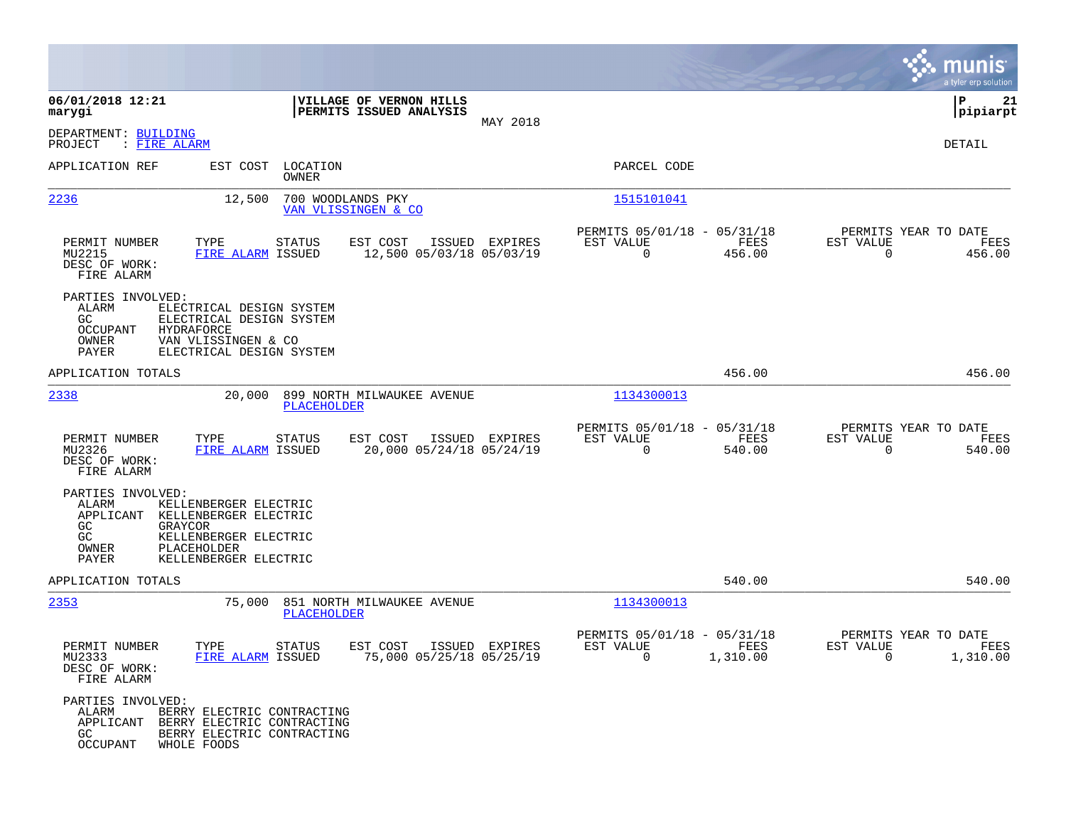**06/01/2018 12:21**
**marygi**

**VILLAGE OF VERNON HILLS**
**PERMITS ISSUED ANALYSIS**

MAY 2018

**P 21**
**pipiarpt**

DEPARTMENT: BUILDING
PROJECT : FIRE ALARM

DETAIL

| APPLICATION REF | EST COST | LOCATION / OWNER | PARCEL CODE |
|---|---|---|---|
| 2236 | 12,500 | 700 WOODLANDS PKY / VAN VLISSINGEN & CO | 1515101041 |

| PERMIT NUMBER | TYPE | STATUS | EST COST | ISSUED | EXPIRES | PERMITS 05/01/18 - 05/31/18 EST VALUE | FEES | PERMITS YEAR TO DATE EST VALUE | FEES |
|---|---|---|---|---|---|---|---|---|---|
| MU2215 | FIRE ALARM | ISSUED | 12,500 | 05/03/18 | 05/03/19 | 0 | 456.00 | 0 | 456.00 |

DESC OF WORK:
FIRE ALARM

PARTIES INVOLVED:
- ALARM ELECTRICAL DESIGN SYSTEM
- GC ELECTRICAL DESIGN SYSTEM
- OCCUPANT HYDRAFORCE
- OWNER VAN VLISSINGEN & CO
- PAYER ELECTRICAL DESIGN SYSTEM

APPLICATION TOTALS: 456.00 | 456.00

| APPLICATION REF | EST COST | LOCATION / OWNER | PARCEL CODE |
|---|---|---|---|
| 2338 | 20,000 | 899 NORTH MILWAUKEE AVENUE / PLACEHOLDER | 1134300013 |

| PERMIT NUMBER | TYPE | STATUS | EST COST | ISSUED | EXPIRES | PERMITS 05/01/18 - 05/31/18 EST VALUE | FEES | PERMITS YEAR TO DATE EST VALUE | FEES |
|---|---|---|---|---|---|---|---|---|---|
| MU2326 | FIRE ALARM | ISSUED | 20,000 | 05/24/18 | 05/24/19 | 0 | 540.00 | 0 | 540.00 |

DESC OF WORK:
FIRE ALARM

PARTIES INVOLVED:
- ALARM KELLENBERGER ELECTRIC
- APPLICANT KELLENBERGER ELECTRIC
- GC GRAYCOR
- GC KELLENBERGER ELECTRIC
- OWNER PLACEHOLDER
- PAYER KELLENBERGER ELECTRIC

APPLICATION TOTALS: 540.00 | 540.00

| APPLICATION REF | EST COST | LOCATION / OWNER | PARCEL CODE |
|---|---|---|---|
| 2353 | 75,000 | 851 NORTH MILWAUKEE AVENUE / PLACEHOLDER | 1134300013 |

| PERMIT NUMBER | TYPE | STATUS | EST COST | ISSUED | EXPIRES | PERMITS 05/01/18 - 05/31/18 EST VALUE | FEES | PERMITS YEAR TO DATE EST VALUE | FEES |
|---|---|---|---|---|---|---|---|---|---|
| MU2333 | FIRE ALARM | ISSUED | 75,000 | 05/25/18 | 05/25/19 | 0 | 1,310.00 | 0 | 1,310.00 |

DESC OF WORK:
FIRE ALARM

PARTIES INVOLVED:
- ALARM BERRY ELECTRIC CONTRACTING
- APPLICANT BERRY ELECTRIC CONTRACTING
- GC BERRY ELECTRIC CONTRACTING
- OCCUPANT WHOLE FOODS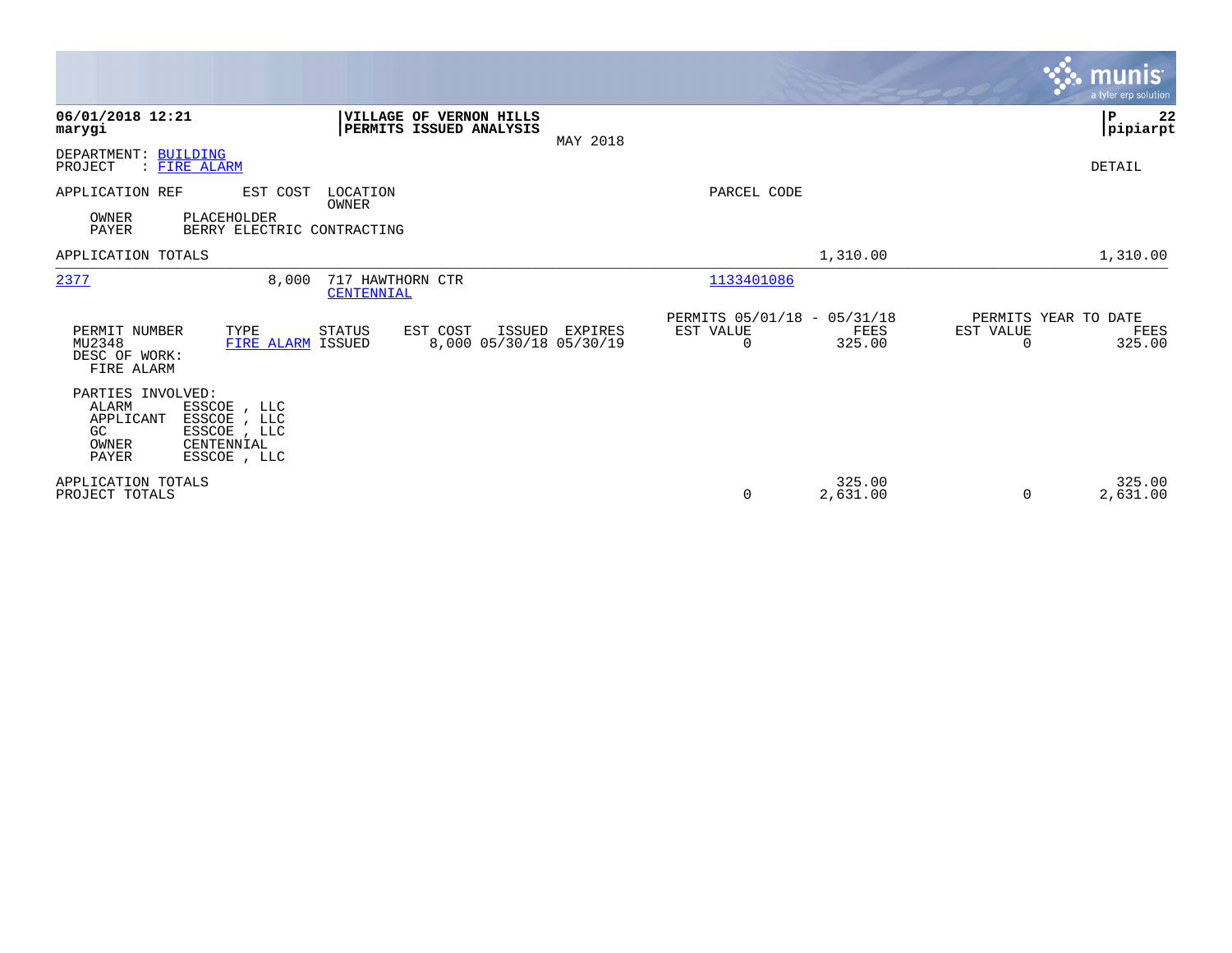**06/01/2018 12:21**
**marygi**

**VILLAGE OF VERNON HILLS**
**PERMITS ISSUED ANALYSIS**
MAY 2018

**P 22**
**pipiarpt**

DEPARTMENT: BUILDING
PROJECT : FIRE ALARM

DETAIL

| APPLICATION REF | EST COST | LOCATION / OWNER | PARCEL CODE | | |
|---|---|---|---|---|---|
| OWNER | PLACEHOLDER | | | | |
| PAYER | BERRY ELECTRIC CONTRACTING | | | | |
| APPLICATION TOTALS | | | | 1,310.00 | 1,310.00 |
| 2377 | 8,000 | 717 HAWTHORN CTR / CENTENNIAL | 1133401086 | | |

| PERMIT NUMBER | TYPE | STATUS | EST COST | ISSUED | EXPIRES | PERMITS 05/01/18 - 05/31/18 EST VALUE | FEES | PERMITS YEAR TO DATE EST VALUE | FEES |
|---|---|---|---|---|---|---|---|---|---|
| MU2348 | FIRE ALARM | ISSUED | 8,000 | 05/30/18 | 05/30/19 | 0 | 325.00 | 0 | 325.00 |

DESC OF WORK:
FIRE ALARM

PARTIES INVOLVED:

| | |
|---|---|
| ALARM | ESSCOE , LLC |
| APPLICANT | ESSCOE , LLC |
| GC | ESSCOE , LLC |
| OWNER | CENTENNIAL |
| PAYER | ESSCOE , LLC |

| | EST VALUE | FEES | EST VALUE | FEES |
|---|---|---|---|---|
| APPLICATION TOTALS | | 325.00 | | 325.00 |
| PROJECT TOTALS | 0 | 2,631.00 | 0 | 2,631.00 |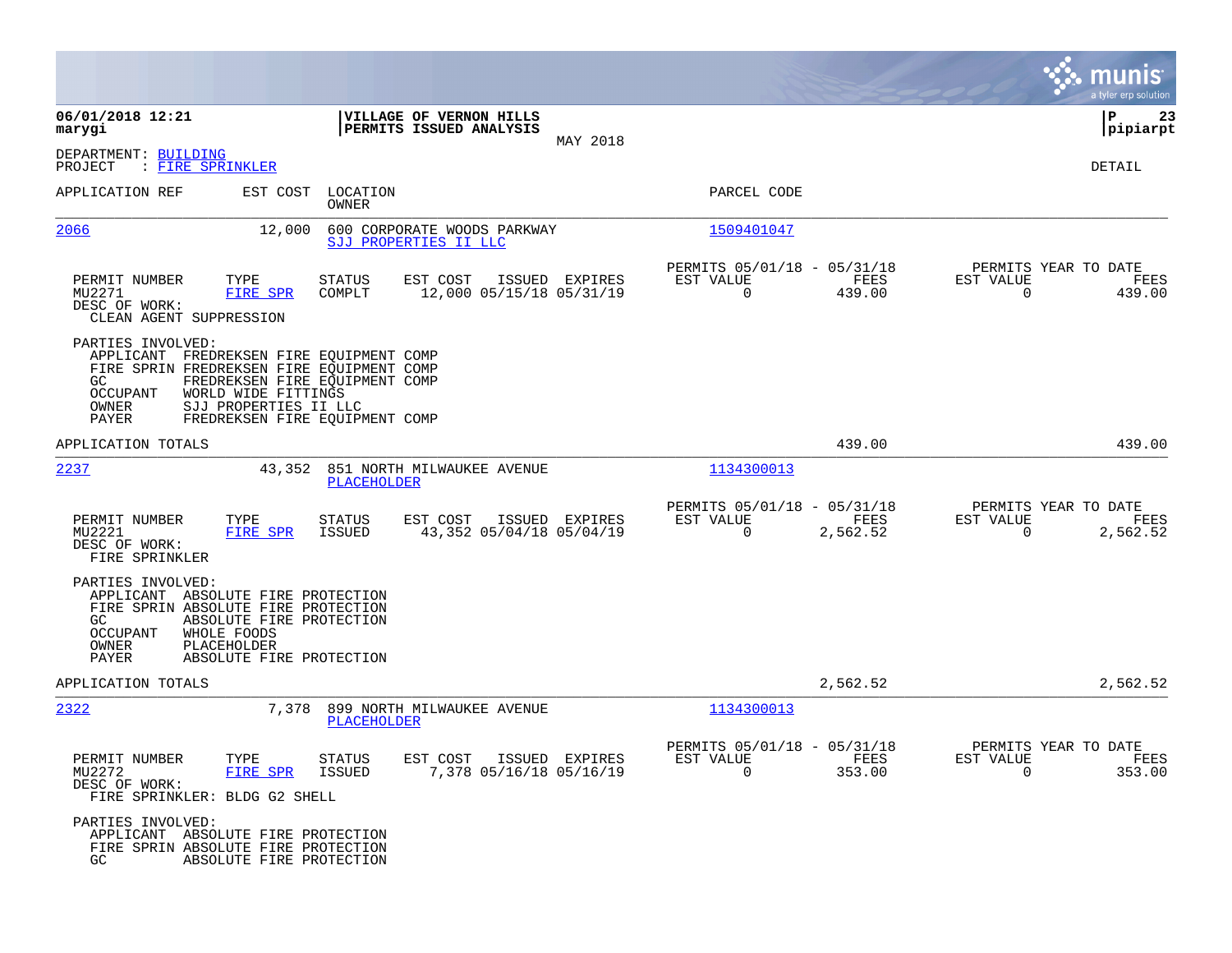**VILLAGE OF VERNON HILLS**
**PERMITS ISSUED ANALYSIS**
MAY 2018

06/01/2018 12:21
marygi

P 23
pipiarpt

DEPARTMENT: BUILDING
PROJECT : FIRE SPRINKLER

DETAIL

| APPLICATION REF | EST COST | LOCATION / OWNER | PARCEL CODE |
|---|---|---|---|
| 2066 | 12,000 | 600 CORPORATE WOODS PARKWAY / SJJ PROPERTIES II LLC | 1509401047 |

| PERMIT NUMBER | TYPE | STATUS | EST COST | ISSUED | EXPIRES | PERMITS 05/01/18 - 05/31/18 EST VALUE | FEES | PERMITS YEAR TO DATE EST VALUE | FEES |
|---|---|---|---|---|---|---|---|---|---|
| MU2271 | FIRE SPR | COMPLT | 12,000 | 05/15/18 | 05/31/19 | 0 | 439.00 | 0 | 439.00 |

DESC OF WORK:
CLEAN AGENT SUPPRESSION

PARTIES INVOLVED:
- APPLICANT FREDREKSEN FIRE EQUIPMENT COMP
- FIRE SPRIN FREDREKSEN FIRE EQUIPMENT COMP
- GC FREDREKSEN FIRE EQUIPMENT COMP
- OCCUPANT WORLD WIDE FITTINGS
- OWNER SJJ PROPERTIES II LLC
- PAYER FREDREKSEN FIRE EQUIPMENT COMP

APPLICATION TOTALS: 439.00 | 439.00

| APPLICATION REF | EST COST | LOCATION / OWNER | PARCEL CODE |
|---|---|---|---|
| 2237 | 43,352 | 851 NORTH MILWAUKEE AVENUE / PLACEHOLDER | 1134300013 |

| PERMIT NUMBER | TYPE | STATUS | EST COST | ISSUED | EXPIRES | PERMITS 05/01/18 - 05/31/18 EST VALUE | FEES | PERMITS YEAR TO DATE EST VALUE | FEES |
|---|---|---|---|---|---|---|---|---|---|
| MU2221 | FIRE SPR | ISSUED | 43,352 | 05/04/18 | 05/04/19 | 0 | 2,562.52 | 0 | 2,562.52 |

DESC OF WORK:
FIRE SPRINKLER

PARTIES INVOLVED:
- APPLICANT ABSOLUTE FIRE PROTECTION
- FIRE SPRIN ABSOLUTE FIRE PROTECTION
- GC ABSOLUTE FIRE PROTECTION
- OCCUPANT WHOLE FOODS
- OWNER PLACEHOLDER
- PAYER ABSOLUTE FIRE PROTECTION

APPLICATION TOTALS: 2,562.52 | 2,562.52

| APPLICATION REF | EST COST | LOCATION / OWNER | PARCEL CODE |
|---|---|---|---|
| 2322 | 7,378 | 899 NORTH MILWAUKEE AVENUE / PLACEHOLDER | 1134300013 |

| PERMIT NUMBER | TYPE | STATUS | EST COST | ISSUED | EXPIRES | PERMITS 05/01/18 - 05/31/18 EST VALUE | FEES | PERMITS YEAR TO DATE EST VALUE | FEES |
|---|---|---|---|---|---|---|---|---|---|
| MU2272 | FIRE SPR | ISSUED | 7,378 | 05/16/18 | 05/16/19 | 0 | 353.00 | 0 | 353.00 |

DESC OF WORK:
FIRE SPRINKLER: BLDG G2 SHELL

PARTIES INVOLVED:
- APPLICANT ABSOLUTE FIRE PROTECTION
- FIRE SPRIN ABSOLUTE FIRE PROTECTION
- GC ABSOLUTE FIRE PROTECTION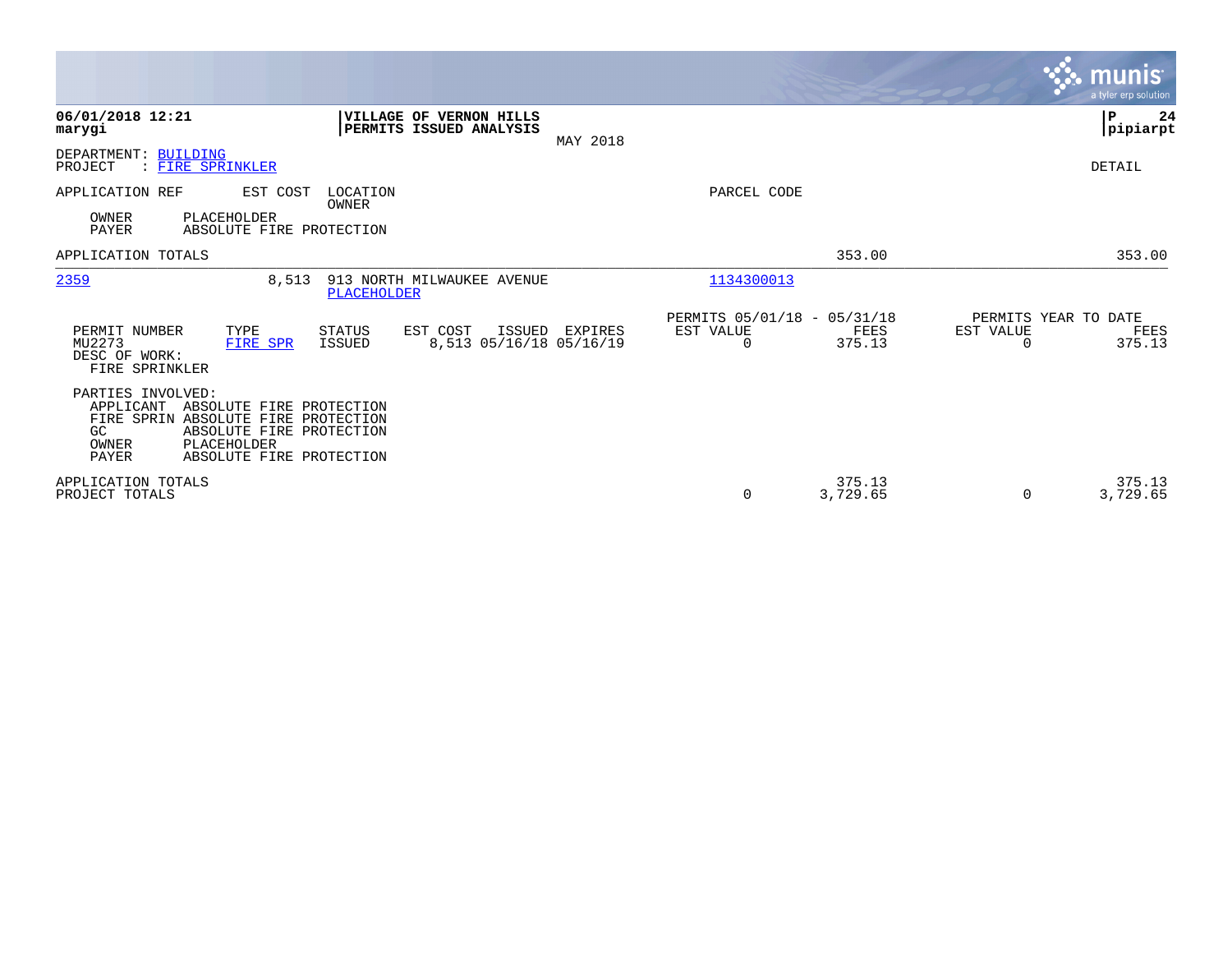**06/01/2018 12:21**
**marygi**

**VILLAGE OF VERNON HILLS**
**PERMITS ISSUED ANALYSIS**

MAY 2018

**P 24**
**pipiarpt**

DEPARTMENT: BUILDING
PROJECT : FIRE SPRINKLER

DETAIL

| APPLICATION REF | EST COST | LOCATION / OWNER | PARCEL CODE | | |
|---|---|---|---|---|---|
| OWNER | PLACEHOLDER | | | | |
| PAYER | ABSOLUTE FIRE PROTECTION | | | | |
| APPLICATION TOTALS | | | | 353.00 | 353.00 |
| 2359 | 8,513 | 913 NORTH MILWAUKEE AVENUE / PLACEHOLDER | 1134300013 | | |

| PERMIT NUMBER | TYPE | STATUS | EST COST | ISSUED | EXPIRES | PERMITS 05/01/18 - 05/31/18 EST VALUE | FEES | PERMITS YEAR TO DATE EST VALUE | FEES |
|---|---|---|---|---|---|---|---|---|---|
| MU2273 | FIRE SPR | ISSUED | 8,513 | 05/16/18 | 05/16/19 | 0 | 375.13 | 0 | 375.13 |

DESC OF WORK:
FIRE SPRINKLER

PARTIES INVOLVED:

| | |
|---|---|
| APPLICANT | ABSOLUTE FIRE PROTECTION |
| FIRE SPRIN | ABSOLUTE FIRE PROTECTION |
| GC | ABSOLUTE FIRE PROTECTION |
| OWNER | PLACEHOLDER |
| PAYER | ABSOLUTE FIRE PROTECTION |

| | EST VALUE | FEES | EST VALUE | FEES |
|---|---|---|---|---|
| APPLICATION TOTALS | | 375.13 | | 375.13 |
| PROJECT TOTALS | 0 | 3,729.65 | 0 | 3,729.65 |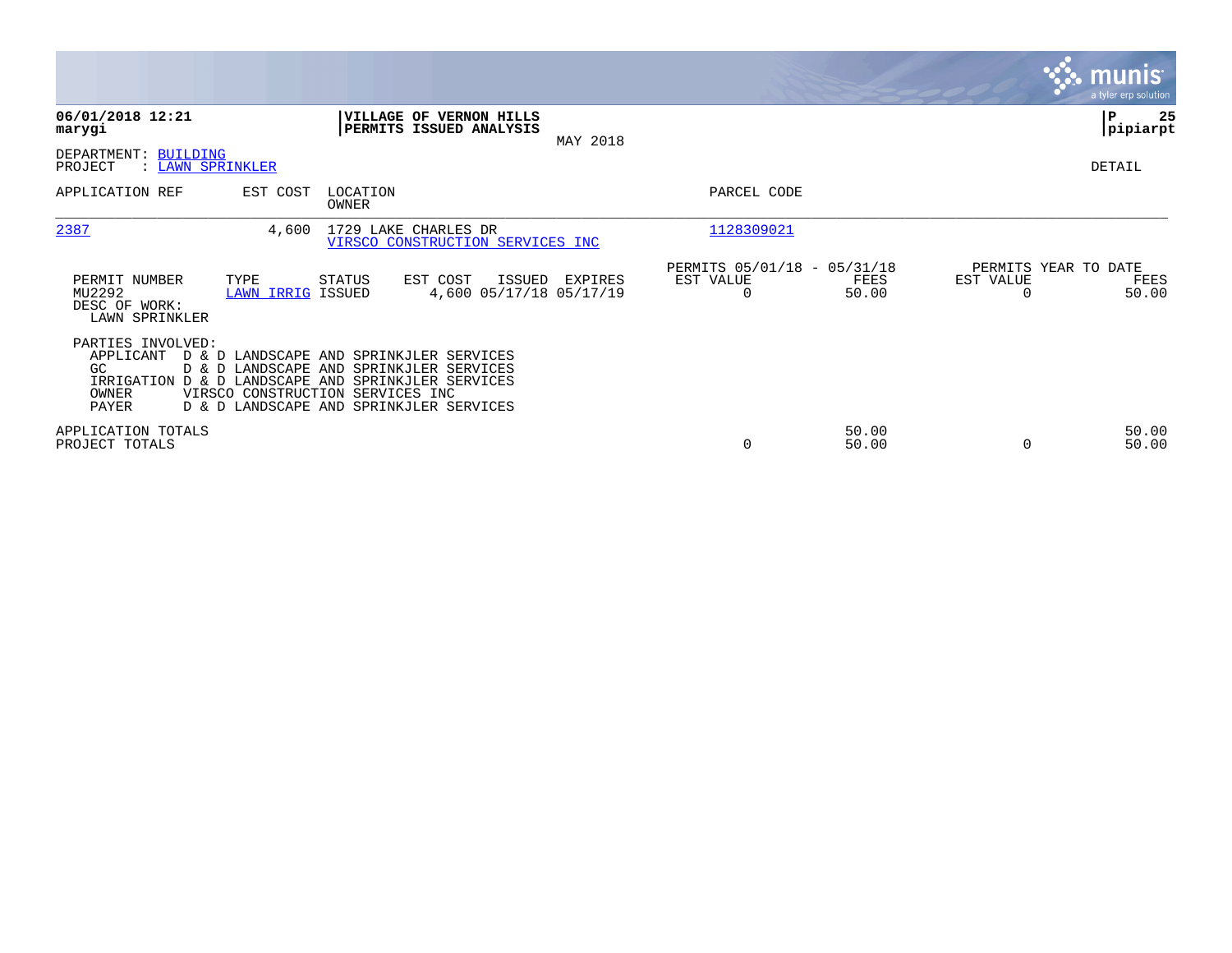**06/01/2018 12:21**
**marygi**

**VILLAGE OF VERNON HILLS**
**PERMITS ISSUED ANALYSIS**

MAY 2018

**P 25**
**pipiarpt**

DEPARTMENT: BUILDING
PROJECT : LAWN SPRINKLER

DETAIL

| APPLICATION REF | EST COST | LOCATION / OWNER | PARCEL CODE |
|---|---|---|---|
| 2387 | 4,600 | 1729 LAKE CHARLES DR / VIRSCO CONSTRUCTION SERVICES INC | 1128309021 |

| PERMIT NUMBER | TYPE | STATUS | EST COST | ISSUED | EXPIRES | PERMITS 05/01/18 - 05/31/18 EST VALUE | FEES | PERMITS YEAR TO DATE EST VALUE | FEES |
|---|---|---|---|---|---|---|---|---|---|
| MU2292 | LAWN IRRIG | ISSUED | 4,600 | 05/17/18 | 05/17/19 | 0 | 50.00 | 0 | 50.00 |

DESC OF WORK:
LAWN SPRINKLER

PARTIES INVOLVED:

| | |
|---|---|
| APPLICANT | D & D LANDSCAPE AND SPRINKJLER SERVICES |
| GC | D & D LANDSCAPE AND SPRINKJLER SERVICES |
| IRRIGATION | D & D LANDSCAPE AND SPRINKJLER SERVICES |
| OWNER | VIRSCO CONSTRUCTION SERVICES INC |
| PAYER | D & D LANDSCAPE AND SPRINKJLER SERVICES |

| | EST VALUE | FEES | YTD EST VALUE | YTD FEES |
|---|---|---|---|---|
| APPLICATION TOTALS | | 50.00 | | 50.00 |
| PROJECT TOTALS | 0 | 50.00 | 0 | 50.00 |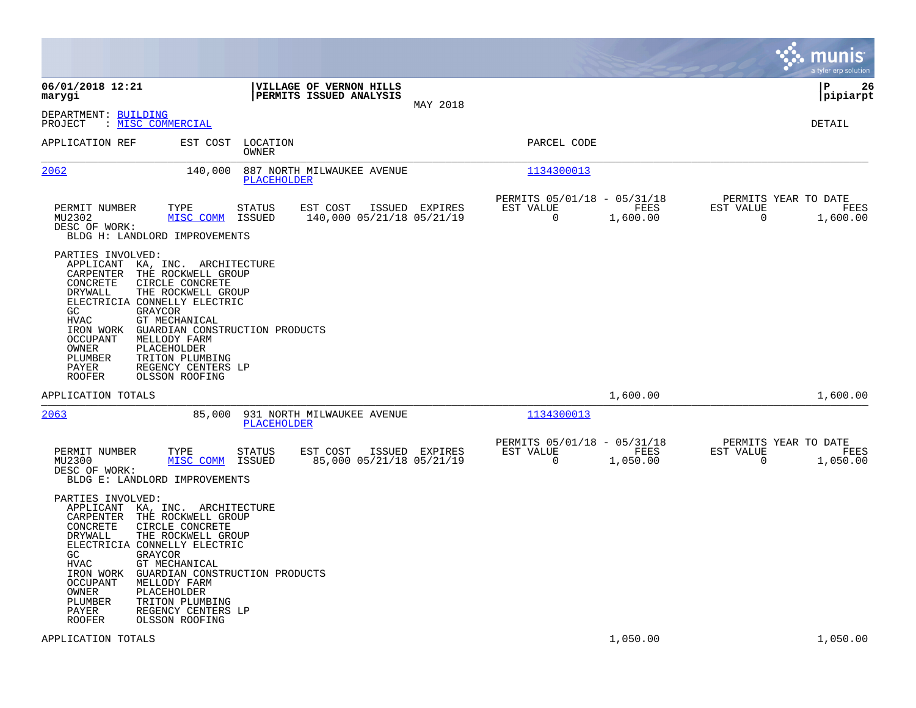**06/01/2018 12:21**
**marygi**

**VILLAGE OF VERNON HILLS**
**PERMITS ISSUED ANALYSIS**
MAY 2018

**P 26**
**pipiarpt**

DEPARTMENT: BUILDING
PROJECT : MISC COMMERCIAL

DETAIL

| APPLICATION REF | EST COST | LOCATION / OWNER | PARCEL CODE |
|---|---|---|---|
| 2062 | 140,000 | 887 NORTH MILWAUKEE AVENUE / PLACEHOLDER | 1134300013 |

| PERMIT NUMBER | TYPE | STATUS | EST COST | ISSUED | EXPIRES | PERMITS 05/01/18 - 05/31/18 EST VALUE | FEES | PERMITS YEAR TO DATE EST VALUE | FEES |
|---|---|---|---|---|---|---|---|---|---|
| MU2302 | MISC COMM | ISSUED | 140,000 | 05/21/18 | 05/21/19 | 0 | 1,600.00 | 0 | 1,600.00 |

DESC OF WORK:
BLDG H: LANDLORD IMPROVEMENTS

PARTIES INVOLVED:

| Role | Party |
|---|---|
| APPLICANT | KA, INC. ARCHITECTURE |
| CARPENTER | THE ROCKWELL GROUP |
| CONCRETE | CIRCLE CONCRETE |
| DRYWALL | THE ROCKWELL GROUP |
| ELECTRICIA | CONNELLY ELECTRIC |
| GC | GRAYCOR |
| HVAC | GT MECHANICAL |
| IRON WORK | GUARDIAN CONSTRUCTION PRODUCTS |
| OCCUPANT | MELLODY FARM |
| OWNER | PLACEHOLDER |
| PLUMBER | TRITON PLUMBING |
| PAYER | REGENCY CENTERS LP |
| ROOFER | OLSSON ROOFING |

APPLICATION TOTALS — 1,600.00 — 1,600.00

| APPLICATION REF | EST COST | LOCATION / OWNER | PARCEL CODE |
|---|---|---|---|
| 2063 | 85,000 | 931 NORTH MILWAUKEE AVENUE / PLACEHOLDER | 1134300013 |

| PERMIT NUMBER | TYPE | STATUS | EST COST | ISSUED | EXPIRES | PERMITS 05/01/18 - 05/31/18 EST VALUE | FEES | PERMITS YEAR TO DATE EST VALUE | FEES |
|---|---|---|---|---|---|---|---|---|---|
| MU2300 | MISC COMM | ISSUED | 85,000 | 05/21/18 | 05/21/19 | 0 | 1,050.00 | 0 | 1,050.00 |

DESC OF WORK:
BLDG E: LANDLORD IMPROVEMENTS

PARTIES INVOLVED:

| Role | Party |
|---|---|
| APPLICANT | KA, INC. ARCHITECTURE |
| CARPENTER | THE ROCKWELL GROUP |
| CONCRETE | CIRCLE CONCRETE |
| DRYWALL | THE ROCKWELL GROUP |
| ELECTRICIA | CONNELLY ELECTRIC |
| GC | GRAYCOR |
| HVAC | GT MECHANICAL |
| IRON WORK | GUARDIAN CONSTRUCTION PRODUCTS |
| OCCUPANT | MELLODY FARM |
| OWNER | PLACEHOLDER |
| PLUMBER | TRITON PLUMBING |
| PAYER | REGENCY CENTERS LP |
| ROOFER | OLSSON ROOFING |

APPLICATION TOTALS — 1,050.00 — 1,050.00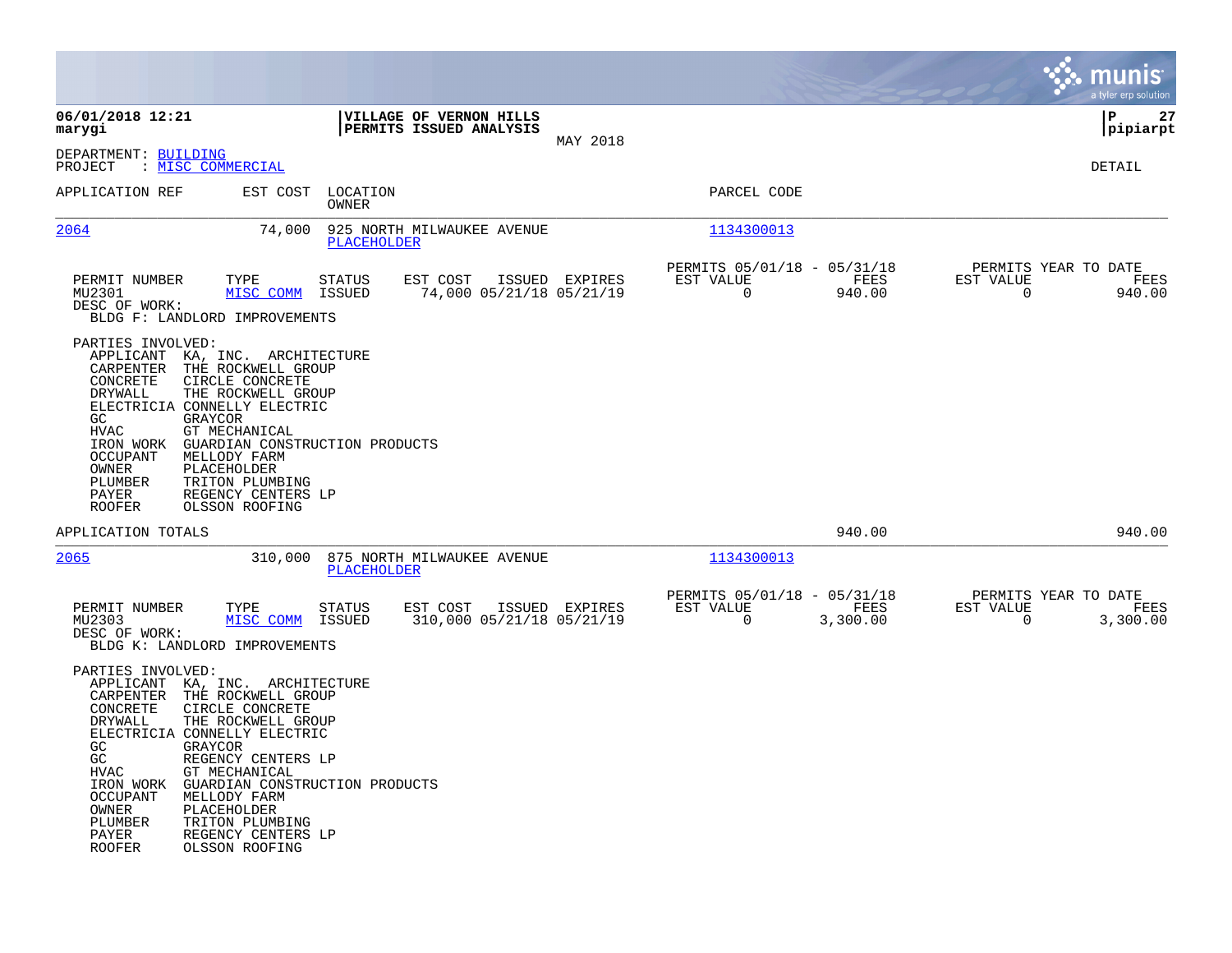**06/01/2018 12:21**
**marygi**

**VILLAGE OF VERNON HILLS**
**PERMITS ISSUED ANALYSIS**
MAY 2018

**P 27**
**pipiarpt**

DEPARTMENT: BUILDING
PROJECT : MISC COMMERCIAL

DETAIL

| APPLICATION REF | EST COST | LOCATION / OWNER | PARCEL CODE |
|---|---|---|---|
| 2064 | 74,000 | 925 NORTH MILWAUKEE AVENUE / PLACEHOLDER | 1134300013 |

| PERMIT NUMBER | TYPE | STATUS | EST COST | ISSUED | EXPIRES | PERMITS 05/01/18 - 05/31/18 EST VALUE | FEES | PERMITS YEAR TO DATE EST VALUE | FEES |
|---|---|---|---|---|---|---|---|---|---|
| MU2301 | MISC COMM | ISSUED | 74,000 | 05/21/18 | 05/21/19 | 0 | 940.00 | 0 | 940.00 |

DESC OF WORK:
BLDG F: LANDLORD IMPROVEMENTS

PARTIES INVOLVED:

| ROLE | NAME |
|---|---|
| APPLICANT | KA, INC. ARCHITECTURE |
| CARPENTER | THE ROCKWELL GROUP |
| CONCRETE | CIRCLE CONCRETE |
| DRYWALL | THE ROCKWELL GROUP |
| ELECTRICIA | CONNELLY ELECTRIC |
| GC | GRAYCOR |
| HVAC | GT MECHANICAL |
| IRON WORK | GUARDIAN CONSTRUCTION PRODUCTS |
| OCCUPANT | MELLODY FARM |
| OWNER | PLACEHOLDER |
| PLUMBER | TRITON PLUMBING |
| PAYER | REGENCY CENTERS LP |
| ROOFER | OLSSON ROOFING |

APPLICATION TOTALS: 940.00 | 940.00

| APPLICATION REF | EST COST | LOCATION / OWNER | PARCEL CODE |
|---|---|---|---|
| 2065 | 310,000 | 875 NORTH MILWAUKEE AVENUE / PLACEHOLDER | 1134300013 |

| PERMIT NUMBER | TYPE | STATUS | EST COST | ISSUED | EXPIRES | PERMITS 05/01/18 - 05/31/18 EST VALUE | FEES | PERMITS YEAR TO DATE EST VALUE | FEES |
|---|---|---|---|---|---|---|---|---|---|
| MU2303 | MISC COMM | ISSUED | 310,000 | 05/21/18 | 05/21/19 | 0 | 3,300.00 | 0 | 3,300.00 |

DESC OF WORK:
BLDG K: LANDLORD IMPROVEMENTS

PARTIES INVOLVED:

| ROLE | NAME |
|---|---|
| APPLICANT | KA, INC. ARCHITECTURE |
| CARPENTER | THE ROCKWELL GROUP |
| CONCRETE | CIRCLE CONCRETE |
| DRYWALL | THE ROCKWELL GROUP |
| ELECTRICIA | CONNELLY ELECTRIC |
| GC | GRAYCOR |
| GC | REGENCY CENTERS LP |
| HVAC | GT MECHANICAL |
| IRON WORK | GUARDIAN CONSTRUCTION PRODUCTS |
| OCCUPANT | MELLODY FARM |
| OWNER | PLACEHOLDER |
| PLUMBER | TRITON PLUMBING |
| PAYER | REGENCY CENTERS LP |
| ROOFER | OLSSON ROOFING |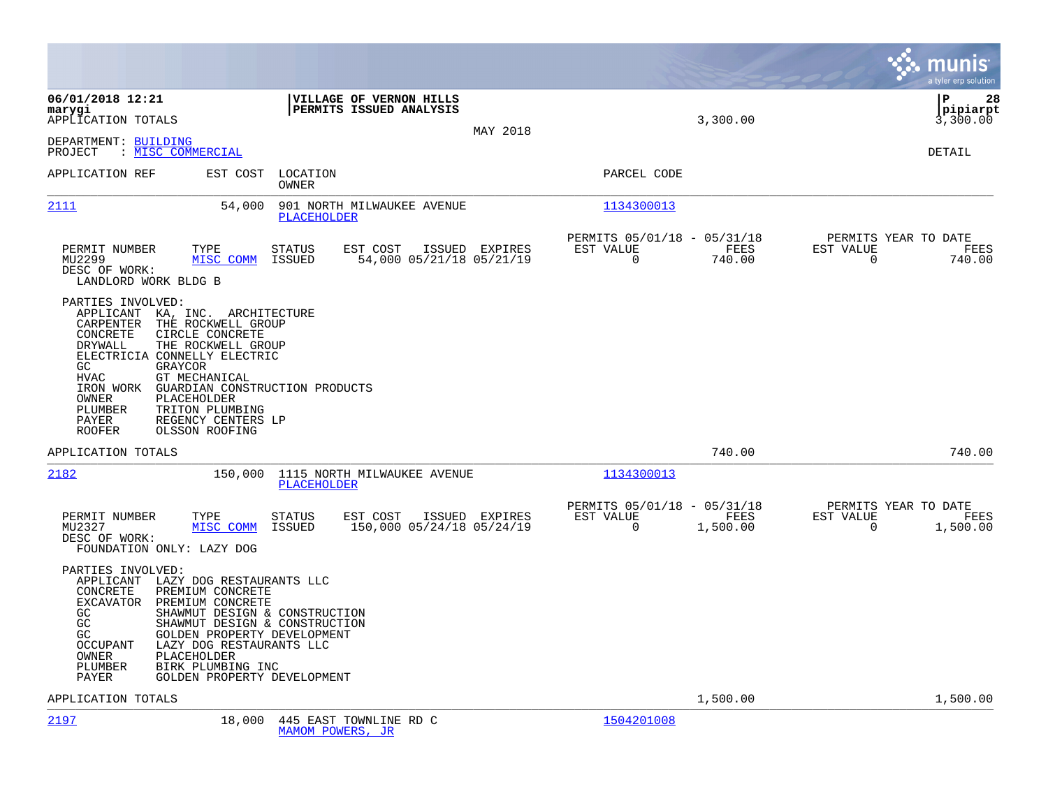VILLAGE OF VERNON HILLS
PERMITS ISSUED ANALYSIS

06/01/2018 12:21
marygi

APPLICATION TOTALS 3,300.00 3,300.00

MAY 2018

DEPARTMENT: BUILDING
PROJECT : MISC COMMERCIAL

DETAIL

| APPLICATION REF | EST COST | LOCATION / OWNER | PARCEL CODE |
|---|---|---|---|
| 2111 | 54,000 | 901 NORTH MILWAUKEE AVENUE / PLACEHOLDER | 1134300013 |

| PERMIT NUMBER | TYPE | STATUS | EST COST | ISSUED | EXPIRES | PERMITS 05/01/18 - 05/31/18 EST VALUE | FEES | PERMITS YEAR TO DATE EST VALUE | FEES |
|---|---|---|---|---|---|---|---|---|---|
| MU2299 | MISC COMM | ISSUED | 54,000 | 05/21/18 | 05/21/19 | 0 | 740.00 | 0 | 740.00 |

DESC OF WORK:
LANDLORD WORK BLDG B

PARTIES INVOLVED:

- APPLICANT KA, INC. ARCHITECTURE
- CARPENTER THE ROCKWELL GROUP
- CONCRETE CIRCLE CONCRETE
- DRYWALL THE ROCKWELL GROUP
- ELECTRICIA CONNELLY ELECTRIC
- GC GRAYCOR
- HVAC GT MECHANICAL
- IRON WORK GUARDIAN CONSTRUCTION PRODUCTS
- OWNER PLACEHOLDER
- PLUMBER TRITON PLUMBING
- PAYER REGENCY CENTERS LP
- ROOFER OLSSON ROOFING

APPLICATION TOTALS 740.00 740.00

| APPLICATION REF | EST COST | LOCATION / OWNER | PARCEL CODE |
|---|---|---|---|
| 2182 | 150,000 | 1115 NORTH MILWAUKEE AVENUE / PLACEHOLDER | 1134300013 |

| PERMIT NUMBER | TYPE | STATUS | EST COST | ISSUED | EXPIRES | PERMITS 05/01/18 - 05/31/18 EST VALUE | FEES | PERMITS YEAR TO DATE EST VALUE | FEES |
|---|---|---|---|---|---|---|---|---|---|
| MU2327 | MISC COMM | ISSUED | 150,000 | 05/24/18 | 05/24/19 | 0 | 1,500.00 | 0 | 1,500.00 |

DESC OF WORK:
FOUNDATION ONLY: LAZY DOG

PARTIES INVOLVED:

- APPLICANT LAZY DOG RESTAURANTS LLC
- CONCRETE PREMIUM CONCRETE
- EXCAVATOR PREMIUM CONCRETE
- GC SHAWMUT DESIGN & CONSTRUCTION
- GC SHAWMUT DESIGN & CONSTRUCTION
- GC GOLDEN PROPERTY DEVELOPMENT
- OCCUPANT LAZY DOG RESTAURANTS LLC
- OWNER PLACEHOLDER
- PLUMBER BIRK PLUMBING INC
- PAYER GOLDEN PROPERTY DEVELOPMENT

APPLICATION TOTALS 1,500.00 1,500.00

| APPLICATION REF | EST COST | LOCATION / OWNER | PARCEL CODE |
|---|---|---|---|
| 2197 | 18,000 | 445 EAST TOWNLINE RD C / MAMOM POWERS, JR | 1504201008 |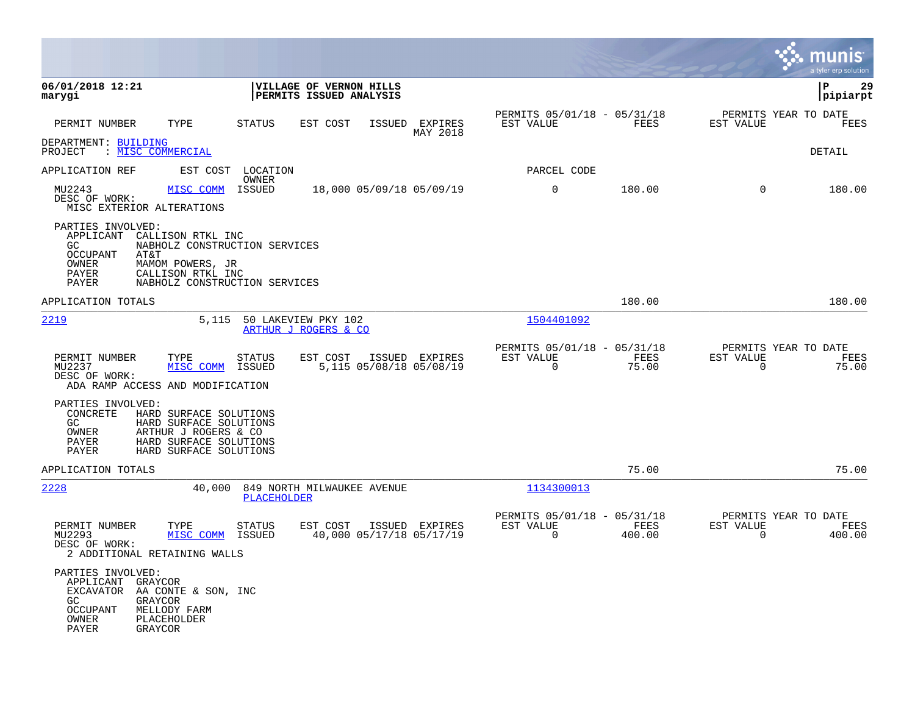**06/01/2018 12:21**
**marygi**

**VILLAGE OF VERNON HILLS**
**PERMITS ISSUED ANALYSIS**

**P 29**
**pipiarpt**

| PERMIT NUMBER | TYPE | STATUS | EST COST | ISSUED | EXPIRES MAY 2018 | PERMITS 05/01/18 - 05/31/18 EST VALUE | FEES | PERMITS YEAR TO DATE EST VALUE | FEES |
|---|---|---|---|---|---|---|---|---|---|

DEPARTMENT: BUILDING
PROJECT : MISC COMMERCIAL

DETAIL

APPLICATION REF EST COST LOCATION OWNER PARCEL CODE

| PERMIT NUMBER | TYPE | STATUS | EST COST | ISSUED | EXPIRES | EST VALUE | FEES | EST VALUE | FEES |
|---|---|---|---|---|---|---|---|---|---|
| MU2243 | MISC COMM | ISSUED | 18,000 | 05/09/18 | 05/09/19 | 0 | 180.00 | 0 | 180.00 |

DESC OF WORK:
MISC EXTERIOR ALTERATIONS

PARTIES INVOLVED:
APPLICANT CALLISON RTKL INC
GC NABHOLZ CONSTRUCTION SERVICES
OCCUPANT AT&T
OWNER MAMOM POWERS, JR
PAYER CALLISON RTKL INC
PAYER NABHOLZ CONSTRUCTION SERVICES

APPLICATION TOTALS 180.00 180.00

---

2219 5,115 50 LAKEVIEW PKY 102 1504401092
ARTHUR J ROGERS & CO

| PERMIT NUMBER | TYPE | STATUS | EST COST | ISSUED | EXPIRES | PERMITS 05/01/18 - 05/31/18 EST VALUE | FEES | PERMITS YEAR TO DATE EST VALUE | FEES |
|---|---|---|---|---|---|---|---|---|---|
| MU2237 | MISC COMM | ISSUED | 5,115 | 05/08/18 | 05/08/19 | 0 | 75.00 | 0 | 75.00 |

DESC OF WORK:
ADA RAMP ACCESS AND MODIFICATION

PARTIES INVOLVED:
CONCRETE HARD SURFACE SOLUTIONS
GC HARD SURFACE SOLUTIONS
OWNER ARTHUR J ROGERS & CO
PAYER HARD SURFACE SOLUTIONS
PAYER HARD SURFACE SOLUTIONS

APPLICATION TOTALS 75.00 75.00

---

2228 40,000 849 NORTH MILWAUKEE AVENUE 1134300013
PLACEHOLDER

| PERMIT NUMBER | TYPE | STATUS | EST COST | ISSUED | EXPIRES | PERMITS 05/01/18 - 05/31/18 EST VALUE | FEES | PERMITS YEAR TO DATE EST VALUE | FEES |
|---|---|---|---|---|---|---|---|---|---|
| MU2293 | MISC COMM | ISSUED | 40,000 | 05/17/18 | 05/17/19 | 0 | 400.00 | 0 | 400.00 |

DESC OF WORK:
2 ADDITIONAL RETAINING WALLS

PARTIES INVOLVED:
APPLICANT GRAYCOR
EXCAVATOR AA CONTE & SON, INC
GC GRAYCOR
OCCUPANT MELLODY FARM
OWNER PLACEHOLDER
PAYER GRAYCOR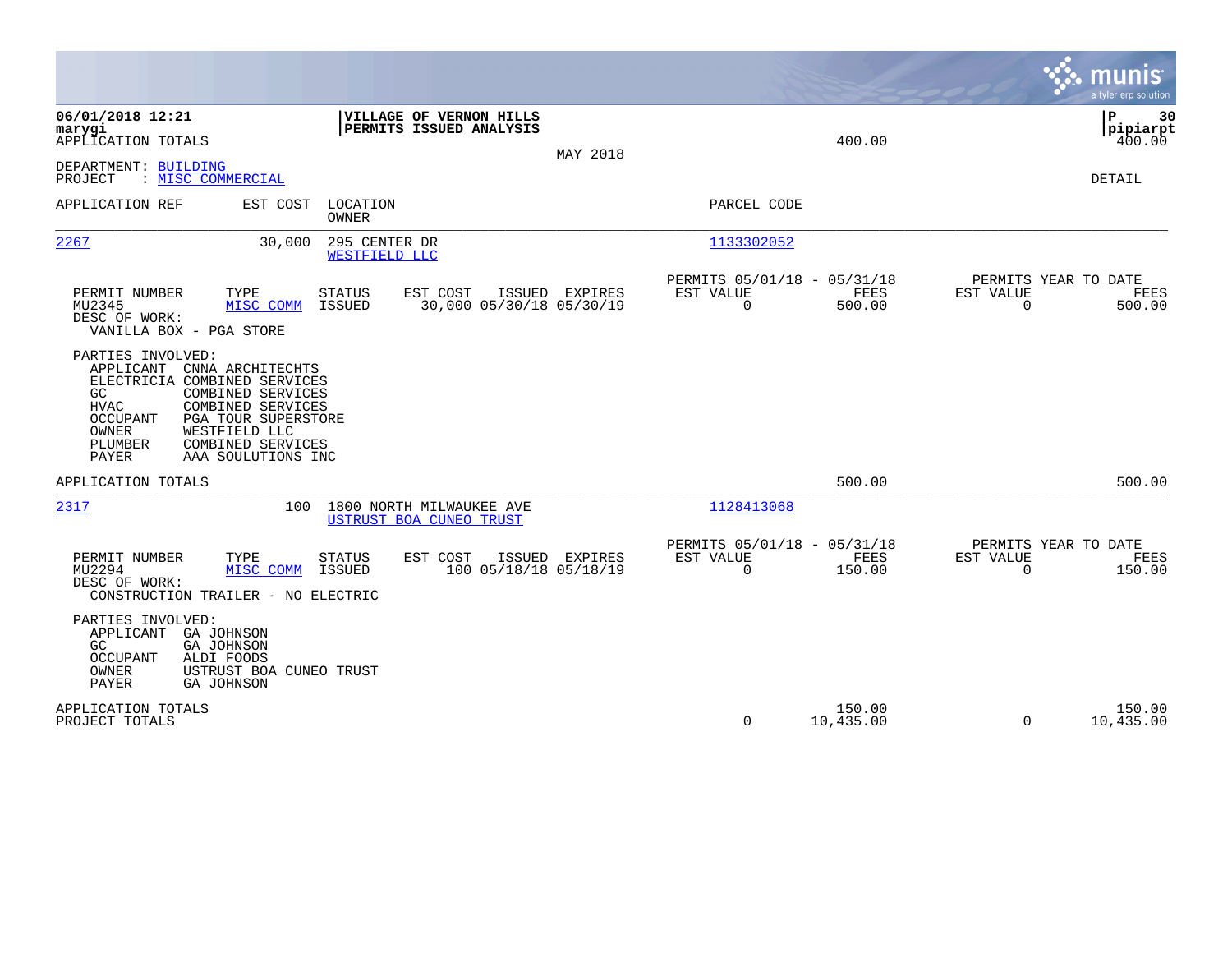**06/01/2018 12:21**
**marygi**
APPLICATION TOTALS

**VILLAGE OF VERNON HILLS**
**PERMITS ISSUED ANALYSIS**

MAY 2018

400.00 | 400.00

P 30
pipiarpt

DEPARTMENT: BUILDING
PROJECT : MISC COMMERCIAL

DETAIL

| APPLICATION REF | EST COST | LOCATION / OWNER | PARCEL CODE |
|---|---|---|---|
| 2267 | 30,000 | 295 CENTER DR / WESTFIELD LLC | 1133302052 |

| PERMIT NUMBER | TYPE | STATUS | EST COST | ISSUED | EXPIRES | PERMITS 05/01/18 - 05/31/18 EST VALUE | FEES | PERMITS YEAR TO DATE EST VALUE | FEES |
|---|---|---|---|---|---|---|---|---|---|
| MU2345 | MISC COMM | ISSUED | 30,000 | 05/30/18 | 05/30/19 | 0 | 500.00 | 0 | 500.00 |

DESC OF WORK:
VANILLA BOX - PGA STORE

PARTIES INVOLVED:

| | |
|---|---|
| APPLICANT | CNNA ARCHITECHTS |
| ELECTRICIA | COMBINED SERVICES |
| GC | COMBINED SERVICES |
| HVAC | COMBINED SERVICES |
| OCCUPANT | PGA TOUR SUPERSTORE |
| OWNER | WESTFIELD LLC |
| PLUMBER | COMBINED SERVICES |
| PAYER | AAA SOULUTIONS INC |

APPLICATION TOTALS 500.00 500.00

| APPLICATION REF | EST COST | LOCATION / OWNER | PARCEL CODE |
|---|---|---|---|
| 2317 | 100 | 1800 NORTH MILWAUKEE AVE / USTRUST BOA CUNEO TRUST | 1128413068 |

| PERMIT NUMBER | TYPE | STATUS | EST COST | ISSUED | EXPIRES | PERMITS 05/01/18 - 05/31/18 EST VALUE | FEES | PERMITS YEAR TO DATE EST VALUE | FEES |
|---|---|---|---|---|---|---|---|---|---|
| MU2294 | MISC COMM | ISSUED | 100 | 05/18/18 | 05/18/19 | 0 | 150.00 | 0 | 150.00 |

DESC OF WORK:
CONSTRUCTION TRAILER - NO ELECTRIC

PARTIES INVOLVED:

| | |
|---|---|
| APPLICANT | GA JOHNSON |
| GC | GA JOHNSON |
| OCCUPANT | ALDI FOODS |
| OWNER | USTRUST BOA CUNEO TRUST |
| PAYER | GA JOHNSON |

| | EST VALUE | FEES | EST VALUE | FEES |
|---|---|---|---|---|
| APPLICATION TOTALS | | 150.00 | | 150.00 |
| PROJECT TOTALS | 0 | 10,435.00 | 0 | 10,435.00 |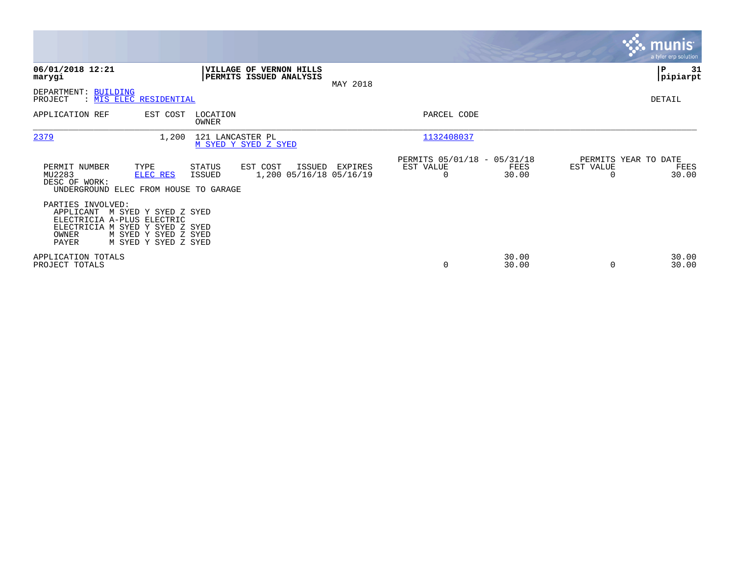**06/01/2018 12:21**
**marygi**

**VILLAGE OF VERNON HILLS**
**PERMITS ISSUED ANALYSIS**

MAY 2018

**P 31**
**pipiarpt**

DEPARTMENT: BUILDING
PROJECT : MIS ELEC RESIDENTIAL

DETAIL

| APPLICATION REF | EST COST | LOCATION / OWNER | PARCEL CODE |
|---|---|---|---|
| 2379 | 1,200 | 121 LANCASTER PL / M SYED Y SYED Z SYED | 1132408037 |

| PERMIT NUMBER | TYPE | STATUS | EST COST | ISSUED | EXPIRES | PERMITS 05/01/18 - 05/31/18 EST VALUE | FEES | PERMITS YEAR TO DATE EST VALUE | FEES |
|---|---|---|---|---|---|---|---|---|---|
| MU2283 | ELEC RES | ISSUED | 1,200 | 05/16/18 | 05/16/19 | 0 | 30.00 | 0 | 30.00 |

DESC OF WORK:
UNDERGROUND ELEC FROM HOUSE TO GARAGE

PARTIES INVOLVED:

| | |
|---|---|
| APPLICANT | M SYED Y SYED Z SYED |
| ELECTRICIA | A-PLUS ELECTRIC |
| ELECTRICIA | M SYED Y SYED Z SYED |
| OWNER | M SYED Y SYED Z SYED |
| PAYER | M SYED Y SYED Z SYED |

| | EST VALUE | FEES | YTD EST VALUE | YTD FEES |
|---|---|---|---|---|
| APPLICATION TOTALS | | 30.00 | | 30.00 |
| PROJECT TOTALS | 0 | 30.00 | 0 | 30.00 |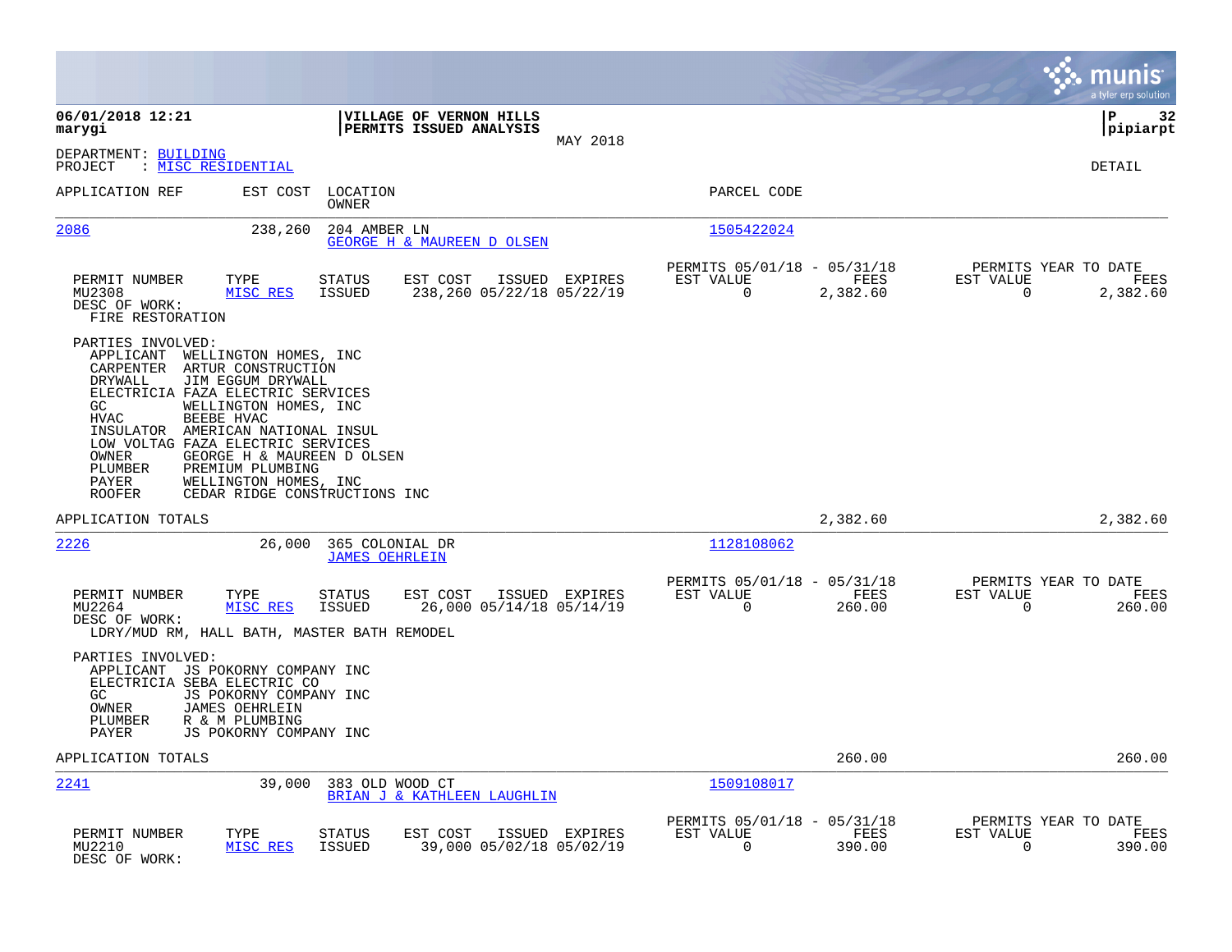**06/01/2018 12:21**
**marygi**

**VILLAGE OF VERNON HILLS**
**PERMITS ISSUED ANALYSIS**
MAY 2018

**P 32**
**pipiarpt**

DEPARTMENT: BUILDING
PROJECT : MISC RESIDENTIAL

DETAIL

| APPLICATION REF | EST COST | LOCATION / OWNER | PARCEL CODE |
|---|---|---|---|
| 2086 | 238,260 | 204 AMBER LN / GEORGE H & MAUREEN D OLSEN | 1505422024 |

| PERMIT NUMBER | TYPE | STATUS | EST COST | ISSUED | EXPIRES | PERMITS 05/01/18 - 05/31/18 EST VALUE | FEES | PERMITS YEAR TO DATE EST VALUE | FEES |
|---|---|---|---|---|---|---|---|---|---|
| MU2308 | MISC RES | ISSUED | 238,260 | 05/22/18 | 05/22/19 | 0 | 2,382.60 | 0 | 2,382.60 |

DESC OF WORK:
FIRE RESTORATION

PARTIES INVOLVED:
- APPLICANT WELLINGTON HOMES, INC
- CARPENTER ARTUR CONSTRUCTION
- DRYWALL JIM EGGUM DRYWALL
- ELECTRICIA FAZA ELECTRIC SERVICES
- GC WELLINGTON HOMES, INC
- HVAC BEEBE HVAC
- INSULATOR AMERICAN NATIONAL INSUL
- LOW VOLTAG FAZA ELECTRIC SERVICES
- OWNER GEORGE H & MAUREEN D OLSEN
- PLUMBER PREMIUM PLUMBING
- PAYER WELLINGTON HOMES, INC
- ROOFER CEDAR RIDGE CONSTRUCTIONS INC

APPLICATION TOTALS: 2,382.60 | 2,382.60

| APPLICATION REF | EST COST | LOCATION / OWNER | PARCEL CODE |
|---|---|---|---|
| 2226 | 26,000 | 365 COLONIAL DR / JAMES OEHRLEIN | 1128108062 |

| PERMIT NUMBER | TYPE | STATUS | EST COST | ISSUED | EXPIRES | PERMITS 05/01/18 - 05/31/18 EST VALUE | FEES | PERMITS YEAR TO DATE EST VALUE | FEES |
|---|---|---|---|---|---|---|---|---|---|
| MU2264 | MISC RES | ISSUED | 26,000 | 05/14/18 | 05/14/19 | 0 | 260.00 | 0 | 260.00 |

DESC OF WORK:
LDRY/MUD RM, HALL BATH, MASTER BATH REMODEL

PARTIES INVOLVED:
- APPLICANT JS POKORNY COMPANY INC
- ELECTRICIA SEBA ELECTRIC CO
- GC JS POKORNY COMPANY INC
- OWNER JAMES OEHRLEIN
- PLUMBER R & M PLUMBING
- PAYER JS POKORNY COMPANY INC

APPLICATION TOTALS: 260.00 | 260.00

| APPLICATION REF | EST COST | LOCATION / OWNER | PARCEL CODE |
|---|---|---|---|
| 2241 | 39,000 | 383 OLD WOOD CT / BRIAN J & KATHLEEN LAUGHLIN | 1509108017 |

| PERMIT NUMBER | TYPE | STATUS | EST COST | ISSUED | EXPIRES | PERMITS 05/01/18 - 05/31/18 EST VALUE | FEES | PERMITS YEAR TO DATE EST VALUE | FEES |
|---|---|---|---|---|---|---|---|---|---|
| MU2210 | MISC RES | ISSUED | 39,000 | 05/02/18 | 05/02/19 | 0 | 390.00 | 0 | 390.00 |

DESC OF WORK: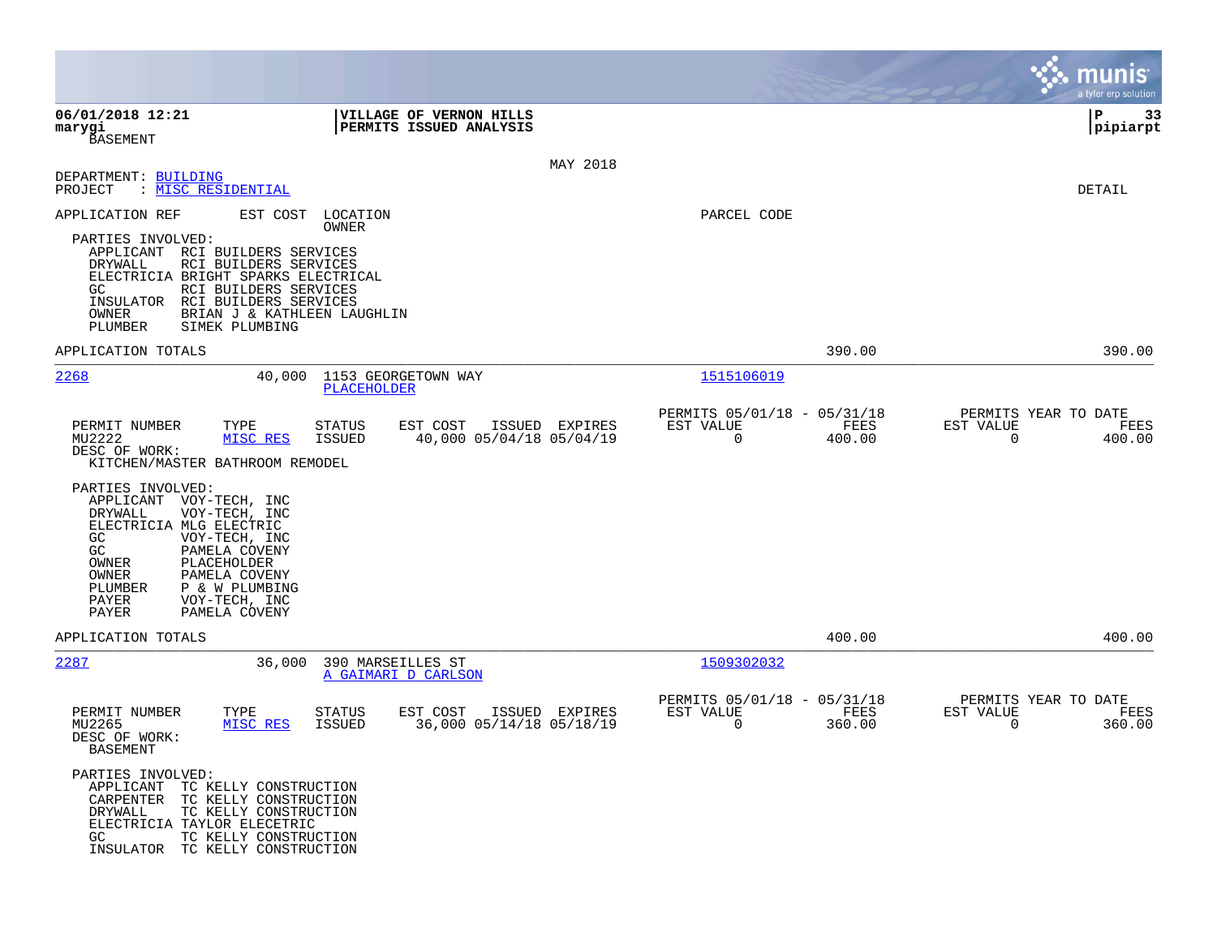BASEMENT

**VILLAGE OF VERNON HILLS**
**PERMITS ISSUED ANALYSIS**

MAY 2018

DEPARTMENT: BUILDING
PROJECT : MISC RESIDENTIAL

DETAIL

APPLICATION REF | EST COST | LOCATION / OWNER | PARCEL CODE

PARTIES INVOLVED:
- APPLICANT RCI BUILDERS SERVICES
- DRYWALL RCI BUILDERS SERVICES
- ELECTRICIA BRIGHT SPARKS ELECTRICAL
- GC RCI BUILDERS SERVICES
- INSULATOR RCI BUILDERS SERVICES
- OWNER BRIAN J & KATHLEEN LAUGHLIN
- PLUMBER SIMEK PLUMBING

APPLICATION TOTALS — 390.00 — 390.00

---

**2268** — 40,000 — 1153 GEORGETOWN WAY — PLACEHOLDER — 1515106019

| PERMIT NUMBER | TYPE | STATUS | EST COST | ISSUED | EXPIRES | PERMITS 05/01/18 - 05/31/18 EST VALUE | FEES | PERMITS YEAR TO DATE EST VALUE | FEES |
|---|---|---|---|---|---|---|---|---|---|
| MU2222 | MISC RES | ISSUED | 40,000 | 05/04/18 | 05/04/19 | 0 | 400.00 | 0 | 400.00 |

DESC OF WORK:
KITCHEN/MASTER BATHROOM REMODEL

PARTIES INVOLVED:
- APPLICANT VOY-TECH, INC
- DRYWALL VOY-TECH, INC
- ELECTRICIA MLG ELECTRIC
- GC VOY-TECH, INC
- GC PAMELA COVENY
- OWNER PLACEHOLDER
- OWNER PAMELA COVENY
- PLUMBER P & W PLUMBING
- PAYER VOY-TECH, INC
- PAYER PAMELA COVENY

APPLICATION TOTALS — 400.00 — 400.00

---

**2287** — 36,000 — 390 MARSEILLES ST — A GAIMARI D CARLSON — 1509302032

| PERMIT NUMBER | TYPE | STATUS | EST COST | ISSUED | EXPIRES | PERMITS 05/01/18 - 05/31/18 EST VALUE | FEES | PERMITS YEAR TO DATE EST VALUE | FEES |
|---|---|---|---|---|---|---|---|---|---|
| MU2265 | MISC RES | ISSUED | 36,000 | 05/14/18 | 05/18/19 | 0 | 360.00 | 0 | 360.00 |

DESC OF WORK:
BASEMENT

PARTIES INVOLVED:
- APPLICANT TC KELLY CONSTRUCTION
- CARPENTER TC KELLY CONSTRUCTION
- DRYWALL TC KELLY CONSTRUCTION
- ELECTRICIA TAYLOR ELECETRIC
- GC TC KELLY CONSTRUCTION
- INSULATOR TC KELLY CONSTRUCTION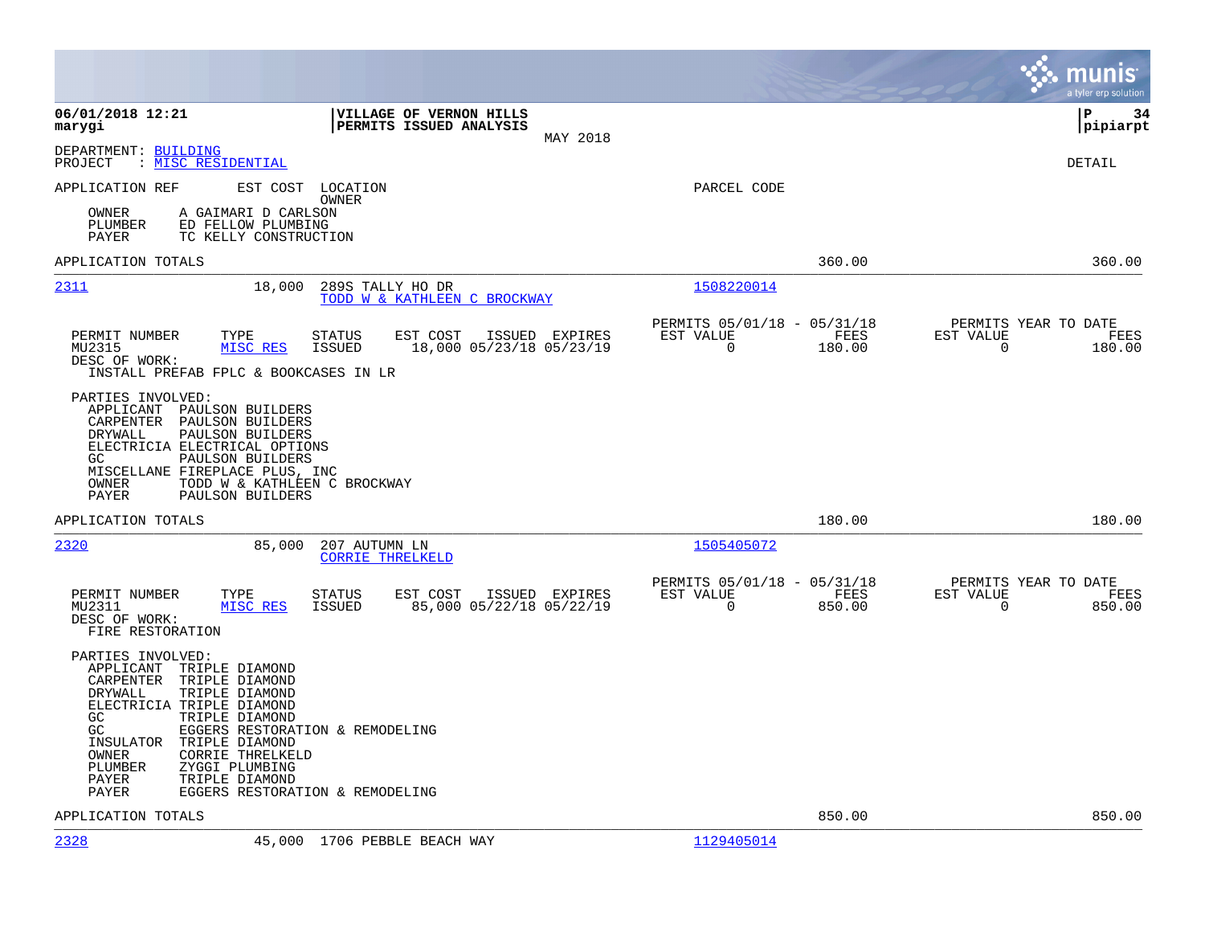**06/01/2018 12:21** | **VILLAGE OF VERNON HILLS** | **P 34**
**marygi** | **PERMITS ISSUED ANALYSIS** | **pipiarpt**

MAY 2018

DEPARTMENT: BUILDING
PROJECT : MISC RESIDENTIAL

DETAIL

APPLICATION REF    EST COST    LOCATION    OWNER    PARCEL CODE

OWNER    A GAIMARI D CARLSON
PLUMBER    ED FELLOW PLUMBING
PAYER    TC KELLY CONSTRUCTION

APPLICATION TOTALS    360.00    360.00

---

**2311**    18,000    289S TALLY HO DR    1508220014
TODD W & KATHLEEN C BROCKWAY

| PERMIT NUMBER | TYPE | STATUS | EST COST | ISSUED | EXPIRES | PERMITS 05/01/18 - 05/31/18 EST VALUE | FEES | PERMITS YEAR TO DATE EST VALUE | FEES |
|---|---|---|---|---|---|---|---|---|---|
| MU2315 | MISC RES | ISSUED | 18,000 | 05/23/18 | 05/23/19 | 0 | 180.00 | 0 | 180.00 |

DESC OF WORK:
INSTALL PREFAB FPLC & BOOKCASES IN LR

PARTIES INVOLVED:
APPLICANT    PAULSON BUILDERS
CARPENTER    PAULSON BUILDERS
DRYWALL    PAULSON BUILDERS
ELECTRICIA    ELECTRICAL OPTIONS
GC    PAULSON BUILDERS
MISCELLANE    FIREPLACE PLUS, INC
OWNER    TODD W & KATHLEEN C BROCKWAY
PAYER    PAULSON BUILDERS

APPLICATION TOTALS    180.00    180.00

---

**2320**    85,000    207 AUTUMN LN    1505405072
CORRIE THRELKELD

| PERMIT NUMBER | TYPE | STATUS | EST COST | ISSUED | EXPIRES | PERMITS 05/01/18 - 05/31/18 EST VALUE | FEES | PERMITS YEAR TO DATE EST VALUE | FEES |
|---|---|---|---|---|---|---|---|---|---|
| MU2311 | MISC RES | ISSUED | 85,000 | 05/22/18 | 05/22/19 | 0 | 850.00 | 0 | 850.00 |

DESC OF WORK:
FIRE RESTORATION

PARTIES INVOLVED:
APPLICANT    TRIPLE DIAMOND
CARPENTER    TRIPLE DIAMOND
DRYWALL    TRIPLE DIAMOND
ELECTRICIA    TRIPLE DIAMOND
GC    TRIPLE DIAMOND
GC    EGGERS RESTORATION & REMODELING
INSULATOR    TRIPLE DIAMOND
OWNER    CORRIE THRELKELD
PLUMBER    ZYGGI PLUMBING
PAYER    TRIPLE DIAMOND
PAYER    EGGERS RESTORATION & REMODELING

APPLICATION TOTALS    850.00    850.00

---

**2328**    45,000    1706 PEBBLE BEACH WAY    1129405014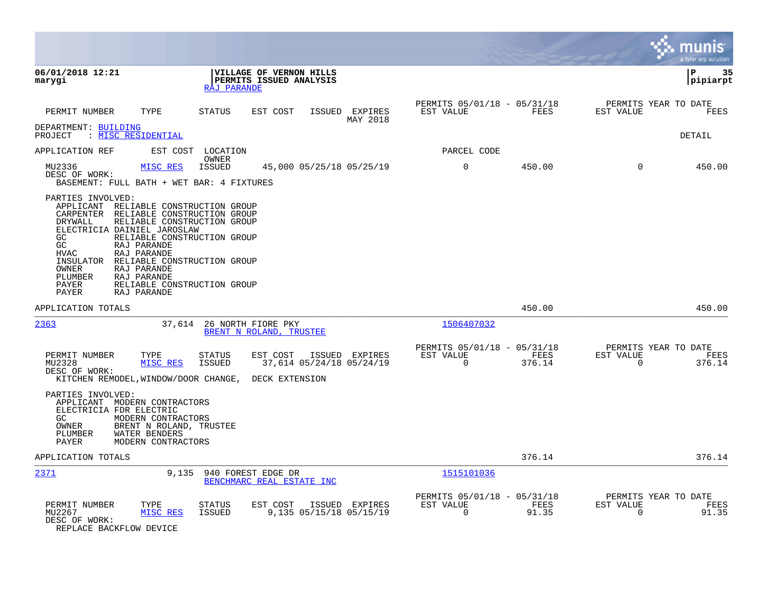**06/01/2018 12:21**
**marygi**

**VILLAGE OF VERNON HILLS**
**PERMITS ISSUED ANALYSIS**
RAJ PARANDE

**P 35**
**pipiarpt**

| PERMIT NUMBER | TYPE | STATUS | EST COST | ISSUED | EXPIRES MAY 2018 | PERMITS 05/01/18 - 05/31/18 EST VALUE | FEES | PERMITS YEAR TO DATE EST VALUE | FEES |
|---|---|---|---|---|---|---|---|---|---|

DEPARTMENT: BUILDING
PROJECT : MISC RESIDENTIAL

DETAIL

APPLICATION REF | EST COST | LOCATION / OWNER | PARCEL CODE

| PERMIT NUMBER | TYPE | STATUS | EST COST | ISSUED | EXPIRES | EST VALUE | FEES | EST VALUE | FEES |
|---|---|---|---|---|---|---|---|---|---|
| MU2336 | MISC RES | ISSUED | 45,000 | 05/25/18 | 05/25/19 | 0 | 450.00 | 0 | 450.00 |

DESC OF WORK:
BASEMENT: FULL BATH + WET BAR: 4 FIXTURES

PARTIES INVOLVED:
- APPLICANT RELIABLE CONSTRUCTION GROUP
- CARPENTER RELIABLE CONSTRUCTION GROUP
- DRYWALL RELIABLE CONSTRUCTION GROUP
- ELECTRICIA DAINIEL JAROSLAW
- GC RELIABLE CONSTRUCTION GROUP
- GC RAJ PARANDE
- HVAC RAJ PARANDE
- INSULATOR RELIABLE CONSTRUCTION GROUP
- OWNER RAJ PARANDE
- PLUMBER RAJ PARANDE
- PAYER RELIABLE CONSTRUCTION GROUP
- PAYER RAJ PARANDE

APPLICATION TOTALS 450.00 450.00

---

2363 | 37,614 | 26 NORTH FIORE PKY | 1506407032
BRENT N ROLAND, TRUSTEE

| PERMIT NUMBER | TYPE | STATUS | EST COST | ISSUED | EXPIRES | PERMITS 05/01/18 - 05/31/18 EST VALUE | FEES | PERMITS YEAR TO DATE EST VALUE | FEES |
|---|---|---|---|---|---|---|---|---|---|
| MU2328 | MISC RES | ISSUED | 37,614 | 05/24/18 | 05/24/19 | 0 | 376.14 | 0 | 376.14 |

DESC OF WORK:
KITCHEN REMODEL,WINDOW/DOOR CHANGE, DECK EXTENSION

PARTIES INVOLVED:
- APPLICANT MODERN CONTRACTORS
- ELECTRICIA FDR ELECTRIC
- GC MODERN CONTRACTORS
- OWNER BRENT N ROLAND, TRUSTEE
- PLUMBER WATER BENDERS
- PAYER MODERN CONTRACTORS

APPLICATION TOTALS 376.14 376.14

---

2371 | 9,135 | 940 FOREST EDGE DR | 1515101036
BENCHMARC REAL ESTATE INC

| PERMIT NUMBER | TYPE | STATUS | EST COST | ISSUED | EXPIRES | PERMITS 05/01/18 - 05/31/18 EST VALUE | FEES | PERMITS YEAR TO DATE EST VALUE | FEES |
|---|---|---|---|---|---|---|---|---|---|
| MU2267 | MISC RES | ISSUED | 9,135 | 05/15/18 | 05/15/19 | 0 | 91.35 | 0 | 91.35 |

DESC OF WORK:
REPLACE BACKFLOW DEVICE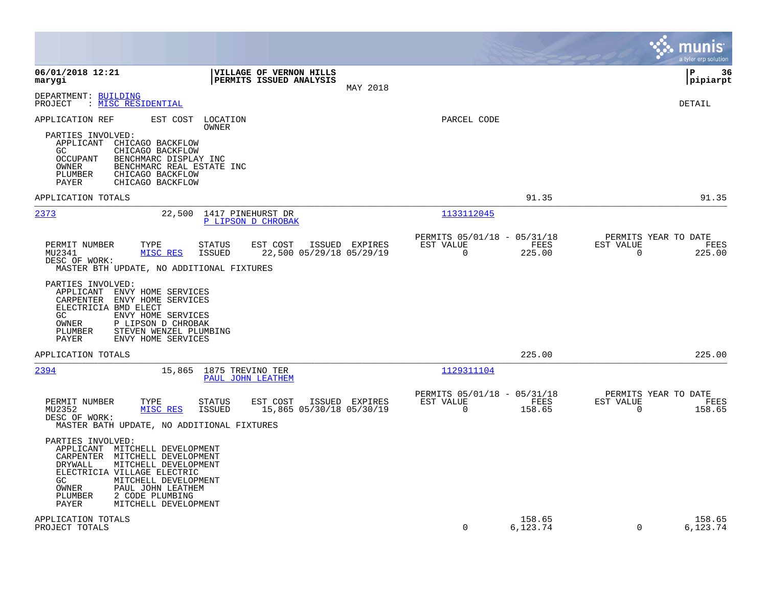**06/01/2018 12:21** — marygi

**VILLAGE OF VERNON HILLS**
**PERMITS ISSUED ANALYSIS**
MAY 2018

P 36 — pipiarpt

DEPARTMENT: BUILDING
PROJECT : MISC RESIDENTIAL

DETAIL

APPLICATION REF    EST COST    LOCATION / OWNER    PARCEL CODE

PARTIES INVOLVED:
- APPLICANT CHICAGO BACKFLOW
- GC CHICAGO BACKFLOW
- OCCUPANT BENCHMARC DISPLAY INC
- OWNER BENCHMARC REAL ESTATE INC
- PLUMBER CHICAGO BACKFLOW
- PAYER CHICAGO BACKFLOW

APPLICATION TOTALS — 91.35 — 91.35

---

**2373** — 22,500 — 1417 PINEHURST DR — P LIPSON D CHROBAK — Parcel 1133112045

| PERMIT NUMBER | TYPE | STATUS | EST COST | ISSUED | EXPIRES | PERMITS 05/01/18 - 05/31/18 EST VALUE | FEES | PERMITS YEAR TO DATE EST VALUE | FEES |
|---|---|---|---|---|---|---|---|---|---|
| MU2341 | MISC RES | ISSUED | 22,500 | 05/29/18 | 05/29/19 | 0 | 225.00 | 0 | 225.00 |

DESC OF WORK:
MASTER BTH UPDATE, NO ADDITIONAL FIXTURES

PARTIES INVOLVED:
- APPLICANT ENVY HOME SERVICES
- CARPENTER ENVY HOME SERVICES
- ELECTRICIA BMD ELECT
- GC ENVY HOME SERVICES
- OWNER P LIPSON D CHROBAK
- PLUMBER STEVEN WENZEL PLUMBING
- PAYER ENVY HOME SERVICES

APPLICATION TOTALS — 225.00 — 225.00

---

**2394** — 15,865 — 1875 TREVINO TER — PAUL JOHN LEATHEM — Parcel 1129311104

| PERMIT NUMBER | TYPE | STATUS | EST COST | ISSUED | EXPIRES | PERMITS 05/01/18 - 05/31/18 EST VALUE | FEES | PERMITS YEAR TO DATE EST VALUE | FEES |
|---|---|---|---|---|---|---|---|---|---|
| MU2352 | MISC RES | ISSUED | 15,865 | 05/30/18 | 05/30/19 | 0 | 158.65 | 0 | 158.65 |

DESC OF WORK:
MASTER BATH UPDATE, NO ADDITIONAL FIXTURES

PARTIES INVOLVED:
- APPLICANT MITCHELL DEVELOPMENT
- CARPENTER MITCHELL DEVELOPMENT
- DRYWALL MITCHELL DEVELOPMENT
- ELECTRICIA VILLAGE ELECTRIC
- GC MITCHELL DEVELOPMENT
- OWNER PAUL JOHN LEATHEM
- PLUMBER 2 CODE PLUMBING
- PAYER MITCHELL DEVELOPMENT

| | EST VALUE | FEES | YTD EST VALUE | YTD FEES |
|---|---|---|---|---|
| APPLICATION TOTALS | | 158.65 | | 158.65 |
| PROJECT TOTALS | 0 | 6,123.74 | 0 | 6,123.74 |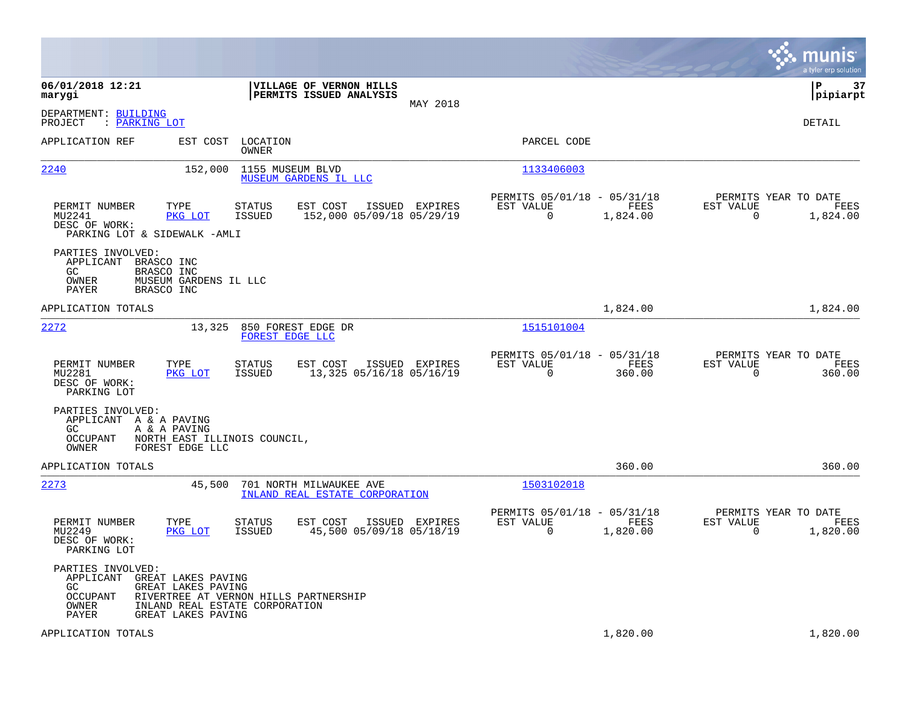**06/01/2018 12:21**
**marygi**

**VILLAGE OF VERNON HILLS**
**PERMITS ISSUED ANALYSIS**
MAY 2018

**P 37**
**pipiarpt**

DEPARTMENT: BUILDING
PROJECT : PARKING LOT

DETAIL

| APPLICATION REF | EST COST | LOCATION / OWNER | PARCEL CODE |
|---|---|---|---|
| 2240 | 152,000 | 1155 MUSEUM BLVD / MUSEUM GARDENS IL LLC | 1133406003 |

| PERMIT NUMBER | TYPE | STATUS | EST COST | ISSUED | EXPIRES | PERMITS 05/01/18 - 05/31/18 EST VALUE | FEES | PERMITS YEAR TO DATE EST VALUE | FEES |
|---|---|---|---|---|---|---|---|---|---|
| MU2241 | PKG LOT | ISSUED | 152,000 | 05/09/18 | 05/29/19 | 0 | 1,824.00 | 0 | 1,824.00 |

DESC OF WORK:
PARKING LOT & SIDEWALK -AMLI

PARTIES INVOLVED:
APPLICANT BRASCO INC
GC BRASCO INC
OWNER MUSEUM GARDENS IL LLC
PAYER BRASCO INC

APPLICATION TOTALS 1,824.00 1,824.00

| APPLICATION REF | EST COST | LOCATION / OWNER | PARCEL CODE |
|---|---|---|---|
| 2272 | 13,325 | 850 FOREST EDGE DR / FOREST EDGE LLC | 1515101004 |

| PERMIT NUMBER | TYPE | STATUS | EST COST | ISSUED | EXPIRES | PERMITS 05/01/18 - 05/31/18 EST VALUE | FEES | PERMITS YEAR TO DATE EST VALUE | FEES |
|---|---|---|---|---|---|---|---|---|---|
| MU2281 | PKG LOT | ISSUED | 13,325 | 05/16/18 | 05/16/19 | 0 | 360.00 | 0 | 360.00 |

DESC OF WORK:
PARKING LOT

PARTIES INVOLVED:
APPLICANT A & A PAVING
GC A & A PAVING
OCCUPANT NORTH EAST ILLINOIS COUNCIL,
OWNER FOREST EDGE LLC

APPLICATION TOTALS 360.00 360.00

| APPLICATION REF | EST COST | LOCATION / OWNER | PARCEL CODE |
|---|---|---|---|
| 2273 | 45,500 | 701 NORTH MILWAUKEE AVE / INLAND REAL ESTATE CORPORATION | 1503102018 |

| PERMIT NUMBER | TYPE | STATUS | EST COST | ISSUED | EXPIRES | PERMITS 05/01/18 - 05/31/18 EST VALUE | FEES | PERMITS YEAR TO DATE EST VALUE | FEES |
|---|---|---|---|---|---|---|---|---|---|
| MU2249 | PKG LOT | ISSUED | 45,500 | 05/09/18 | 05/18/19 | 0 | 1,820.00 | 0 | 1,820.00 |

DESC OF WORK:
PARKING LOT

PARTIES INVOLVED:
APPLICANT GREAT LAKES PAVING
GC GREAT LAKES PAVING
OCCUPANT RIVERTREE AT VERNON HILLS PARTNERSHIP
OWNER INLAND REAL ESTATE CORPORATION
PAYER GREAT LAKES PAVING

APPLICATION TOTALS 1,820.00 1,820.00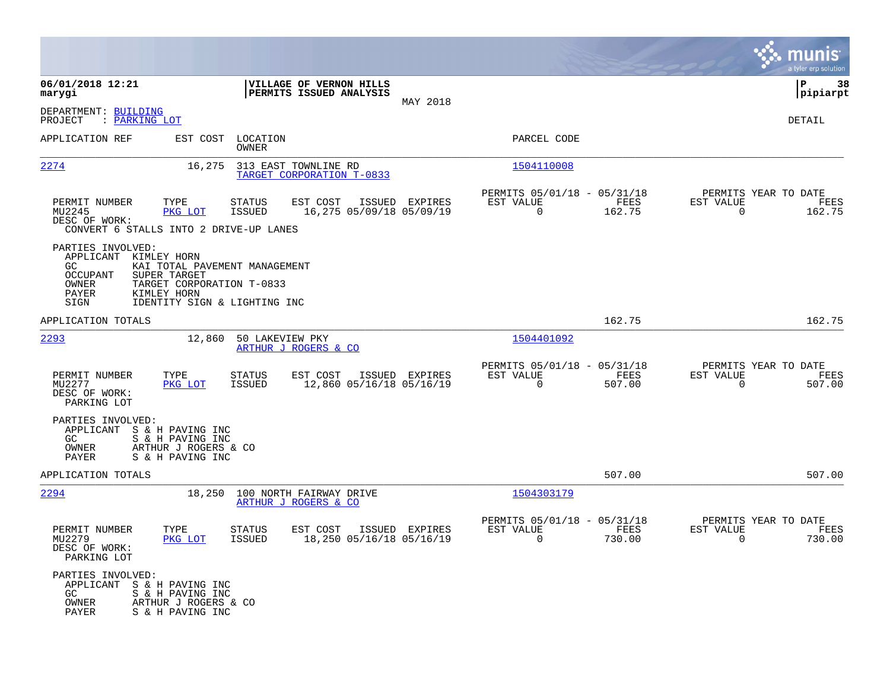**06/01/2018 12:21**
**marygi**

**VILLAGE OF VERNON HILLS**
**PERMITS ISSUED ANALYSIS**
MAY 2018

**P 38**
**pipiarpt**

DEPARTMENT: BUILDING
PROJECT : PARKING LOT

DETAIL

| APPLICATION REF | EST COST | LOCATION / OWNER | PARCEL CODE |
|---|---|---|---|

---

**2274** | 16,275 | 313 EAST TOWNLINE RD / TARGET CORPORATION T-0833 | 1504110008

| PERMIT NUMBER | TYPE | STATUS | EST COST | ISSUED | EXPIRES | PERMITS 05/01/18 - 05/31/18 EST VALUE | FEES | PERMITS YEAR TO DATE EST VALUE | FEES |
|---|---|---|---|---|---|---|---|---|---|
| MU2245 | PKG LOT | ISSUED | 16,275 | 05/09/18 | 05/09/19 | 0 | 162.75 | 0 | 162.75 |

DESC OF WORK:
CONVERT 6 STALLS INTO 2 DRIVE-UP LANES

PARTIES INVOLVED:
- APPLICANT KIMLEY HORN
- GC KAI TOTAL PAVEMENT MANAGEMENT
- OCCUPANT SUPER TARGET
- OWNER TARGET CORPORATION T-0833
- PAYER KIMLEY HORN
- SIGN IDENTITY SIGN & LIGHTING INC

APPLICATION TOTALS 162.75 162.75

---

**2293** | 12,860 | 50 LAKEVIEW PKY / ARTHUR J ROGERS & CO | 1504401092

| PERMIT NUMBER | TYPE | STATUS | EST COST | ISSUED | EXPIRES | PERMITS 05/01/18 - 05/31/18 EST VALUE | FEES | PERMITS YEAR TO DATE EST VALUE | FEES |
|---|---|---|---|---|---|---|---|---|---|
| MU2277 | PKG LOT | ISSUED | 12,860 | 05/16/18 | 05/16/19 | 0 | 507.00 | 0 | 507.00 |

DESC OF WORK:
PARKING LOT

PARTIES INVOLVED:
- APPLICANT S & H PAVING INC
- GC S & H PAVING INC
- OWNER ARTHUR J ROGERS & CO
- PAYER S & H PAVING INC

APPLICATION TOTALS 507.00 507.00

---

**2294** | 18,250 | 100 NORTH FAIRWAY DRIVE / ARTHUR J ROGERS & CO | 1504303179

| PERMIT NUMBER | TYPE | STATUS | EST COST | ISSUED | EXPIRES | PERMITS 05/01/18 - 05/31/18 EST VALUE | FEES | PERMITS YEAR TO DATE EST VALUE | FEES |
|---|---|---|---|---|---|---|---|---|---|
| MU2279 | PKG LOT | ISSUED | 18,250 | 05/16/18 | 05/16/19 | 0 | 730.00 | 0 | 730.00 |

DESC OF WORK:
PARKING LOT

PARTIES INVOLVED:
- APPLICANT S & H PAVING INC
- GC S & H PAVING INC
- OWNER ARTHUR J ROGERS & CO
- PAYER S & H PAVING INC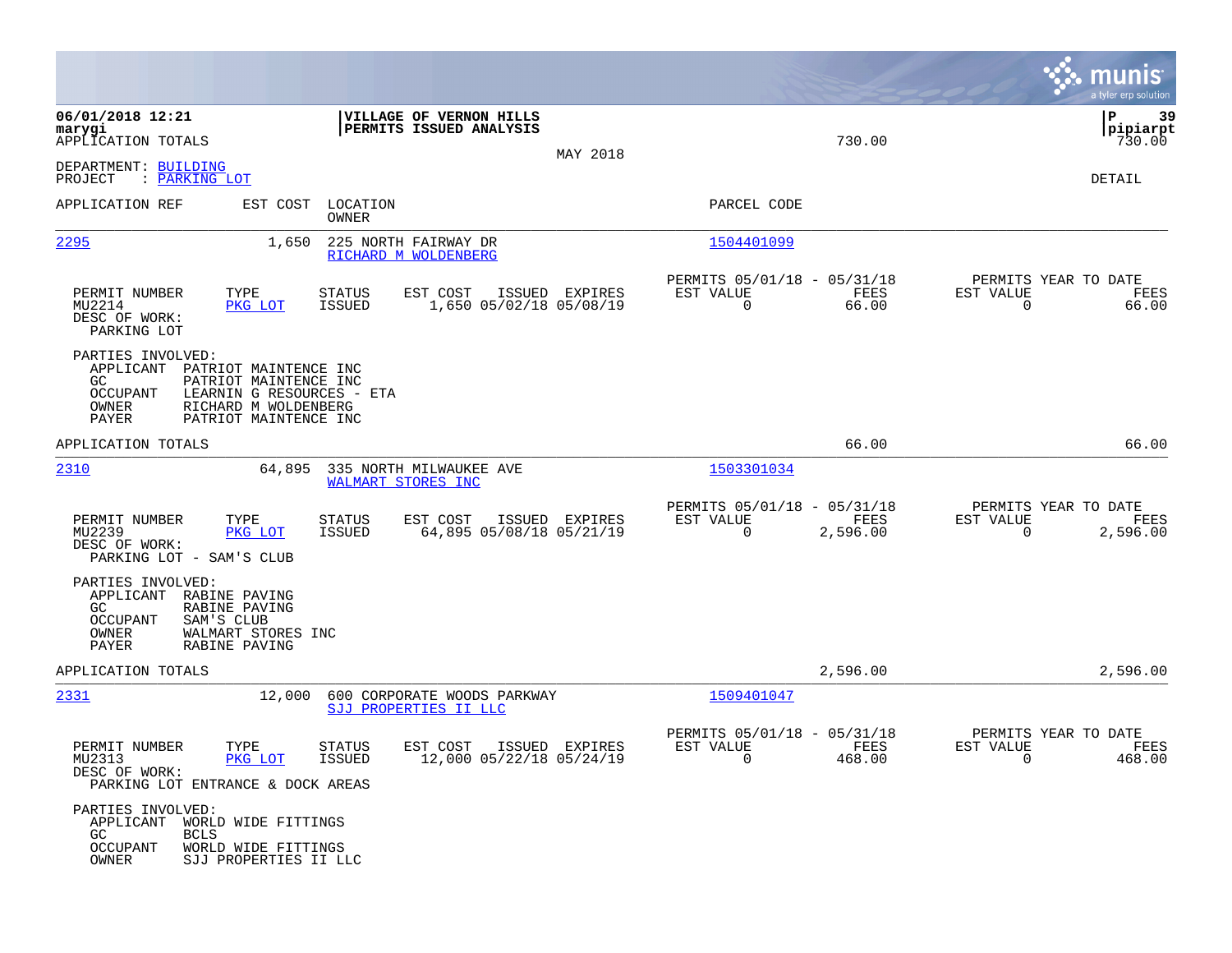06/01/2018 12:21
marygi
APPLICATION TOTALS

**VILLAGE OF VERNON HILLS**
**PERMITS ISSUED ANALYSIS**

MAY 2018

730.00 | 730.00

P 39
pipiarpt

DEPARTMENT: BUILDING
PROJECT : PARKING LOT

DETAIL

| APPLICATION REF | EST COST | LOCATION / OWNER | PARCEL CODE |
|---|---|---|---|
| 2295 | 1,650 | 225 NORTH FAIRWAY DR / RICHARD M WOLDENBERG | 1504401099 |

| PERMIT NUMBER | TYPE | STATUS | EST COST | ISSUED | EXPIRES | PERMITS 05/01/18 - 05/31/18 EST VALUE | FEES | PERMITS YEAR TO DATE EST VALUE | FEES |
|---|---|---|---|---|---|---|---|---|---|
| MU2214 | PKG LOT | ISSUED | 1,650 | 05/02/18 | 05/08/19 | 0 | 66.00 | 0 | 66.00 |

DESC OF WORK:
PARKING LOT

PARTIES INVOLVED:
- APPLICANT PATRIOT MAINTENCE INC
- GC PATRIOT MAINTENCE INC
- OCCUPANT LEARNIN G RESOURCES - ETA
- OWNER RICHARD M WOLDENBERG
- PAYER PATRIOT MAINTENCE INC

APPLICATION TOTALS 66.00 66.00

| APPLICATION REF | EST COST | LOCATION / OWNER | PARCEL CODE |
|---|---|---|---|
| 2310 | 64,895 | 335 NORTH MILWAUKEE AVE / WALMART STORES INC | 1503301034 |

| PERMIT NUMBER | TYPE | STATUS | EST COST | ISSUED | EXPIRES | PERMITS 05/01/18 - 05/31/18 EST VALUE | FEES | PERMITS YEAR TO DATE EST VALUE | FEES |
|---|---|---|---|---|---|---|---|---|---|
| MU2239 | PKG LOT | ISSUED | 64,895 | 05/08/18 | 05/21/19 | 0 | 2,596.00 | 0 | 2,596.00 |

DESC OF WORK:
PARKING LOT - SAM'S CLUB

PARTIES INVOLVED:
- APPLICANT RABINE PAVING
- GC RABINE PAVING
- OCCUPANT SAM'S CLUB
- OWNER WALMART STORES INC
- PAYER RABINE PAVING

APPLICATION TOTALS 2,596.00 2,596.00

| APPLICATION REF | EST COST | LOCATION / OWNER | PARCEL CODE |
|---|---|---|---|
| 2331 | 12,000 | 600 CORPORATE WOODS PARKWAY / SJJ PROPERTIES II LLC | 1509401047 |

| PERMIT NUMBER | TYPE | STATUS | EST COST | ISSUED | EXPIRES | PERMITS 05/01/18 - 05/31/18 EST VALUE | FEES | PERMITS YEAR TO DATE EST VALUE | FEES |
|---|---|---|---|---|---|---|---|---|---|
| MU2313 | PKG LOT | ISSUED | 12,000 | 05/22/18 | 05/24/19 | 0 | 468.00 | 0 | 468.00 |

DESC OF WORK:
PARKING LOT ENTRANCE & DOCK AREAS

PARTIES INVOLVED:
- APPLICANT WORLD WIDE FITTINGS
- GC BCLS
- OCCUPANT WORLD WIDE FITTINGS
- OWNER SJJ PROPERTIES II LLC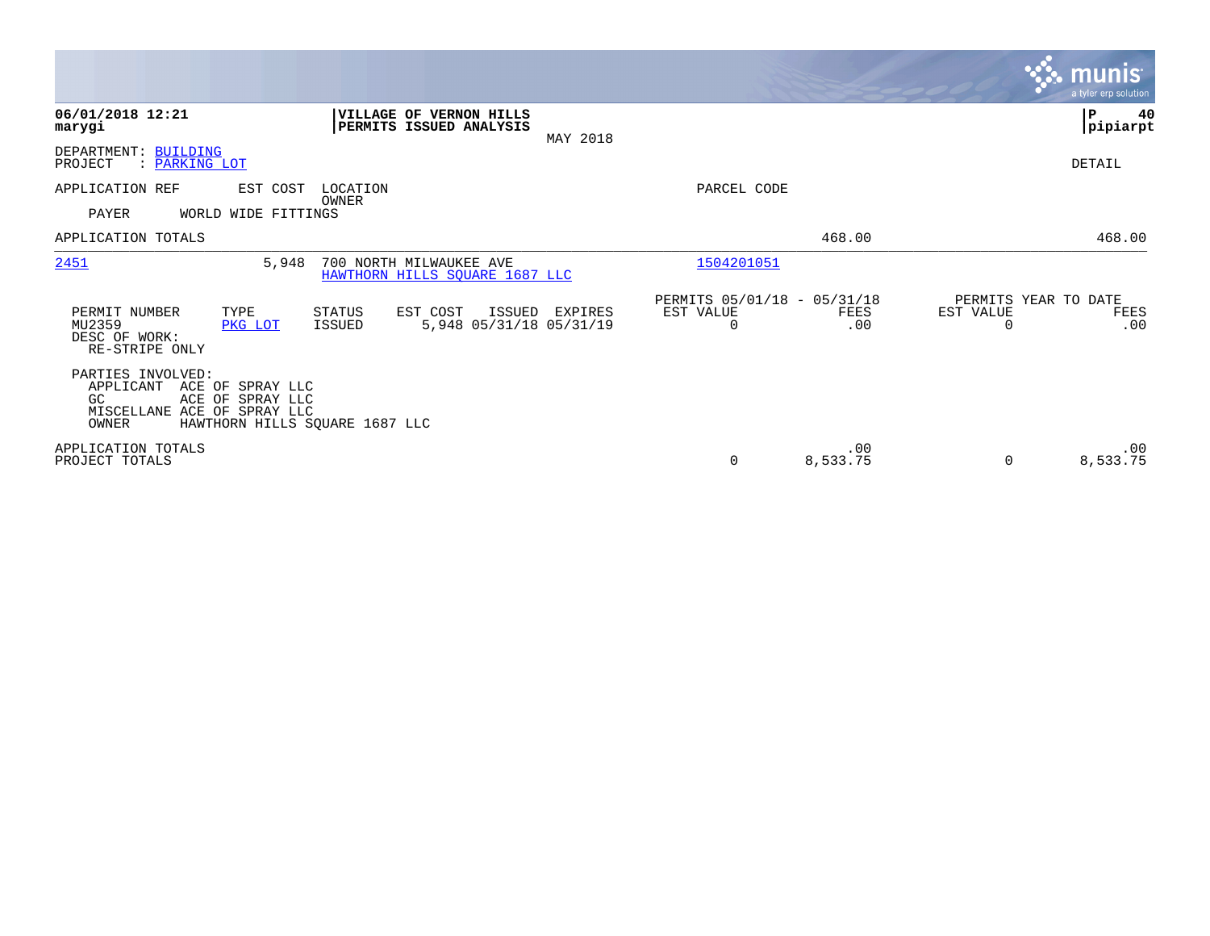**06/01/2018 12:21**
**marygi**

**VILLAGE OF VERNON HILLS**
**PERMITS ISSUED ANALYSIS**

MAY 2018

**P 40**
**pipiarpt**

DEPARTMENT: BUILDING
PROJECT : PARKING LOT

DETAIL

| APPLICATION REF | EST COST | LOCATION / OWNER | PARCEL CODE | | |
|---|---|---|---|---|---|
| PAYER | WORLD WIDE FITTINGS | | | | |
| APPLICATION TOTALS | | | | 468.00 | 468.00 |
| 2451 | 5,948 | 700 NORTH MILWAUKEE AVE / HAWTHORN HILLS SQUARE 1687 LLC | 1504201051 | | |

| PERMIT NUMBER | TYPE | STATUS | EST COST | ISSUED | EXPIRES | PERMITS 05/01/18 - 05/31/18 EST VALUE | FEES | PERMITS YEAR TO DATE EST VALUE | FEES |
|---|---|---|---|---|---|---|---|---|---|
| MU2359 | PKG LOT | ISSUED | 5,948 | 05/31/18 | 05/31/19 | 0 | .00 | 0 | .00 |

DESC OF WORK:
RE-STRIPE ONLY

PARTIES INVOLVED:
APPLICANT ACE OF SPRAY LLC
GC ACE OF SPRAY LLC
MISCELLANE ACE OF SPRAY LLC
OWNER HAWTHORN HILLS SQUARE 1687 LLC

| | EST VALUE | FEES | EST VALUE | FEES |
|---|---|---|---|---|
| APPLICATION TOTALS | | .00 | | .00 |
| PROJECT TOTALS | 0 | 8,533.75 | 0 | 8,533.75 |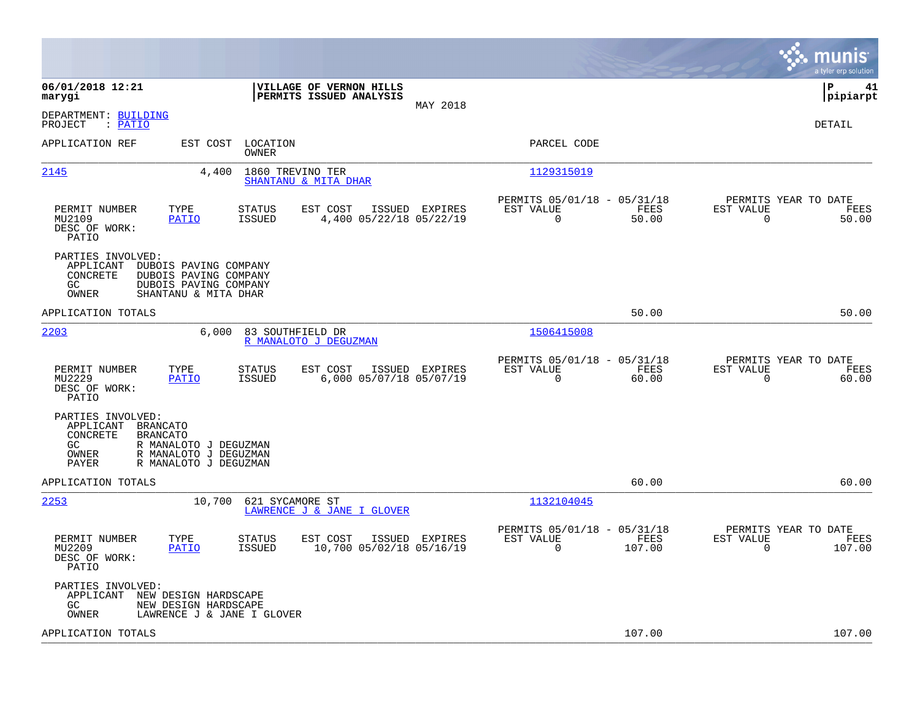06/01/2018 12:21
marygi

**VILLAGE OF VERNON HILLS**
**PERMITS ISSUED ANALYSIS**

MAY 2018

P 41
pipiarpt

DEPARTMENT: BUILDING
PROJECT : PATIO

DETAIL

| APPLICATION REF | EST COST | LOCATION / OWNER | PARCEL CODE |
|---|---|---|---|
| 2145 | 4,400 | 1860 TREVINO TER / SHANTANU & MITA DHAR | 1129315019 |

| PERMIT NUMBER | TYPE | STATUS | EST COST | ISSUED | EXPIRES | PERMITS 05/01/18 - 05/31/18 EST VALUE | FEES | PERMITS YEAR TO DATE EST VALUE | FEES |
|---|---|---|---|---|---|---|---|---|---|
| MU2109 | PATIO | ISSUED | 4,400 | 05/22/18 | 05/22/19 | 0 | 50.00 | 0 | 50.00 |

DESC OF WORK:
PATIO

PARTIES INVOLVED:
- APPLICANT DUBOIS PAVING COMPANY
- CONCRETE DUBOIS PAVING COMPANY
- GC DUBOIS PAVING COMPANY
- OWNER SHANTANU & MITA DHAR

APPLICATION TOTALS 50.00 50.00

| APPLICATION REF | EST COST | LOCATION / OWNER | PARCEL CODE |
|---|---|---|---|
| 2203 | 6,000 | 83 SOUTHFIELD DR / R MANALOTO J DEGUZMAN | 1506415008 |

| PERMIT NUMBER | TYPE | STATUS | EST COST | ISSUED | EXPIRES | PERMITS 05/01/18 - 05/31/18 EST VALUE | FEES | PERMITS YEAR TO DATE EST VALUE | FEES |
|---|---|---|---|---|---|---|---|---|---|
| MU2229 | PATIO | ISSUED | 6,000 | 05/07/18 | 05/07/19 | 0 | 60.00 | 0 | 60.00 |

DESC OF WORK:
PATIO

PARTIES INVOLVED:
- APPLICANT BRANCATO
- CONCRETE BRANCATO
- GC R MANALOTO J DEGUZMAN
- OWNER R MANALOTO J DEGUZMAN
- PAYER R MANALOTO J DEGUZMAN

APPLICATION TOTALS 60.00 60.00

| APPLICATION REF | EST COST | LOCATION / OWNER | PARCEL CODE |
|---|---|---|---|
| 2253 | 10,700 | 621 SYCAMORE ST / LAWRENCE J & JANE I GLOVER | 1132104045 |

| PERMIT NUMBER | TYPE | STATUS | EST COST | ISSUED | EXPIRES | PERMITS 05/01/18 - 05/31/18 EST VALUE | FEES | PERMITS YEAR TO DATE EST VALUE | FEES |
|---|---|---|---|---|---|---|---|---|---|
| MU2209 | PATIO | ISSUED | 10,700 | 05/02/18 | 05/16/19 | 0 | 107.00 | 0 | 107.00 |

DESC OF WORK:
PATIO

PARTIES INVOLVED:
- APPLICANT NEW DESIGN HARDSCAPE
- GC NEW DESIGN HARDSCAPE
- OWNER LAWRENCE J & JANE I GLOVER

APPLICATION TOTALS 107.00 107.00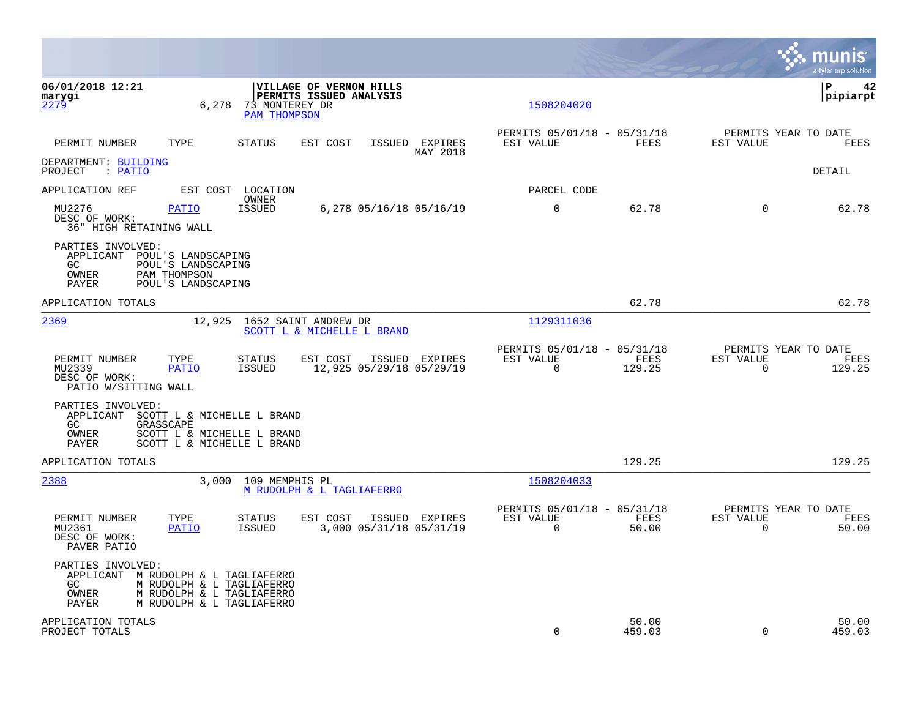06/01/2018 12:21
marygi

**VILLAGE OF VERNON HILLS**
**PERMITS ISSUED ANALYSIS**

P 42
pipiarpt

2279 | 6,278 | 73 MONTEREY DR | PAM THOMPSON | 1508204020

| PERMIT NUMBER | TYPE | STATUS | EST COST | ISSUED | EXPIRES | PERMITS 05/01/18 - 05/31/18 EST VALUE | FEES | PERMITS YEAR TO DATE EST VALUE | FEES |
|---|---|---|---|---|---|---|---|---|---|
| | | | | | MAY 2018 | | | | |

DEPARTMENT: BUILDING
PROJECT : PATIO

DETAIL

| APPLICATION REF | EST COST | LOCATION / OWNER | | | | PARCEL CODE | | | |
|---|---|---|---|---|---|---|---|---|---|
| MU2276 | PATIO | ISSUED | 6,278 | 05/16/18 | 05/16/19 | 0 | 62.78 | 0 | 62.78 |

DESC OF WORK:
36" HIGH RETAINING WALL

PARTIES INVOLVED:
- APPLICANT POUL'S LANDSCAPING
- GC POUL'S LANDSCAPING
- OWNER PAM THOMPSON
- PAYER POUL'S LANDSCAPING

APPLICATION TOTALS — 62.78 — 62.78

---

2369 | 12,925 | 1652 SAINT ANDREW DR | SCOTT L & MICHELLE L BRAND | 1129311036

| PERMIT NUMBER | TYPE | STATUS | EST COST | ISSUED | EXPIRES | PERMITS 05/01/18 - 05/31/18 EST VALUE | FEES | PERMITS YEAR TO DATE EST VALUE | FEES |
|---|---|---|---|---|---|---|---|---|---|
| MU2339 | PATIO | ISSUED | 12,925 | 05/29/18 | 05/29/19 | 0 | 129.25 | 0 | 129.25 |

DESC OF WORK:
PATIO W/SITTING WALL

PARTIES INVOLVED:
- APPLICANT SCOTT L & MICHELLE L BRAND
- GC GRASSCAPE
- OWNER SCOTT L & MICHELLE L BRAND
- PAYER SCOTT L & MICHELLE L BRAND

APPLICATION TOTALS — 129.25 — 129.25

---

2388 | 3,000 | 109 MEMPHIS PL | M RUDOLPH & L TAGLIAFERRO | 1508204033

| PERMIT NUMBER | TYPE | STATUS | EST COST | ISSUED | EXPIRES | PERMITS 05/01/18 - 05/31/18 EST VALUE | FEES | PERMITS YEAR TO DATE EST VALUE | FEES |
|---|---|---|---|---|---|---|---|---|---|
| MU2361 | PATIO | ISSUED | 3,000 | 05/31/18 | 05/31/19 | 0 | 50.00 | 0 | 50.00 |

DESC OF WORK:
PAVER PATIO

PARTIES INVOLVED:
- APPLICANT M RUDOLPH & L TAGLIAFERRO
- GC M RUDOLPH & L TAGLIAFERRO
- OWNER M RUDOLPH & L TAGLIAFERRO
- PAYER M RUDOLPH & L TAGLIAFERRO

| | EST VALUE | FEES | EST VALUE | FEES |
|---|---|---|---|---|
| APPLICATION TOTALS | | 50.00 | | 50.00 |
| PROJECT TOTALS | 0 | 459.03 | 0 | 459.03 |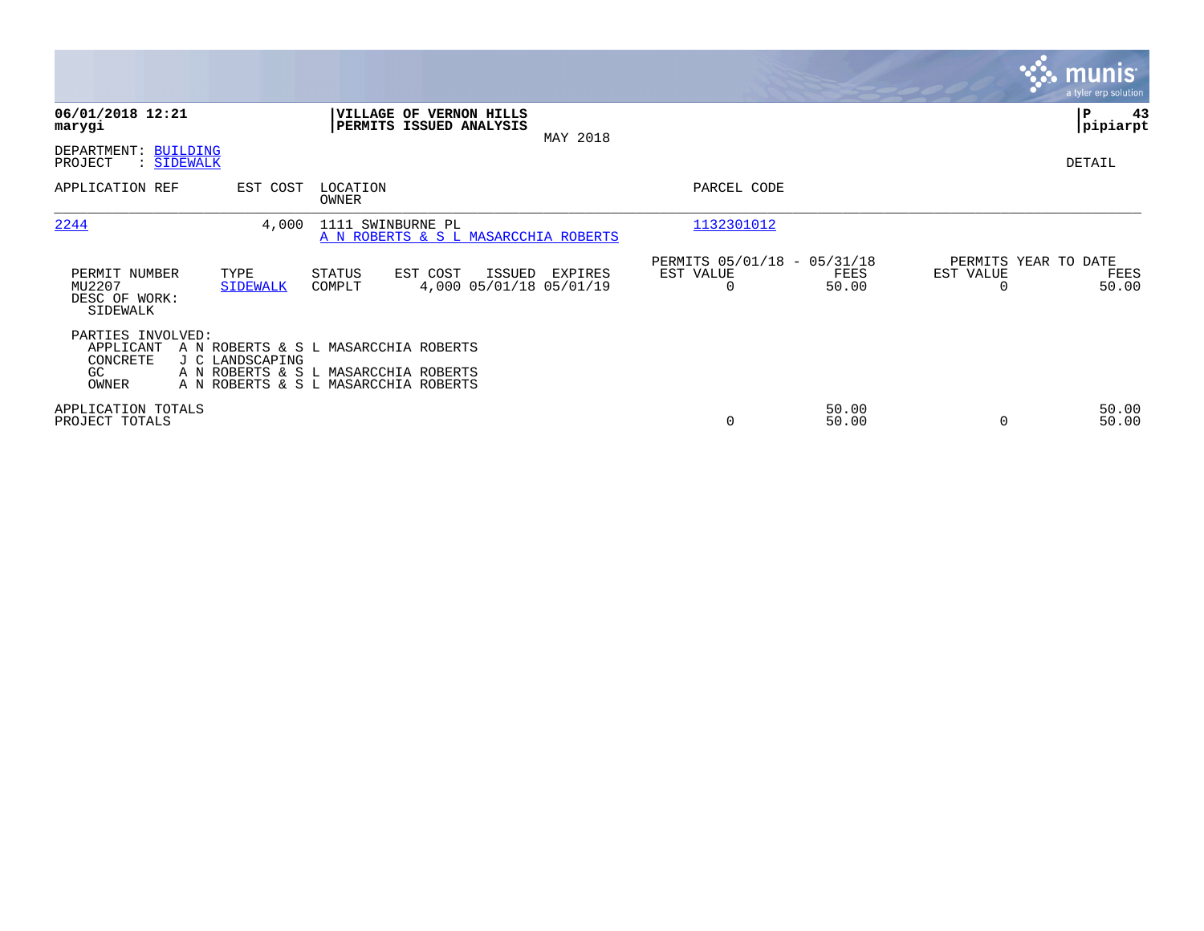**06/01/2018 12:21**
**marygi**

**VILLAGE OF VERNON HILLS**
**PERMITS ISSUED ANALYSIS**
MAY 2018

**P 43**
**pipiarpt**

DEPARTMENT: BUILDING
PROJECT : SIDEWALK

DETAIL

| APPLICATION REF | EST COST | LOCATION / OWNER | PARCEL CODE |
|---|---|---|---|
| 2244 | 4,000 | 1111 SWINBURNE PL / A N ROBERTS & S L MASARCCHIA ROBERTS | 1132301012 |

| PERMIT NUMBER | TYPE | STATUS | EST COST | ISSUED | EXPIRES | PERMITS 05/01/18 - 05/31/18 EST VALUE | FEES | PERMITS YEAR TO DATE EST VALUE | FEES |
|---|---|---|---|---|---|---|---|---|---|
| MU2207 | SIDEWALK | COMPLT | 4,000 | 05/01/18 | 05/01/19 | 0 | 50.00 | 0 | 50.00 |

DESC OF WORK:
SIDEWALK

PARTIES INVOLVED:

| | |
|---|---|
| APPLICANT | A N ROBERTS & S L MASARCCHIA ROBERTS |
| CONCRETE | J C LANDSCAPING |
| GC | A N ROBERTS & S L MASARCCHIA ROBERTS |
| OWNER | A N ROBERTS & S L MASARCCHIA ROBERTS |

| | EST VALUE | FEES | EST VALUE | FEES |
|---|---|---|---|---|
| APPLICATION TOTALS | | 50.00 | | 50.00 |
| PROJECT TOTALS | 0 | 50.00 | 0 | 50.00 |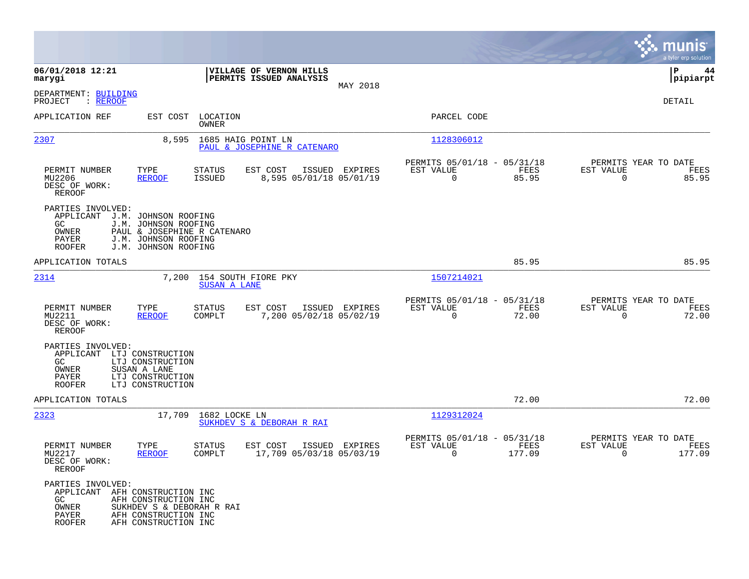**06/01/2018 12:21**
**marygi**

**VILLAGE OF VERNON HILLS**
**PERMITS ISSUED ANALYSIS**
MAY 2018

**P 44**
**pipiarpt**

DEPARTMENT: BUILDING
PROJECT : REROOF

DETAIL

| APPLICATION REF | EST COST | LOCATION / OWNER | PARCEL CODE |
|---|---|---|---|
| 2307 | 8,595 | 1685 HAIG POINT LN / PAUL & JOSEPHINE R CATENARO | 1128306012 |

| PERMIT NUMBER | TYPE | STATUS | EST COST | ISSUED | EXPIRES | PERMITS 05/01/18 - 05/31/18 EST VALUE | FEES | PERMITS YEAR TO DATE EST VALUE | FEES |
|---|---|---|---|---|---|---|---|---|---|
| MU2206 | REROOF | ISSUED | 8,595 | 05/01/18 | 05/01/19 | 0 | 85.95 | 0 | 85.95 |

DESC OF WORK:
REROOF

PARTIES INVOLVED:
- APPLICANT J.M. JOHNSON ROOFING
- GC J.M. JOHNSON ROOFING
- OWNER PAUL & JOSEPHINE R CATENARO
- PAYER J.M. JOHNSON ROOFING
- ROOFER J.M. JOHNSON ROOFING

APPLICATION TOTALS: 85.95 | 85.95

| APPLICATION REF | EST COST | LOCATION / OWNER | PARCEL CODE |
|---|---|---|---|
| 2314 | 7,200 | 154 SOUTH FIORE PKY / SUSAN A LANE | 1507214021 |

| PERMIT NUMBER | TYPE | STATUS | EST COST | ISSUED | EXPIRES | PERMITS 05/01/18 - 05/31/18 EST VALUE | FEES | PERMITS YEAR TO DATE EST VALUE | FEES |
|---|---|---|---|---|---|---|---|---|---|
| MU2211 | REROOF | COMPLT | 7,200 | 05/02/18 | 05/02/19 | 0 | 72.00 | 0 | 72.00 |

DESC OF WORK:
REROOF

PARTIES INVOLVED:
- APPLICANT LTJ CONSTRUCTION
- GC LTJ CONSTRUCTION
- OWNER SUSAN A LANE
- PAYER LTJ CONSTRUCTION
- ROOFER LTJ CONSTRUCTION

APPLICATION TOTALS: 72.00 | 72.00

| APPLICATION REF | EST COST | LOCATION / OWNER | PARCEL CODE |
|---|---|---|---|
| 2323 | 17,709 | 1682 LOCKE LN / SUKHDEV S & DEBORAH R RAI | 1129312024 |

| PERMIT NUMBER | TYPE | STATUS | EST COST | ISSUED | EXPIRES | PERMITS 05/01/18 - 05/31/18 EST VALUE | FEES | PERMITS YEAR TO DATE EST VALUE | FEES |
|---|---|---|---|---|---|---|---|---|---|
| MU2217 | REROOF | COMPLT | 17,709 | 05/03/18 | 05/03/19 | 0 | 177.09 | 0 | 177.09 |

DESC OF WORK:
REROOF

PARTIES INVOLVED:
- APPLICANT AFH CONSTRUCTION INC
- GC AFH CONSTRUCTION INC
- OWNER SUKHDEV S & DEBORAH R RAI
- PAYER AFH CONSTRUCTION INC
- ROOFER AFH CONSTRUCTION INC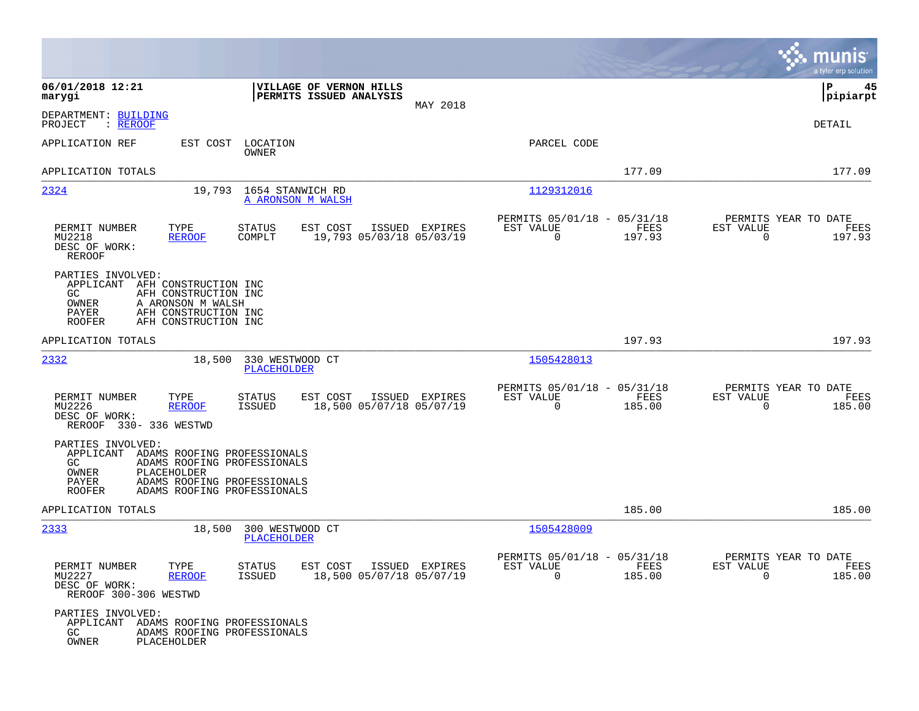**06/01/2018 12:21**
**marygi**

**VILLAGE OF VERNON HILLS**
**PERMITS ISSUED ANALYSIS**

MAY 2018

**P 45**
**pipiarpt**

DEPARTMENT: BUILDING
PROJECT : REROOF

DETAIL

| APPLICATION REF | EST COST | LOCATION / OWNER | PARCEL CODE | | |
|---|---|---|---|---|---|
| APPLICATION TOTALS | | | | 177.09 | 177.09 |
| 2324 | 19,793 | 1654 STANWICH RD / A ARONSON M WALSH | 1129312016 | | |

| PERMIT NUMBER | TYPE | STATUS | EST COST | ISSUED | EXPIRES | PERMITS 05/01/18 - 05/31/18 EST VALUE | FEES | PERMITS YEAR TO DATE EST VALUE | FEES |
|---|---|---|---|---|---|---|---|---|---|
| MU2218 | REROOF | COMPLT | 19,793 | 05/03/18 | 05/03/19 | 0 | 197.93 | 0 | 197.93 |

DESC OF WORK:
REROOF

PARTIES INVOLVED:
APPLICANT AFH CONSTRUCTION INC
GC AFH CONSTRUCTION INC
OWNER A ARONSON M WALSH
PAYER AFH CONSTRUCTION INC
ROOFER AFH CONSTRUCTION INC

| APPLICATION TOTALS | | | | 197.93 | 197.93 |
|---|---|---|---|---|---|
| 2332 | 18,500 | 330 WESTWOOD CT / PLACEHOLDER | 1505428013 | | |

| PERMIT NUMBER | TYPE | STATUS | EST COST | ISSUED | EXPIRES | PERMITS 05/01/18 - 05/31/18 EST VALUE | FEES | PERMITS YEAR TO DATE EST VALUE | FEES |
|---|---|---|---|---|---|---|---|---|---|
| MU2226 | REROOF | ISSUED | 18,500 | 05/07/18 | 05/07/19 | 0 | 185.00 | 0 | 185.00 |

DESC OF WORK:
REROOF 330- 336 WESTWD

PARTIES INVOLVED:
APPLICANT ADAMS ROOFING PROFESSIONALS
GC ADAMS ROOFING PROFESSIONALS
OWNER PLACEHOLDER
PAYER ADAMS ROOFING PROFESSIONALS
ROOFER ADAMS ROOFING PROFESSIONALS

| APPLICATION TOTALS | | | | 185.00 | 185.00 |
|---|---|---|---|---|---|
| 2333 | 18,500 | 300 WESTWOOD CT / PLACEHOLDER | 1505428009 | | |

| PERMIT NUMBER | TYPE | STATUS | EST COST | ISSUED | EXPIRES | PERMITS 05/01/18 - 05/31/18 EST VALUE | FEES | PERMITS YEAR TO DATE EST VALUE | FEES |
|---|---|---|---|---|---|---|---|---|---|
| MU2227 | REROOF | ISSUED | 18,500 | 05/07/18 | 05/07/19 | 0 | 185.00 | 0 | 185.00 |

DESC OF WORK:
REROOF 300-306 WESTWD

PARTIES INVOLVED:
APPLICANT ADAMS ROOFING PROFESSIONALS
GC ADAMS ROOFING PROFESSIONALS
OWNER PLACEHOLDER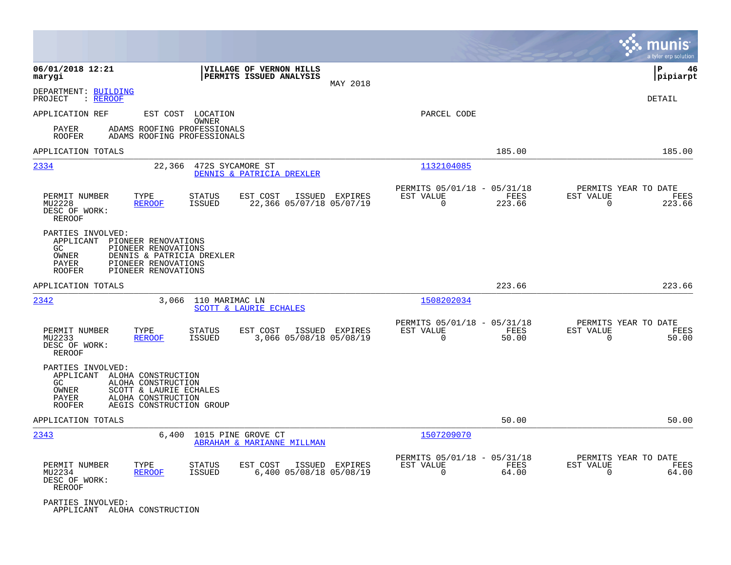06/01/2018 12:21 | VILLAGE OF VERNON HILLS | P 46
marygi | PERMITS ISSUED ANALYSIS | pipiarpt
MAY 2018

DEPARTMENT: BUILDING
PROJECT : REROOF

DETAIL

APPLICATION REF | EST COST | LOCATION / OWNER | PARCEL CODE

PAYER ADAMS ROOFING PROFESSIONALS
ROOFER ADAMS ROOFING PROFESSIONALS

APPLICATION TOTALS 185.00 185.00

---

**2334** | 22,366 | 472S SYCAMORE ST | 1132104085
DENNIS & PATRICIA DREXLER

| PERMIT NUMBER | TYPE | STATUS | EST COST | ISSUED | EXPIRES | PERMITS 05/01/18 - 05/31/18 EST VALUE | FEES | PERMITS YEAR TO DATE EST VALUE | FEES |
|---|---|---|---|---|---|---|---|---|---|
| MU2228 | REROOF | ISSUED | 22,366 | 05/07/18 | 05/07/19 | 0 | 223.66 | 0 | 223.66 |

DESC OF WORK:
REROOF

PARTIES INVOLVED:
APPLICANT PIONEER RENOVATIONS
GC PIONEER RENOVATIONS
OWNER DENNIS & PATRICIA DREXLER
PAYER PIONEER RENOVATIONS
ROOFER PIONEER RENOVATIONS

APPLICATION TOTALS 223.66 223.66

---

**2342** | 3,066 | 110 MARIMAC LN | 1508202034
SCOTT & LAURIE ECHALES

| PERMIT NUMBER | TYPE | STATUS | EST COST | ISSUED | EXPIRES | PERMITS 05/01/18 - 05/31/18 EST VALUE | FEES | PERMITS YEAR TO DATE EST VALUE | FEES |
|---|---|---|---|---|---|---|---|---|---|
| MU2233 | REROOF | ISSUED | 3,066 | 05/08/18 | 05/08/19 | 0 | 50.00 | 0 | 50.00 |

DESC OF WORK:
REROOF

PARTIES INVOLVED:
APPLICANT ALOHA CONSTRUCTION
GC ALOHA CONSTRUCTION
OWNER SCOTT & LAURIE ECHALES
PAYER ALOHA CONSTRUCTION
ROOFER AEGIS CONSTRUCTION GROUP

APPLICATION TOTALS 50.00 50.00

---

**2343** | 6,400 | 1015 PINE GROVE CT | 1507209070
ABRAHAM & MARIANNE MILLMAN

| PERMIT NUMBER | TYPE | STATUS | EST COST | ISSUED | EXPIRES | PERMITS 05/01/18 - 05/31/18 EST VALUE | FEES | PERMITS YEAR TO DATE EST VALUE | FEES |
|---|---|---|---|---|---|---|---|---|---|
| MU2234 | REROOF | ISSUED | 6,400 | 05/08/18 | 05/08/19 | 0 | 64.00 | 0 | 64.00 |

DESC OF WORK:
REROOF

PARTIES INVOLVED:
APPLICANT ALOHA CONSTRUCTION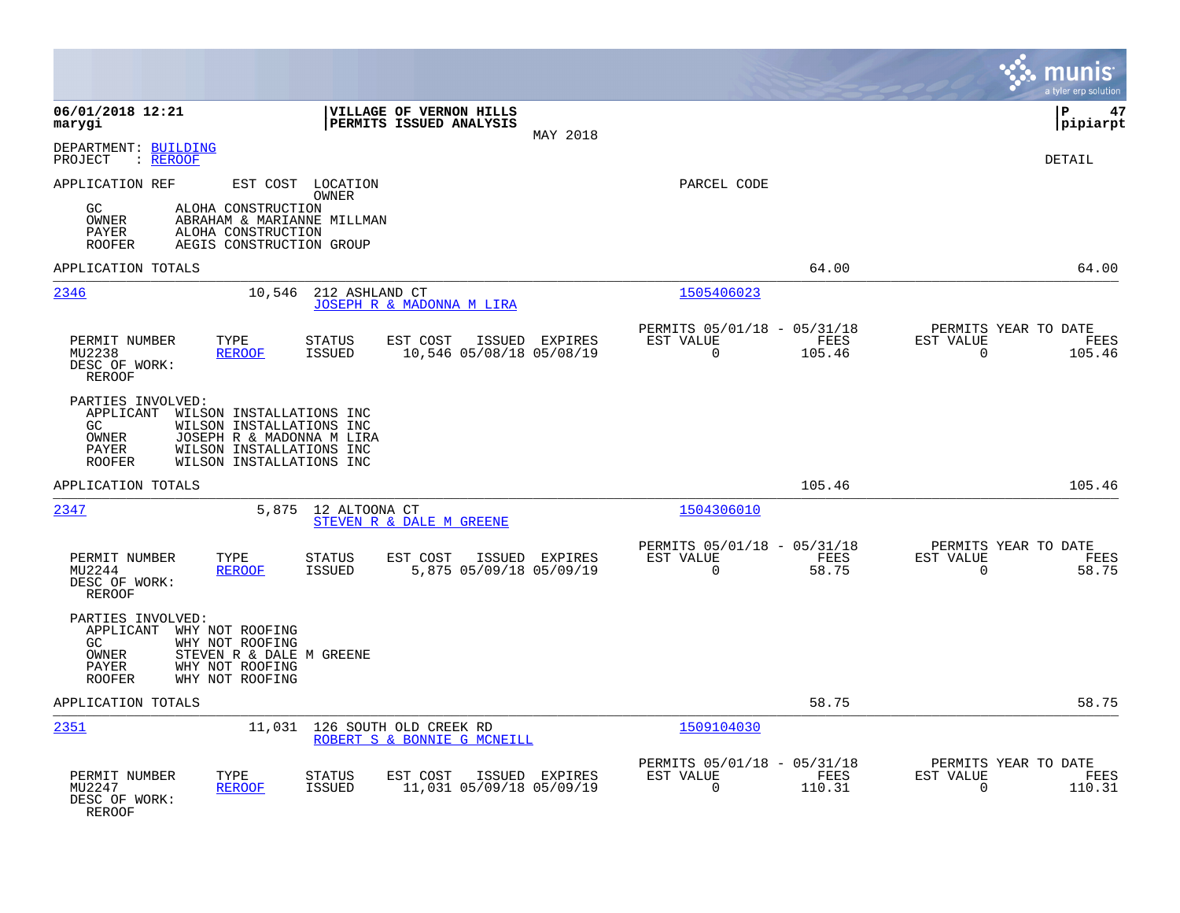06/01/2018 12:21
marygi

**VILLAGE OF VERNON HILLS**
**PERMITS ISSUED ANALYSIS**
MAY 2018

P 47
pipiarpt

DEPARTMENT: BUILDING
PROJECT : REROOF

DETAIL

APPLICATION REF    EST COST    LOCATION / OWNER    PARCEL CODE

GC    ALOHA CONSTRUCTION
OWNER    ABRAHAM & MARIANNE MILLMAN
PAYER    ALOHA CONSTRUCTION
ROOFER    AEGIS CONSTRUCTION GROUP

APPLICATION TOTALS    64.00    64.00

---

**2346**    10,546    212 ASHLAND CT
JOSEPH R & MADONNA M LIRA    1505406023

| PERMIT NUMBER | TYPE | STATUS | EST COST | ISSUED | EXPIRES | PERMITS 05/01/18 - 05/31/18 EST VALUE | FEES | PERMITS YEAR TO DATE EST VALUE | FEES |
|---|---|---|---|---|---|---|---|---|---|
| MU2238 | REROOF | ISSUED | 10,546 | 05/08/18 | 05/08/19 | 0 | 105.46 | 0 | 105.46 |

DESC OF WORK:
REROOF

PARTIES INVOLVED:
APPLICANT    WILSON INSTALLATIONS INC
GC    WILSON INSTALLATIONS INC
OWNER    JOSEPH R & MADONNA M LIRA
PAYER    WILSON INSTALLATIONS INC
ROOFER    WILSON INSTALLATIONS INC

APPLICATION TOTALS    105.46    105.46

---

**2347**    5,875    12 ALTOONA CT
STEVEN R & DALE M GREENE    1504306010

| PERMIT NUMBER | TYPE | STATUS | EST COST | ISSUED | EXPIRES | PERMITS 05/01/18 - 05/31/18 EST VALUE | FEES | PERMITS YEAR TO DATE EST VALUE | FEES |
|---|---|---|---|---|---|---|---|---|---|
| MU2244 | REROOF | ISSUED | 5,875 | 05/09/18 | 05/09/19 | 0 | 58.75 | 0 | 58.75 |

DESC OF WORK:
REROOF

PARTIES INVOLVED:
APPLICANT    WHY NOT ROOFING
GC    WHY NOT ROOFING
OWNER    STEVEN R & DALE M GREENE
PAYER    WHY NOT ROOFING
ROOFER    WHY NOT ROOFING

APPLICATION TOTALS    58.75    58.75

---

**2351**    11,031    126 SOUTH OLD CREEK RD
ROBERT S & BONNIE G MCNEILL    1509104030

| PERMIT NUMBER | TYPE | STATUS | EST COST | ISSUED | EXPIRES | PERMITS 05/01/18 - 05/31/18 EST VALUE | FEES | PERMITS YEAR TO DATE EST VALUE | FEES |
|---|---|---|---|---|---|---|---|---|---|
| MU2247 | REROOF | ISSUED | 11,031 | 05/09/18 | 05/09/19 | 0 | 110.31 | 0 | 110.31 |

DESC OF WORK:
REROOF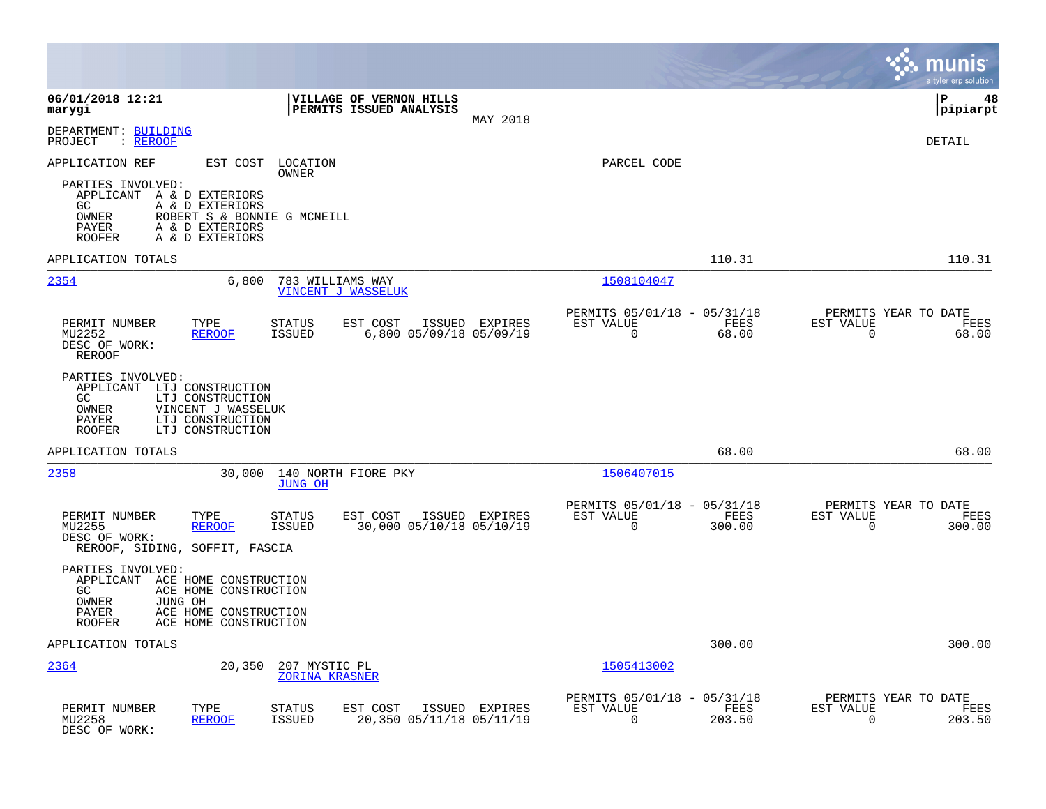**06/01/2018 12:21**
**marygi**

**VILLAGE OF VERNON HILLS**
**PERMITS ISSUED ANALYSIS**
MAY 2018

**P 48**
**pipiarpt**

DEPARTMENT: BUILDING
PROJECT : REROOF

DETAIL

APPLICATION REF | EST COST | LOCATION / OWNER | PARCEL CODE

PARTIES INVOLVED:
- APPLICANT A & D EXTERIORS
- GC A & D EXTERIORS
- OWNER ROBERT S & BONNIE G MCNEILL
- PAYER A & D EXTERIORS
- ROOFER A & D EXTERIORS

APPLICATION TOTALS 110.31 110.31

---

**2354** | 6,800 | 783 WILLIAMS WAY / VINCENT J WASSELUK | 1508104047

| PERMIT NUMBER | TYPE | STATUS | EST COST | ISSUED | EXPIRES | PERMITS 05/01/18 - 05/31/18 EST VALUE | FEES | PERMITS YEAR TO DATE EST VALUE | FEES |
|---|---|---|---|---|---|---|---|---|---|
| MU2252 | REROOF | ISSUED | 6,800 | 05/09/18 | 05/09/19 | 0 | 68.00 | 0 | 68.00 |

DESC OF WORK:
REROOF

PARTIES INVOLVED:
- APPLICANT LTJ CONSTRUCTION
- GC LTJ CONSTRUCTION
- OWNER VINCENT J WASSELUK
- PAYER LTJ CONSTRUCTION
- ROOFER LTJ CONSTRUCTION

APPLICATION TOTALS 68.00 68.00

---

**2358** | 30,000 | 140 NORTH FIORE PKY / JUNG OH | 1506407015

| PERMIT NUMBER | TYPE | STATUS | EST COST | ISSUED | EXPIRES | PERMITS 05/01/18 - 05/31/18 EST VALUE | FEES | PERMITS YEAR TO DATE EST VALUE | FEES |
|---|---|---|---|---|---|---|---|---|---|
| MU2255 | REROOF | ISSUED | 30,000 | 05/10/18 | 05/10/19 | 0 | 300.00 | 0 | 300.00 |

DESC OF WORK:
REROOF, SIDING, SOFFIT, FASCIA

PARTIES INVOLVED:
- APPLICANT ACE HOME CONSTRUCTION
- GC ACE HOME CONSTRUCTION
- OWNER JUNG OH
- PAYER ACE HOME CONSTRUCTION
- ROOFER ACE HOME CONSTRUCTION

APPLICATION TOTALS 300.00 300.00

---

**2364** | 20,350 | 207 MYSTIC PL / ZORINA KRASNER | 1505413002

| PERMIT NUMBER | TYPE | STATUS | EST COST | ISSUED | EXPIRES | PERMITS 05/01/18 - 05/31/18 EST VALUE | FEES | PERMITS YEAR TO DATE EST VALUE | FEES |
|---|---|---|---|---|---|---|---|---|---|
| MU2258 | REROOF | ISSUED | 20,350 | 05/11/18 | 05/11/19 | 0 | 203.50 | 0 | 203.50 |

DESC OF WORK: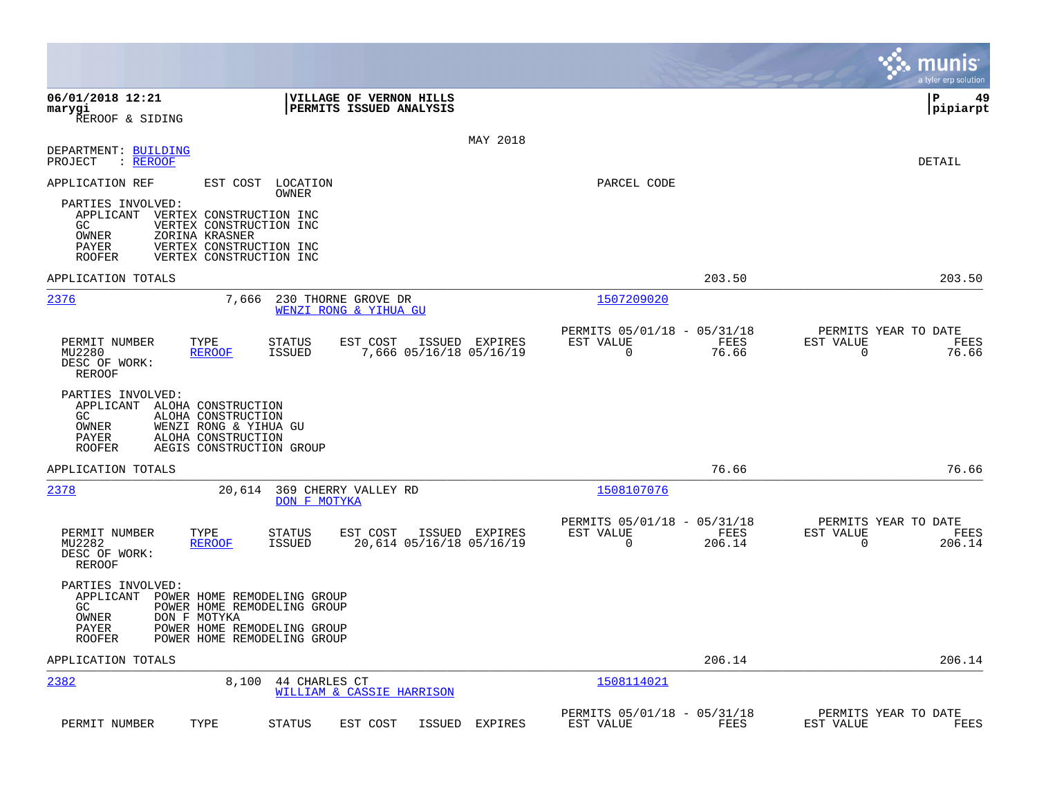**06/01/2018 12:21** | **VILLAGE OF VERNON HILLS** | **P 49**
**marygi** | **PERMITS ISSUED ANALYSIS** | **pipiarpt**
REROOF & SIDING

MAY 2018

DEPARTMENT: BUILDING
PROJECT : REROOF

DETAIL

APPLICATION REF | EST COST | LOCATION / OWNER | PARCEL CODE

PARTIES INVOLVED:
- APPLICANT VERTEX CONSTRUCTION INC
- GC VERTEX CONSTRUCTION INC
- OWNER ZORINA KRASNER
- PAYER VERTEX CONSTRUCTION INC
- ROOFER VERTEX CONSTRUCTION INC

APPLICATION TOTALS 203.50 203.50

---

**2376** 7,666 230 THORNE GROVE DR — WENZI RONG & YIHUA GU — 1507209020

| PERMIT NUMBER | TYPE | STATUS | EST COST | ISSUED | EXPIRES | PERMITS 05/01/18 - 05/31/18 EST VALUE | FEES | PERMITS YEAR TO DATE EST VALUE | FEES |
|---|---|---|---|---|---|---|---|---|---|
| MU2280 | REROOF | ISSUED | 7,666 | 05/16/18 | 05/16/19 | 0 | 76.66 | 0 | 76.66 |

DESC OF WORK:
REROOF

PARTIES INVOLVED:
- APPLICANT ALOHA CONSTRUCTION
- GC ALOHA CONSTRUCTION
- OWNER WENZI RONG & YIHUA GU
- PAYER ALOHA CONSTRUCTION
- ROOFER AEGIS CONSTRUCTION GROUP

APPLICATION TOTALS 76.66 76.66

---

**2378** 20,614 369 CHERRY VALLEY RD — DON F MOTYKA — 1508107076

| PERMIT NUMBER | TYPE | STATUS | EST COST | ISSUED | EXPIRES | PERMITS 05/01/18 - 05/31/18 EST VALUE | FEES | PERMITS YEAR TO DATE EST VALUE | FEES |
|---|---|---|---|---|---|---|---|---|---|
| MU2282 | REROOF | ISSUED | 20,614 | 05/16/18 | 05/16/19 | 0 | 206.14 | 0 | 206.14 |

DESC OF WORK:
REROOF

PARTIES INVOLVED:
- APPLICANT POWER HOME REMODELING GROUP
- GC POWER HOME REMODELING GROUP
- OWNER DON F MOTYKA
- PAYER POWER HOME REMODELING GROUP
- ROOFER POWER HOME REMODELING GROUP

APPLICATION TOTALS 206.14 206.14

---

**2382** 8,100 44 CHARLES CT — WILLIAM & CASSIE HARRISON — 1508114021

| PERMIT NUMBER | TYPE | STATUS | EST COST | ISSUED | EXPIRES | PERMITS 05/01/18 - 05/31/18 EST VALUE | FEES | PERMITS YEAR TO DATE EST VALUE | FEES |
|---|---|---|---|---|---|---|---|---|---|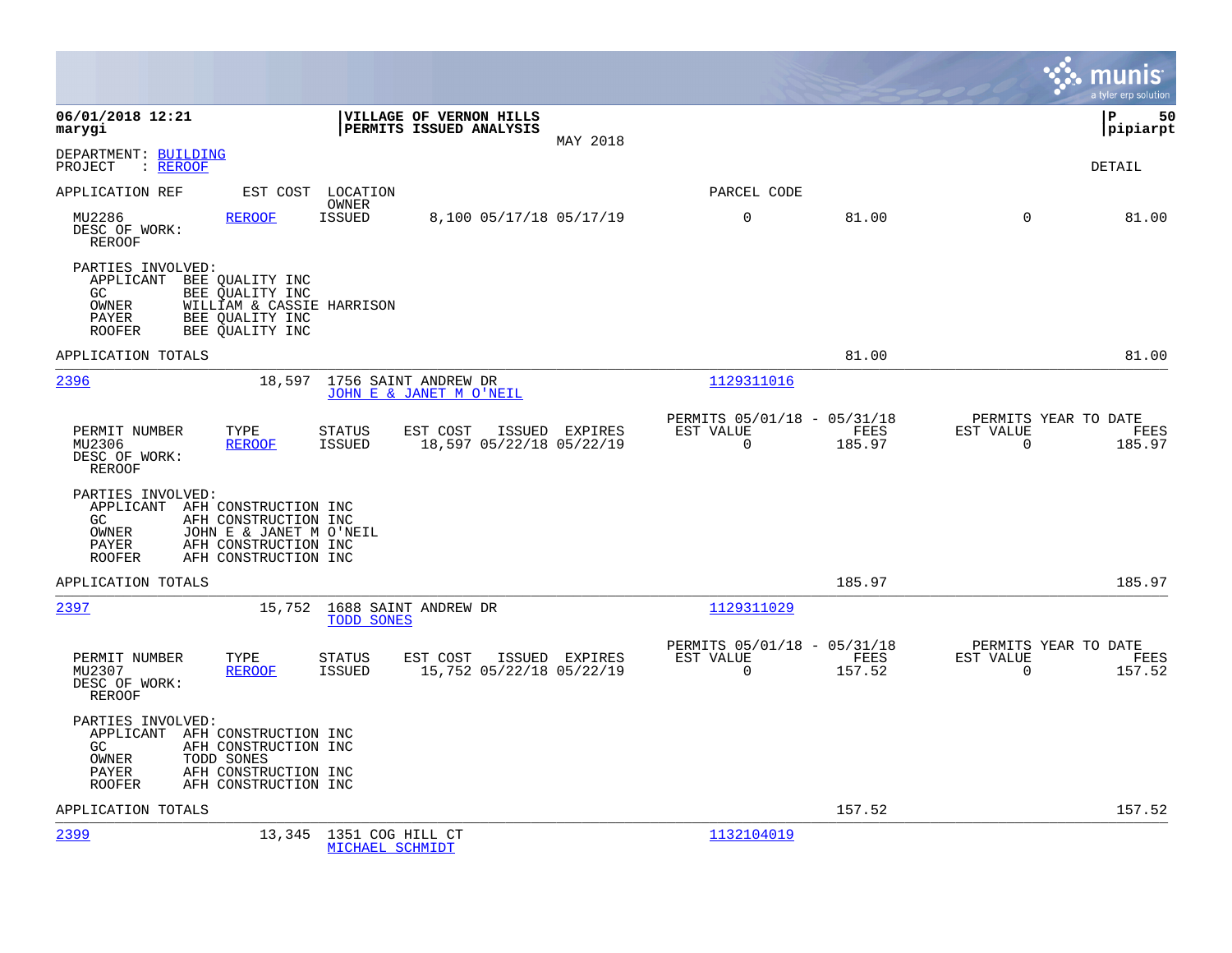06/01/2018 12:21
marygi

**VILLAGE OF VERNON HILLS**
**PERMITS ISSUED ANALYSIS**

MAY 2018

P 50
pipiarpt

DEPARTMENT: BUILDING
PROJECT : REROOF

DETAIL

| APPLICATION REF | EST COST | LOCATION / OWNER | | | PARCEL CODE | | | |
|---|---|---|---|---|---|---|---|---|
| MU2286 | REROOF | ISSUED | 8,100 05/17/18 05/17/19 | | 0 | 81.00 | 0 | 81.00 |

DESC OF WORK:
REROOF

PARTIES INVOLVED:
APPLICANT BEE QUALITY INC
GC BEE QUALITY INC
OWNER WILLIAM & CASSIE HARRISON
PAYER BEE QUALITY INC
ROOFER BEE QUALITY INC

APPLICATION TOTALS 81.00 81.00

---

**2396** 18,597 1756 SAINT ANDREW DR
JOHN E & JANET M O'NEIL
PARCEL CODE: 1129311016

| PERMIT NUMBER | TYPE | STATUS | EST COST | ISSUED | EXPIRES | PERMITS 05/01/18 - 05/31/18 EST VALUE | FEES | PERMITS YEAR TO DATE EST VALUE | FEES |
|---|---|---|---|---|---|---|---|---|---|
| MU2306 | REROOF | ISSUED | 18,597 | 05/22/18 | 05/22/19 | 0 | 185.97 | 0 | 185.97 |

DESC OF WORK:
REROOF

PARTIES INVOLVED:
APPLICANT AFH CONSTRUCTION INC
GC AFH CONSTRUCTION INC
OWNER JOHN E & JANET M O'NEIL
PAYER AFH CONSTRUCTION INC
ROOFER AFH CONSTRUCTION INC

APPLICATION TOTALS 185.97 185.97

---

**2397** 15,752 1688 SAINT ANDREW DR
TODD SONES
PARCEL CODE: 1129311029

| PERMIT NUMBER | TYPE | STATUS | EST COST | ISSUED | EXPIRES | PERMITS 05/01/18 - 05/31/18 EST VALUE | FEES | PERMITS YEAR TO DATE EST VALUE | FEES |
|---|---|---|---|---|---|---|---|---|---|
| MU2307 | REROOF | ISSUED | 15,752 | 05/22/18 | 05/22/19 | 0 | 157.52 | 0 | 157.52 |

DESC OF WORK:
REROOF

PARTIES INVOLVED:
APPLICANT AFH CONSTRUCTION INC
GC AFH CONSTRUCTION INC
OWNER TODD SONES
PAYER AFH CONSTRUCTION INC
ROOFER AFH CONSTRUCTION INC

APPLICATION TOTALS 157.52 157.52

---

**2399** 13,345 1351 COG HILL CT
MICHAEL SCHMIDT
PARCEL CODE: 1132104019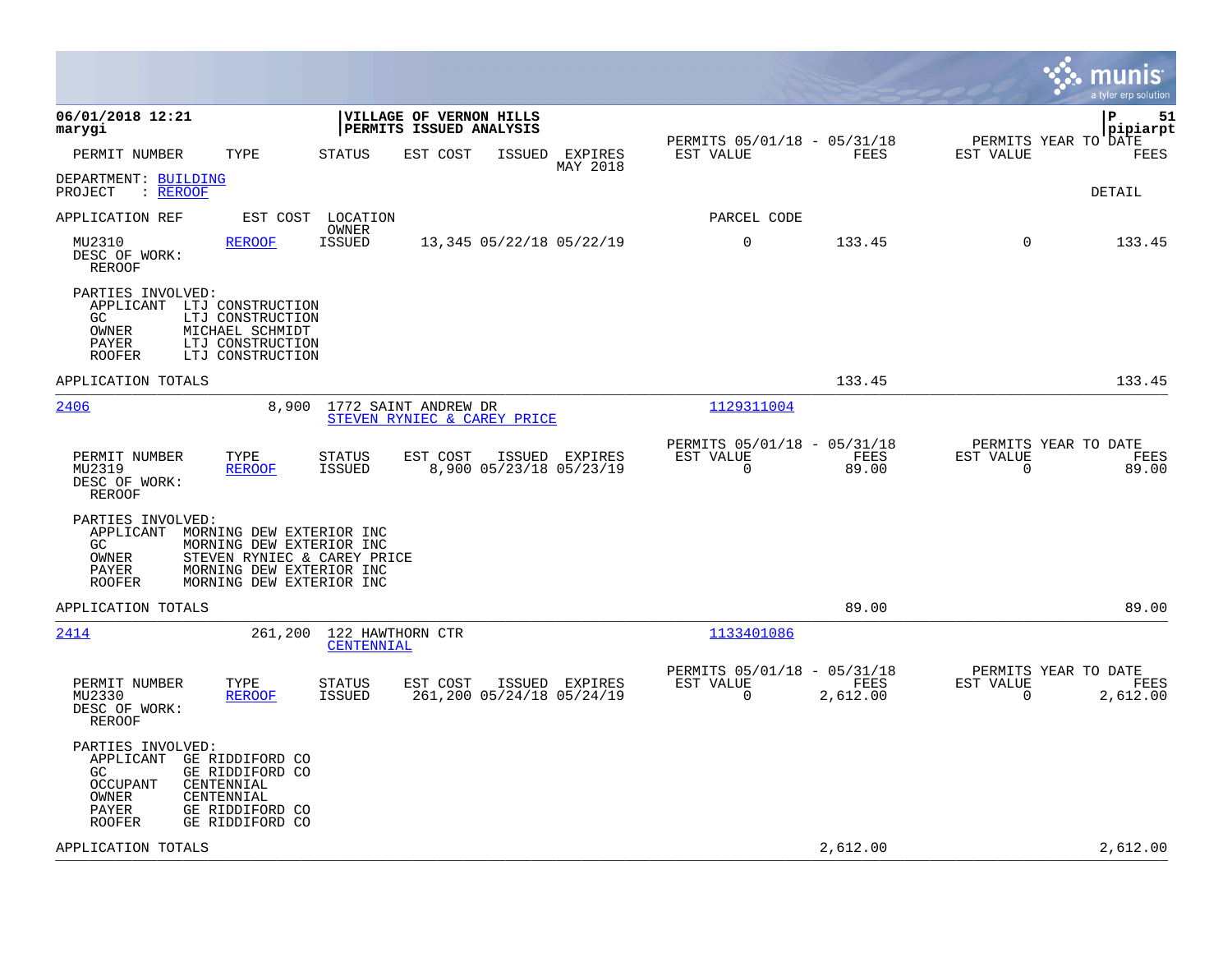**06/01/2018 12:21**
**marygi**

**VILLAGE OF VERNON HILLS**
**PERMITS ISSUED ANALYSIS**

**pipiarpt**

| PERMIT NUMBER | TYPE | STATUS | EST COST | ISSUED | EXPIRES | PERMITS 05/01/18 - 05/31/18 EST VALUE | FEES | PERMITS YEAR TO DATE EST VALUE | FEES |
|---|---|---|---|---|---|---|---|---|---|

MAY 2018

DEPARTMENT: BUILDING
PROJECT : REROOF

DETAIL

APPLICATION REF | EST COST | LOCATION / OWNER | PARCEL CODE

| PERMIT NUMBER | TYPE | STATUS | EST COST | ISSUED | EXPIRES | EST VALUE | FEES | EST VALUE | FEES |
|---|---|---|---|---|---|---|---|---|---|
| MU2310 | REROOF | ISSUED | 13,345 | 05/22/18 | 05/22/19 | 0 | 133.45 | 0 | 133.45 |

DESC OF WORK:
REROOF

PARTIES INVOLVED:
- APPLICANT LTJ CONSTRUCTION
- GC LTJ CONSTRUCTION
- OWNER MICHAEL SCHMIDT
- PAYER LTJ CONSTRUCTION
- ROOFER LTJ CONSTRUCTION

APPLICATION TOTALS: 133.45 | 133.45

---

**2406** | 8,900 | 1772 SAINT ANDREW DR / STEVEN RYNIEC & CAREY PRICE | 1129311004

| PERMIT NUMBER | TYPE | STATUS | EST COST | ISSUED | EXPIRES | PERMITS 05/01/18 - 05/31/18 EST VALUE | FEES | PERMITS YEAR TO DATE EST VALUE | FEES |
|---|---|---|---|---|---|---|---|---|---|
| MU2319 | REROOF | ISSUED | 8,900 | 05/23/18 | 05/23/19 | 0 | 89.00 | 0 | 89.00 |

DESC OF WORK:
REROOF

PARTIES INVOLVED:
- APPLICANT MORNING DEW EXTERIOR INC
- GC MORNING DEW EXTERIOR INC
- OWNER STEVEN RYNIEC & CAREY PRICE
- PAYER MORNING DEW EXTERIOR INC
- ROOFER MORNING DEW EXTERIOR INC

APPLICATION TOTALS: 89.00 | 89.00

---

**2414** | 261,200 | 122 HAWTHORN CTR / CENTENNIAL | 1133401086

| PERMIT NUMBER | TYPE | STATUS | EST COST | ISSUED | EXPIRES | PERMITS 05/01/18 - 05/31/18 EST VALUE | FEES | PERMITS YEAR TO DATE EST VALUE | FEES |
|---|---|---|---|---|---|---|---|---|---|
| MU2330 | REROOF | ISSUED | 261,200 | 05/24/18 | 05/24/19 | 0 | 2,612.00 | 0 | 2,612.00 |

DESC OF WORK:
REROOF

PARTIES INVOLVED:
- APPLICANT GE RIDDIFORD CO
- GC GE RIDDIFORD CO
- OCCUPANT CENTENNIAL
- OWNER CENTENNIAL
- PAYER GE RIDDIFORD CO
- ROOFER GE RIDDIFORD CO

APPLICATION TOTALS: 2,612.00 | 2,612.00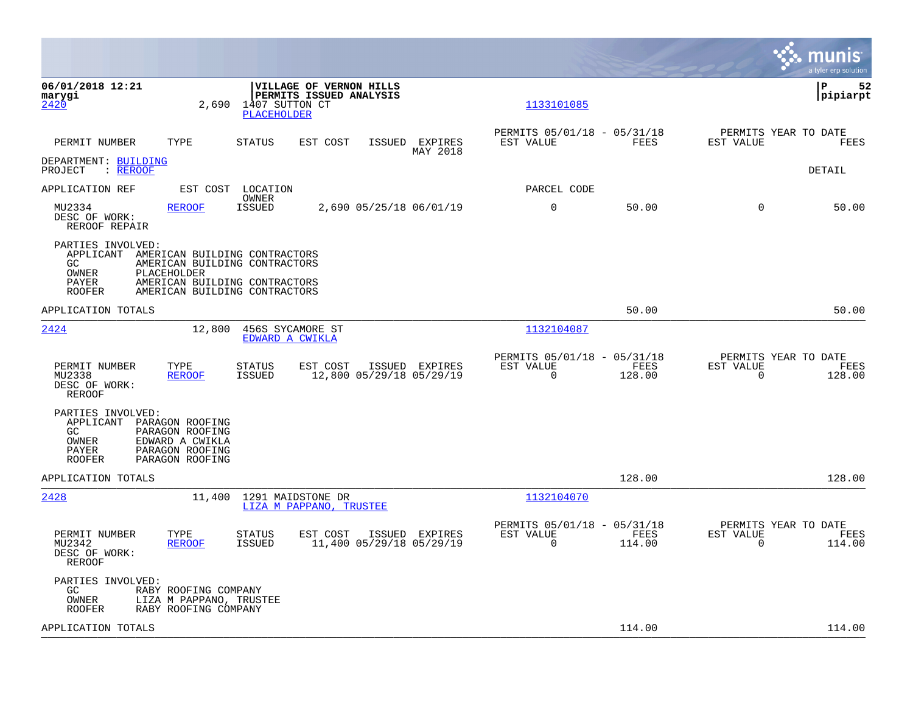06/01/2018 12:21
marygi

**VILLAGE OF VERNON HILLS**
**PERMITS ISSUED ANALYSIS**

P 52
pipiarpt

2420 | 2,690 | 1407 SUTTON CT | PLACEHOLDER | 1133101085

| PERMIT NUMBER | TYPE | STATUS | EST COST | ISSUED | EXPIRES MAY 2018 | PERMITS 05/01/18 - 05/31/18 EST VALUE | FEES | PERMITS YEAR TO DATE EST VALUE | FEES |
|---|---|---|---|---|---|---|---|---|---|

DEPARTMENT: BUILDING
PROJECT : REROOF

DETAIL

| APPLICATION REF | EST COST | LOCATION OWNER | | | | PARCEL CODE | | | |
|---|---|---|---|---|---|---|---|---|---|
| MU2334 | REROOF | ISSUED | 2,690 | 05/25/18 | 06/01/19 | 0 | 50.00 | 0 | 50.00 |

DESC OF WORK:
REROOF REPAIR

PARTIES INVOLVED:
APPLICANT AMERICAN BUILDING CONTRACTORS
GC AMERICAN BUILDING CONTRACTORS
OWNER PLACEHOLDER
PAYER AMERICAN BUILDING CONTRACTORS
ROOFER AMERICAN BUILDING CONTRACTORS

APPLICATION TOTALS 50.00 50.00

---

2424 | 12,800 | 456S SYCAMORE ST | EDWARD A CWIKLA | 1132104087

| PERMIT NUMBER | TYPE | STATUS | EST COST | ISSUED | EXPIRES | PERMITS 05/01/18 - 05/31/18 EST VALUE | FEES | PERMITS YEAR TO DATE EST VALUE | FEES |
|---|---|---|---|---|---|---|---|---|---|
| MU2338 | REROOF | ISSUED | 12,800 | 05/29/18 | 05/29/19 | 0 | 128.00 | 0 | 128.00 |

DESC OF WORK:
REROOF

PARTIES INVOLVED:
APPLICANT PARAGON ROOFING
GC PARAGON ROOFING
OWNER EDWARD A CWIKLA
PAYER PARAGON ROOFING
ROOFER PARAGON ROOFING

APPLICATION TOTALS 128.00 128.00

---

2428 | 11,400 | 1291 MAIDSTONE DR | LIZA M PAPPANO, TRUSTEE | 1132104070

| PERMIT NUMBER | TYPE | STATUS | EST COST | ISSUED | EXPIRES | PERMITS 05/01/18 - 05/31/18 EST VALUE | FEES | PERMITS YEAR TO DATE EST VALUE | FEES |
|---|---|---|---|---|---|---|---|---|---|
| MU2342 | REROOF | ISSUED | 11,400 | 05/29/18 | 05/29/19 | 0 | 114.00 | 0 | 114.00 |

DESC OF WORK:
REROOF

PARTIES INVOLVED:
GC RABY ROOFING COMPANY
OWNER LIZA M PAPPANO, TRUSTEE
ROOFER RABY ROOFING COMPANY

APPLICATION TOTALS 114.00 114.00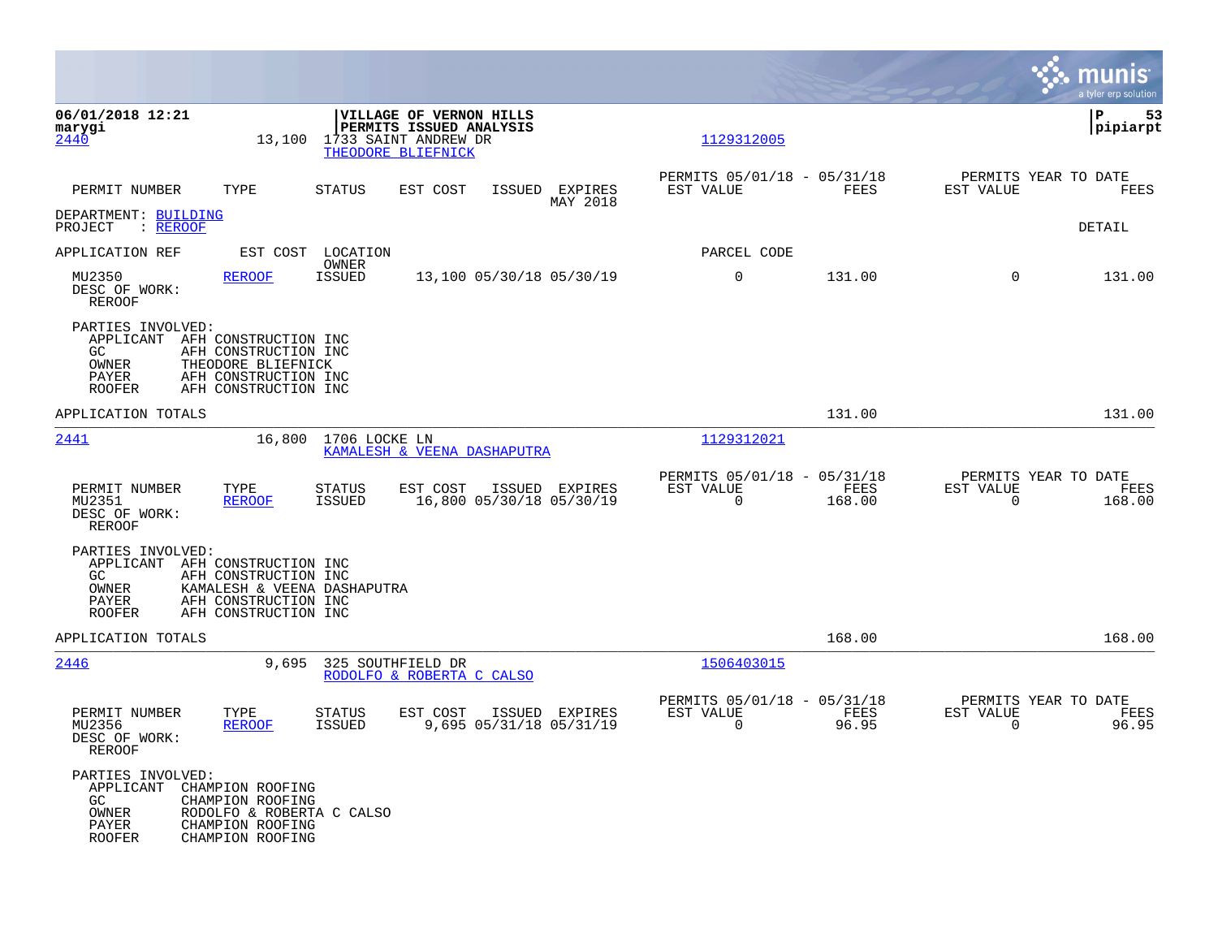**06/01/2018 12:21**
**marygi**

**VILLAGE OF VERNON HILLS**
**PERMITS ISSUED ANALYSIS**

**P 53**
**pipiarpt**

| PERMIT NUMBER | TYPE | STATUS | EST COST | ISSUED | EXPIRES | PERMITS 05/01/18 - 05/31/18 EST VALUE | FEES | PERMITS YEAR TO DATE EST VALUE | FEES |
|---|---|---|---|---|---|---|---|---|---|
| | | | | | MAY 2018 | | | | |

DEPARTMENT: BUILDING
PROJECT : REROOF

DETAIL

APPLICATION REF | EST COST | LOCATION / OWNER | PARCEL CODE

---

**2440** 13,100 1733 SAINT ANDREW DR
THEODORE BLIEFNICK
1129312005

| PERMIT NUMBER | TYPE | STATUS | EST COST | ISSUED | EXPIRES | EST VALUE | FEES | EST VALUE | FEES |
|---|---|---|---|---|---|---|---|---|---|
| MU2350 | REROOF | ISSUED | 13,100 | 05/30/18 | 05/30/19 | 0 | 131.00 | 0 | 131.00 |

DESC OF WORK:
REROOF

PARTIES INVOLVED:
- APPLICANT AFH CONSTRUCTION INC
- GC AFH CONSTRUCTION INC
- OWNER THEODORE BLIEFNICK
- PAYER AFH CONSTRUCTION INC
- ROOFER AFH CONSTRUCTION INC

APPLICATION TOTALS 131.00 131.00

---

**2441** 16,800 1706 LOCKE LN
KAMALESH & VEENA DASHAPUTRA
1129312021

| PERMIT NUMBER | TYPE | STATUS | EST COST | ISSUED | EXPIRES | PERMITS 05/01/18 - 05/31/18 EST VALUE | FEES | PERMITS YEAR TO DATE EST VALUE | FEES |
|---|---|---|---|---|---|---|---|---|---|
| MU2351 | REROOF | ISSUED | 16,800 | 05/30/18 | 05/30/19 | 0 | 168.00 | 0 | 168.00 |

DESC OF WORK:
REROOF

PARTIES INVOLVED:
- APPLICANT AFH CONSTRUCTION INC
- GC AFH CONSTRUCTION INC
- OWNER KAMALESH & VEENA DASHAPUTRA
- PAYER AFH CONSTRUCTION INC
- ROOFER AFH CONSTRUCTION INC

APPLICATION TOTALS 168.00 168.00

---

**2446** 9,695 325 SOUTHFIELD DR
RODOLFO & ROBERTA C CALSO
1506403015

| PERMIT NUMBER | TYPE | STATUS | EST COST | ISSUED | EXPIRES | PERMITS 05/01/18 - 05/31/18 EST VALUE | FEES | PERMITS YEAR TO DATE EST VALUE | FEES |
|---|---|---|---|---|---|---|---|---|---|
| MU2356 | REROOF | ISSUED | 9,695 | 05/31/18 | 05/31/19 | 0 | 96.95 | 0 | 96.95 |

DESC OF WORK:
REROOF

PARTIES INVOLVED:
- APPLICANT CHAMPION ROOFING
- GC CHAMPION ROOFING
- OWNER RODOLFO & ROBERTA C CALSO
- PAYER CHAMPION ROOFING
- ROOFER CHAMPION ROOFING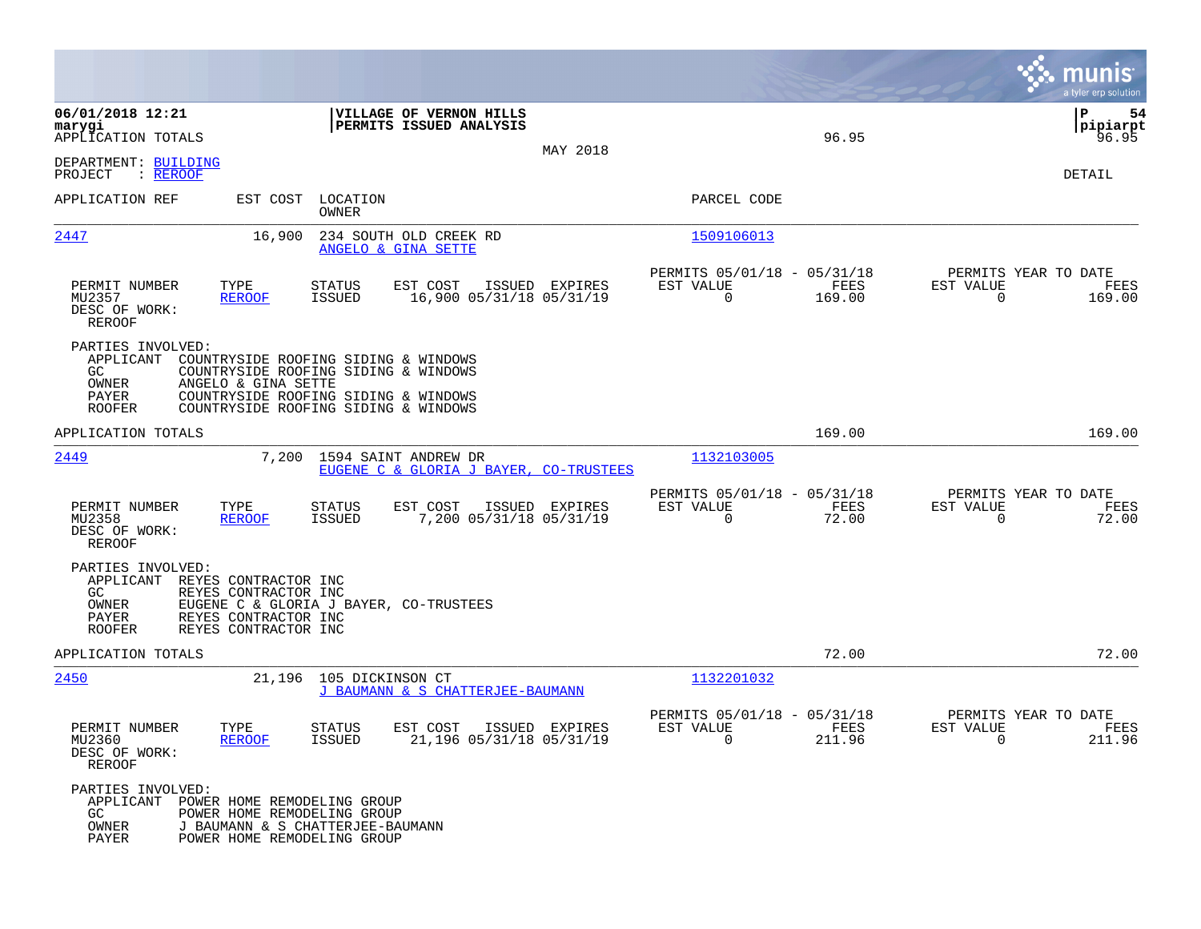**06/01/2018 12:21**
**marygi**
APPLICATION TOTALS

**VILLAGE OF VERNON HILLS**
**PERMITS ISSUED ANALYSIS**

MAY 2018

96.95

**P 54**
**pipiarpt**
96.95

DEPARTMENT: BUILDING
PROJECT : REROOF

DETAIL

| APPLICATION REF | EST COST | LOCATION / OWNER | PARCEL CODE |
|---|---|---|---|
| 2447 | 16,900 | 234 SOUTH OLD CREEK RD / ANGELO & GINA SETTE | 1509106013 |

| PERMIT NUMBER | TYPE | STATUS | EST COST | ISSUED | EXPIRES | PERMITS 05/01/18 - 05/31/18 EST VALUE | FEES | PERMITS YEAR TO DATE EST VALUE | FEES |
|---|---|---|---|---|---|---|---|---|---|
| MU2357 | REROOF | ISSUED | 16,900 | 05/31/18 | 05/31/19 | 0 | 169.00 | 0 | 169.00 |

DESC OF WORK:
REROOF

PARTIES INVOLVED:
- APPLICANT COUNTRYSIDE ROOFING SIDING & WINDOWS
- GC COUNTRYSIDE ROOFING SIDING & WINDOWS
- OWNER ANGELO & GINA SETTE
- PAYER COUNTRYSIDE ROOFING SIDING & WINDOWS
- ROOFER COUNTRYSIDE ROOFING SIDING & WINDOWS

APPLICATION TOTALS 169.00 169.00

| APPLICATION REF | EST COST | LOCATION / OWNER | PARCEL CODE |
|---|---|---|---|
| 2449 | 7,200 | 1594 SAINT ANDREW DR / EUGENE C & GLORIA J BAYER, CO-TRUSTEES | 1132103005 |

| PERMIT NUMBER | TYPE | STATUS | EST COST | ISSUED | EXPIRES | PERMITS 05/01/18 - 05/31/18 EST VALUE | FEES | PERMITS YEAR TO DATE EST VALUE | FEES |
|---|---|---|---|---|---|---|---|---|---|
| MU2358 | REROOF | ISSUED | 7,200 | 05/31/18 | 05/31/19 | 0 | 72.00 | 0 | 72.00 |

DESC OF WORK:
REROOF

PARTIES INVOLVED:
- APPLICANT REYES CONTRACTOR INC
- GC REYES CONTRACTOR INC
- OWNER EUGENE C & GLORIA J BAYER, CO-TRUSTEES
- PAYER REYES CONTRACTOR INC
- ROOFER REYES CONTRACTOR INC

APPLICATION TOTALS 72.00 72.00

| APPLICATION REF | EST COST | LOCATION / OWNER | PARCEL CODE |
|---|---|---|---|
| 2450 | 21,196 | 105 DICKINSON CT / J BAUMANN & S CHATTERJEE-BAUMANN | 1132201032 |

| PERMIT NUMBER | TYPE | STATUS | EST COST | ISSUED | EXPIRES | PERMITS 05/01/18 - 05/31/18 EST VALUE | FEES | PERMITS YEAR TO DATE EST VALUE | FEES |
|---|---|---|---|---|---|---|---|---|---|
| MU2360 | REROOF | ISSUED | 21,196 | 05/31/18 | 05/31/19 | 0 | 211.96 | 0 | 211.96 |

DESC OF WORK:
REROOF

PARTIES INVOLVED:
- APPLICANT POWER HOME REMODELING GROUP
- GC POWER HOME REMODELING GROUP
- OWNER J BAUMANN & S CHATTERJEE-BAUMANN
- PAYER POWER HOME REMODELING GROUP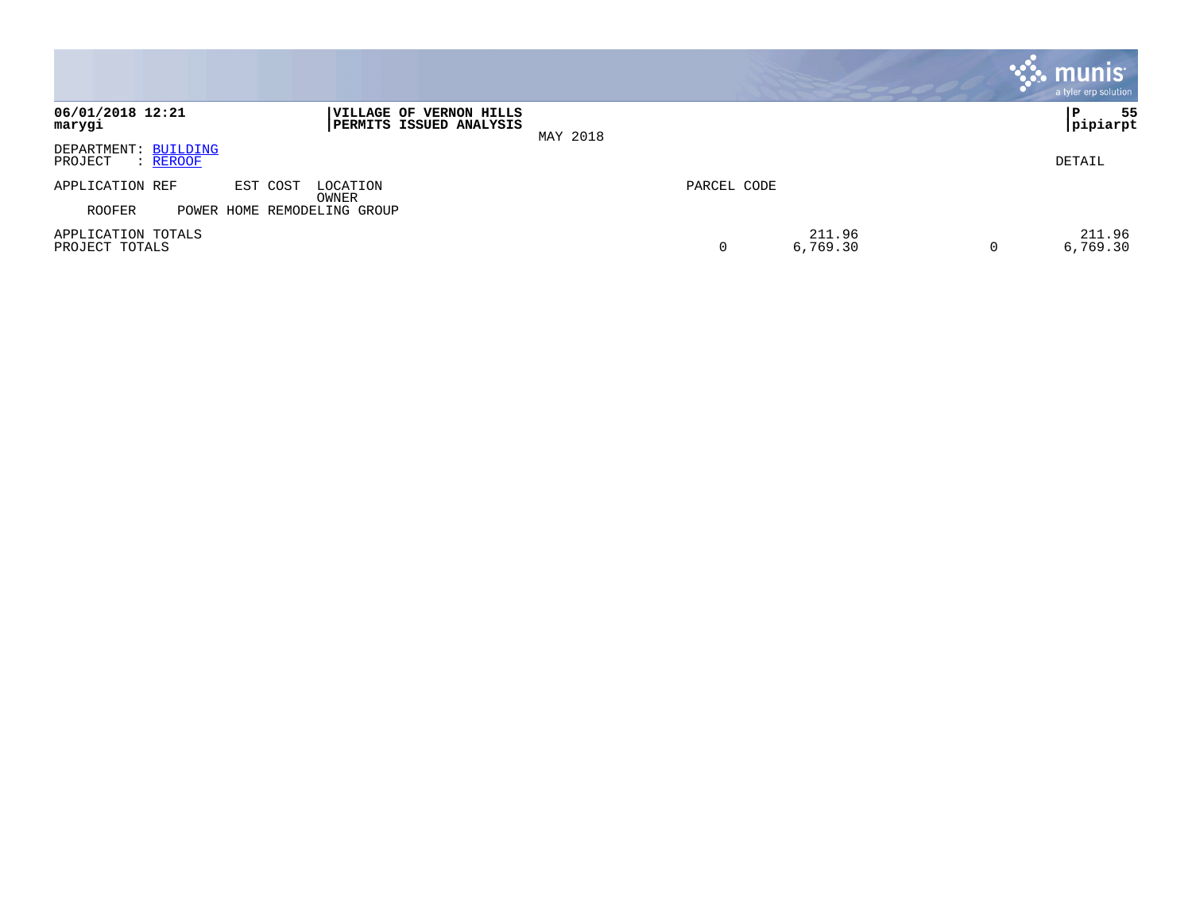**06/01/2018 12:21**
**marygi**

**VILLAGE OF VERNON HILLS**
**PERMITS ISSUED ANALYSIS**

MAY 2018

**P 55**
**pipiarpt**

DEPARTMENT: BUILDING
PROJECT : REROOF

DETAIL

| APPLICATION REF | EST COST | LOCATION / OWNER | PARCEL CODE | | | | |
|---|---|---|---|---|---|---|---|
| ROOFER | POWER HOME REMODELING GROUP | | | | | | |
| APPLICATION TOTALS | | | | | 211.96 | | 211.96 |
| PROJECT TOTALS | | | | 0 | 6,769.30 | 0 | 6,769.30 |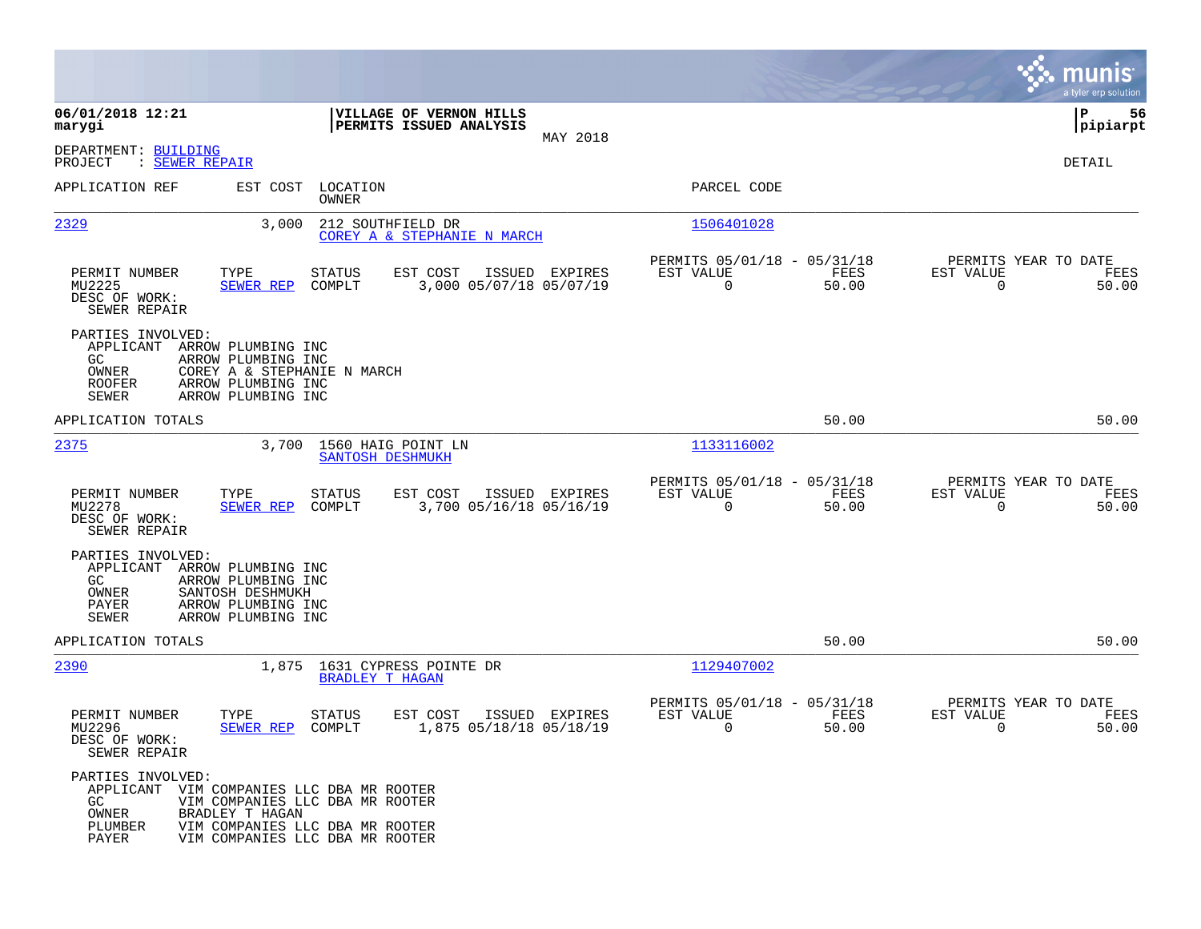**06/01/2018 12:21**
**marygi**

**VILLAGE OF VERNON HILLS**
**PERMITS ISSUED ANALYSIS**

MAY 2018

**P 56**
**pipiarpt**

DEPARTMENT: BUILDING
PROJECT : SEWER REPAIR

DETAIL

| APPLICATION REF | EST COST | LOCATION / OWNER | PARCEL CODE |
|---|---|---|---|
| 2329 | 3,000 | 212 SOUTHFIELD DR / COREY A & STEPHANIE N MARCH | 1506401028 |

| PERMIT NUMBER | TYPE | STATUS | EST COST | ISSUED | EXPIRES | PERMITS 05/01/18 - 05/31/18 EST VALUE | FEES | PERMITS YEAR TO DATE EST VALUE | FEES |
|---|---|---|---|---|---|---|---|---|---|
| MU2225 | SEWER REP | COMPLT | 3,000 | 05/07/18 | 05/07/19 | 0 | 50.00 | 0 | 50.00 |

DESC OF WORK:
SEWER REPAIR

PARTIES INVOLVED:
- APPLICANT ARROW PLUMBING INC
- GC ARROW PLUMBING INC
- OWNER COREY A & STEPHANIE N MARCH
- ROOFER ARROW PLUMBING INC
- SEWER ARROW PLUMBING INC

APPLICATION TOTALS 50.00 50.00

| APPLICATION REF | EST COST | LOCATION / OWNER | PARCEL CODE |
|---|---|---|---|
| 2375 | 3,700 | 1560 HAIG POINT LN / SANTOSH DESHMUKH | 1133116002 |

| PERMIT NUMBER | TYPE | STATUS | EST COST | ISSUED | EXPIRES | PERMITS 05/01/18 - 05/31/18 EST VALUE | FEES | PERMITS YEAR TO DATE EST VALUE | FEES |
|---|---|---|---|---|---|---|---|---|---|
| MU2278 | SEWER REP | COMPLT | 3,700 | 05/16/18 | 05/16/19 | 0 | 50.00 | 0 | 50.00 |

DESC OF WORK:
SEWER REPAIR

PARTIES INVOLVED:
- APPLICANT ARROW PLUMBING INC
- GC ARROW PLUMBING INC
- OWNER SANTOSH DESHMUKH
- PAYER ARROW PLUMBING INC
- SEWER ARROW PLUMBING INC

APPLICATION TOTALS 50.00 50.00

| APPLICATION REF | EST COST | LOCATION / OWNER | PARCEL CODE |
|---|---|---|---|
| 2390 | 1,875 | 1631 CYPRESS POINTE DR / BRADLEY T HAGAN | 1129407002 |

| PERMIT NUMBER | TYPE | STATUS | EST COST | ISSUED | EXPIRES | PERMITS 05/01/18 - 05/31/18 EST VALUE | FEES | PERMITS YEAR TO DATE EST VALUE | FEES |
|---|---|---|---|---|---|---|---|---|---|
| MU2296 | SEWER REP | COMPLT | 1,875 | 05/18/18 | 05/18/19 | 0 | 50.00 | 0 | 50.00 |

DESC OF WORK:
SEWER REPAIR

PARTIES INVOLVED:
- APPLICANT VIM COMPANIES LLC DBA MR ROOTER
- GC VIM COMPANIES LLC DBA MR ROOTER
- OWNER BRADLEY T HAGAN
- PLUMBER VIM COMPANIES LLC DBA MR ROOTER
- PAYER VIM COMPANIES LLC DBA MR ROOTER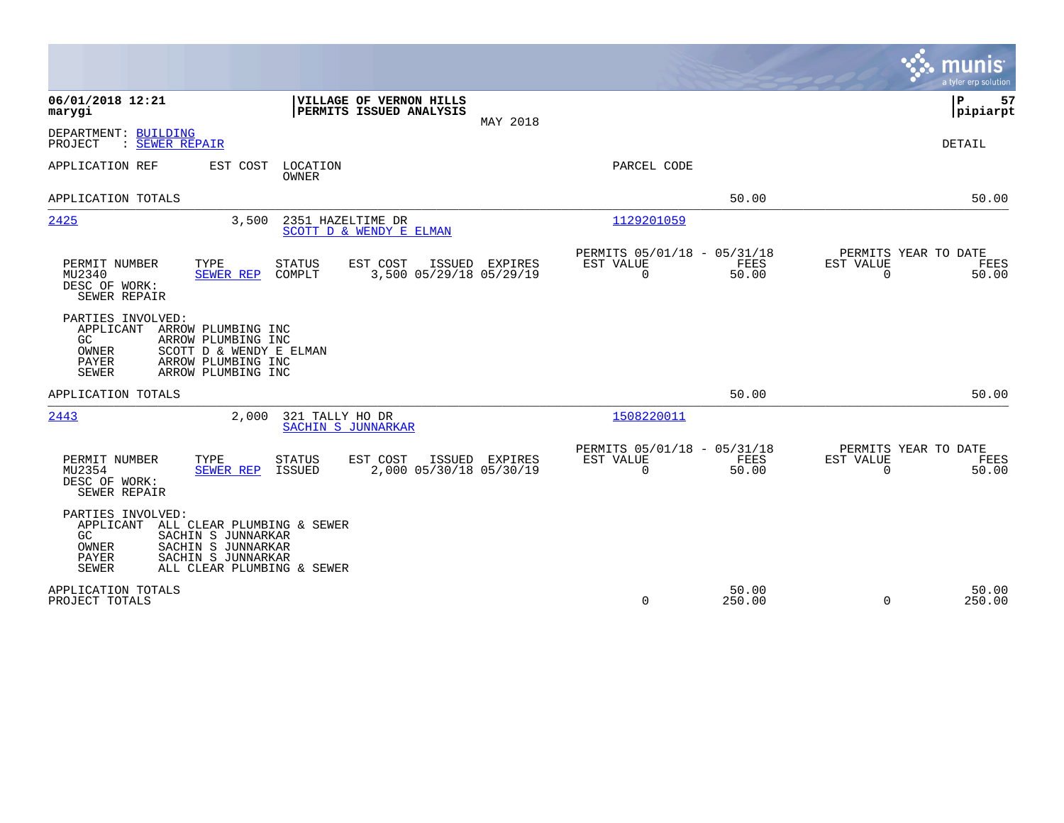06/01/2018 12:21
marygi

**VILLAGE OF VERNON HILLS**
**PERMITS ISSUED ANALYSIS**

MAY 2018

P 57
pipiarpt

DEPARTMENT: BUILDING
PROJECT : SEWER REPAIR

DETAIL

| APPLICATION REF | EST COST | LOCATION / OWNER | PARCEL CODE | | |
|---|---|---|---|---|---|
| APPLICATION TOTALS | | | | 50.00 | 50.00 |
| 2425 | 3,500 | 2351 HAZELTIME DR / SCOTT D & WENDY E ELMAN | 1129201059 | | |

| PERMIT NUMBER | TYPE | STATUS | EST COST | ISSUED | EXPIRES | PERMITS 05/01/18 - 05/31/18 EST VALUE | FEES | PERMITS YEAR TO DATE EST VALUE | FEES |
|---|---|---|---|---|---|---|---|---|---|
| MU2340 | SEWER REP | COMPLT | 3,500 | 05/29/18 | 05/29/19 | 0 | 50.00 | 0 | 50.00 |

DESC OF WORK:
SEWER REPAIR

PARTIES INVOLVED:
- APPLICANT ARROW PLUMBING INC
- GC ARROW PLUMBING INC
- OWNER SCOTT D & WENDY E ELMAN
- PAYER ARROW PLUMBING INC
- SEWER ARROW PLUMBING INC

| APPLICATION REF | EST COST | LOCATION / OWNER | PARCEL CODE | | |
|---|---|---|---|---|---|
| APPLICATION TOTALS | | | | 50.00 | 50.00 |
| 2443 | 2,000 | 321 TALLY HO DR / SACHIN S JUNNARKAR | 1508220011 | | |

| PERMIT NUMBER | TYPE | STATUS | EST COST | ISSUED | EXPIRES | PERMITS 05/01/18 - 05/31/18 EST VALUE | FEES | PERMITS YEAR TO DATE EST VALUE | FEES |
|---|---|---|---|---|---|---|---|---|---|
| MU2354 | SEWER REP | ISSUED | 2,000 | 05/30/18 | 05/30/19 | 0 | 50.00 | 0 | 50.00 |

DESC OF WORK:
SEWER REPAIR

PARTIES INVOLVED:
- APPLICANT ALL CLEAR PLUMBING & SEWER
- GC SACHIN S JUNNARKAR
- OWNER SACHIN S JUNNARKAR
- PAYER SACHIN S JUNNARKAR
- SEWER ALL CLEAR PLUMBING & SEWER

| | EST VALUE | FEES | EST VALUE | FEES |
|---|---|---|---|---|
| APPLICATION TOTALS | | 50.00 | | 50.00 |
| PROJECT TOTALS | 0 | 250.00 | 0 | 250.00 |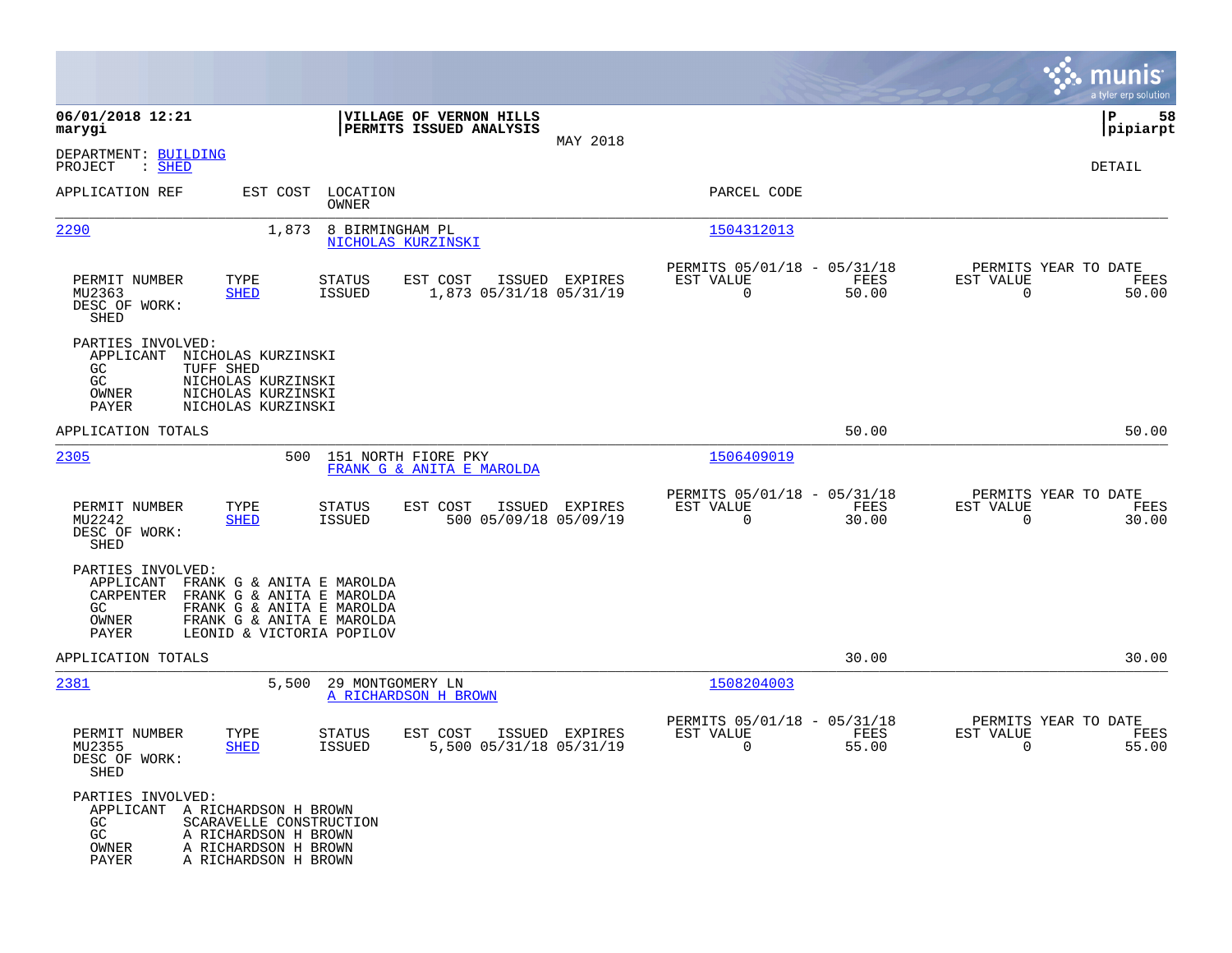**06/01/2018 12:21** | **VILLAGE OF VERNON HILLS** | **P 58**
**marygi** | **PERMITS ISSUED ANALYSIS** | **pipiarpt**

MAY 2018

DEPARTMENT: BUILDING
PROJECT : SHED

DETAIL

| APPLICATION REF | EST COST | LOCATION / OWNER | PARCEL CODE |
|---|---|---|---|
| 2290 | 1,873 | 8 BIRMINGHAM PL / NICHOLAS KURZINSKI | 1504312013 |

| PERMIT NUMBER | TYPE | STATUS | EST COST | ISSUED | EXPIRES | PERMITS 05/01/18 - 05/31/18 EST VALUE | FEES | PERMITS YEAR TO DATE EST VALUE | FEES |
|---|---|---|---|---|---|---|---|---|---|
| MU2363 | SHED | ISSUED | 1,873 | 05/31/18 | 05/31/19 | 0 | 50.00 | 0 | 50.00 |

DESC OF WORK:
SHED

PARTIES INVOLVED:
- APPLICANT NICHOLAS KURZINSKI
- GC TUFF SHED
- GC NICHOLAS KURZINSKI
- OWNER NICHOLAS KURZINSKI
- PAYER NICHOLAS KURZINSKI

APPLICATION TOTALS: 50.00 | 50.00

| APPLICATION REF | EST COST | LOCATION / OWNER | PARCEL CODE |
|---|---|---|---|
| 2305 | 500 | 151 NORTH FIORE PKY / FRANK G & ANITA E MAROLDA | 1506409019 |

| PERMIT NUMBER | TYPE | STATUS | EST COST | ISSUED | EXPIRES | PERMITS 05/01/18 - 05/31/18 EST VALUE | FEES | PERMITS YEAR TO DATE EST VALUE | FEES |
|---|---|---|---|---|---|---|---|---|---|
| MU2242 | SHED | ISSUED | 500 | 05/09/18 | 05/09/19 | 0 | 30.00 | 0 | 30.00 |

DESC OF WORK:
SHED

PARTIES INVOLVED:
- APPLICANT FRANK G & ANITA E MAROLDA
- CARPENTER FRANK G & ANITA E MAROLDA
- GC FRANK G & ANITA E MAROLDA
- OWNER FRANK G & ANITA E MAROLDA
- PAYER LEONID & VICTORIA POPILOV

APPLICATION TOTALS: 30.00 | 30.00

| APPLICATION REF | EST COST | LOCATION / OWNER | PARCEL CODE |
|---|---|---|---|
| 2381 | 5,500 | 29 MONTGOMERY LN / A RICHARDSON H BROWN | 1508204003 |

| PERMIT NUMBER | TYPE | STATUS | EST COST | ISSUED | EXPIRES | PERMITS 05/01/18 - 05/31/18 EST VALUE | FEES | PERMITS YEAR TO DATE EST VALUE | FEES |
|---|---|---|---|---|---|---|---|---|---|
| MU2355 | SHED | ISSUED | 5,500 | 05/31/18 | 05/31/19 | 0 | 55.00 | 0 | 55.00 |

DESC OF WORK:
SHED

PARTIES INVOLVED:
- APPLICANT A RICHARDSON H BROWN
- GC SCARAVELLE CONSTRUCTION
- GC A RICHARDSON H BROWN
- OWNER A RICHARDSON H BROWN
- PAYER A RICHARDSON H BROWN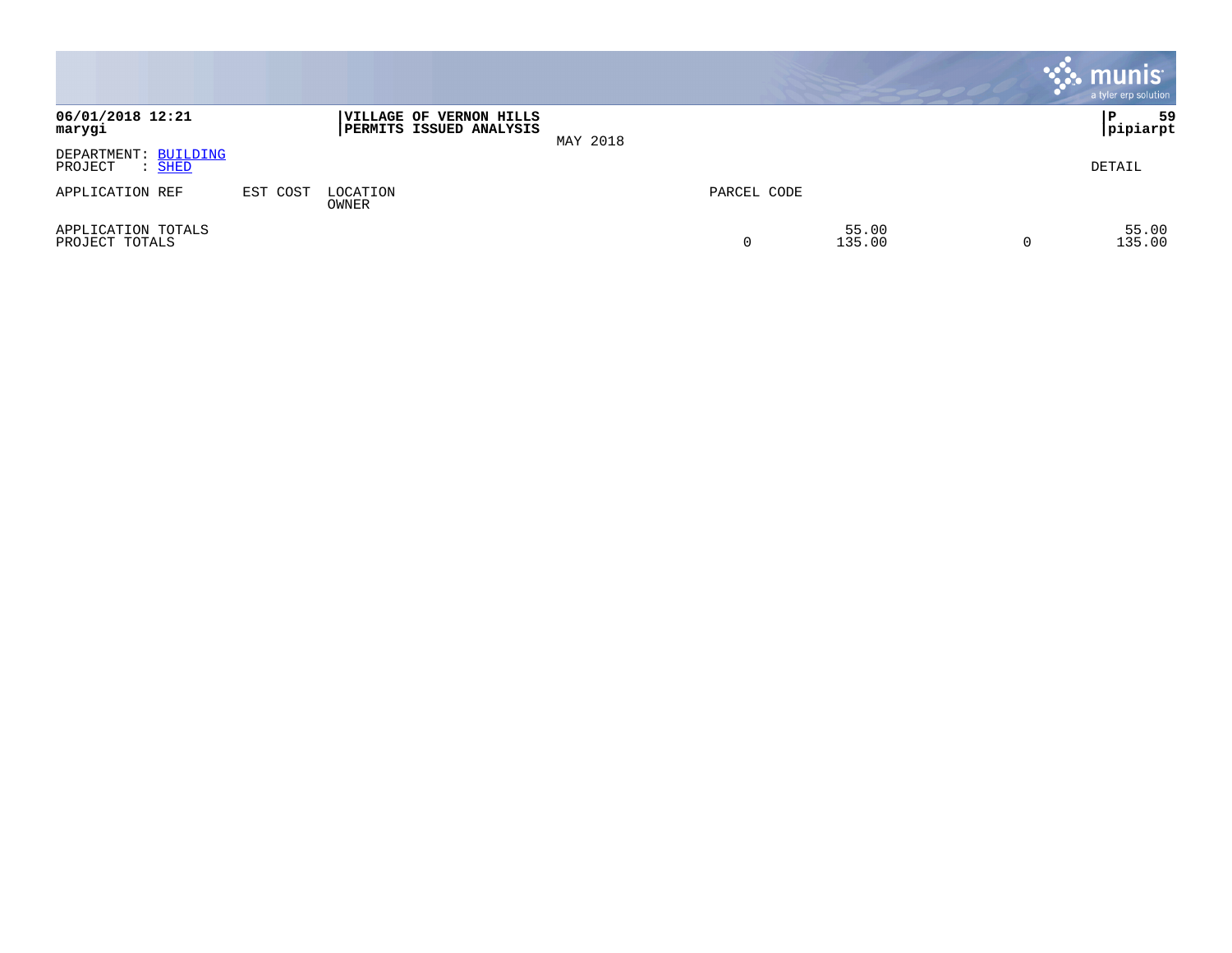**06/01/2018 12:21**
**marygi**

**VILLAGE OF VERNON HILLS**
**PERMITS ISSUED ANALYSIS**

MAY 2018

**P 59**
**pipiarpt**

DEPARTMENT: BUILDING
PROJECT : SHED

DETAIL

| APPLICATION REF | EST COST | LOCATION<br>OWNER | PARCEL CODE | | | | |
|---|---|---|---|---|---|---|---|
| APPLICATION TOTALS | | | | | 55.00 | | 55.00 |
| PROJECT TOTALS | | | | 0 | 135.00 | 0 | 135.00 |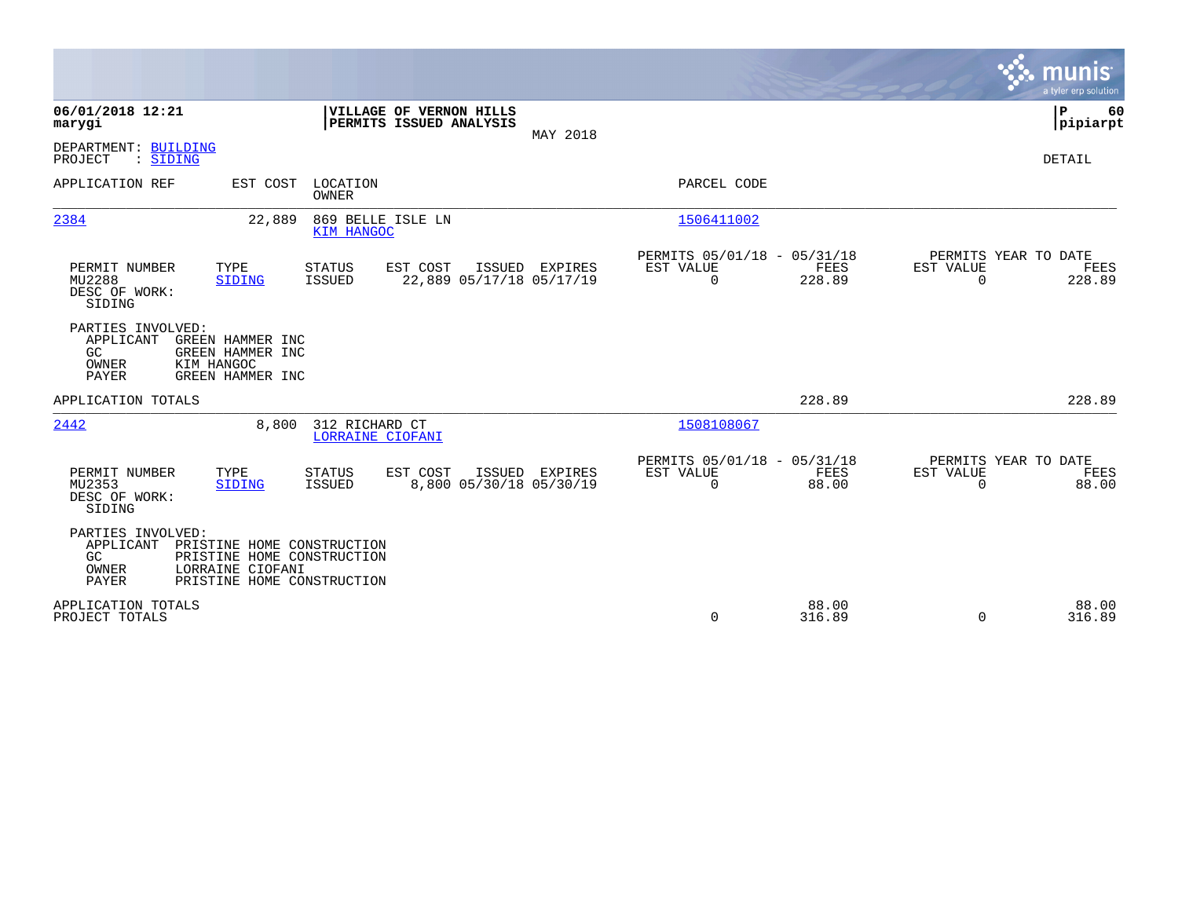**06/01/2018 12:21**
**marygi**

**VILLAGE OF VERNON HILLS**
**PERMITS ISSUED ANALYSIS**

MAY 2018

**P 60**
**pipiarpt**

DEPARTMENT: BUILDING
PROJECT : SIDING

DETAIL

| APPLICATION REF | EST COST | LOCATION / OWNER | PARCEL CODE |
|---|---|---|---|
| 2384 | 22,889 | 869 BELLE ISLE LN / KIM HANGOC | 1506411002 |

| PERMIT NUMBER | TYPE | STATUS | EST COST | ISSUED | EXPIRES | PERMITS 05/01/18 - 05/31/18 EST VALUE | FEES | PERMITS YEAR TO DATE EST VALUE | FEES |
|---|---|---|---|---|---|---|---|---|---|
| MU2288 | SIDING | ISSUED | 22,889 | 05/17/18 | 05/17/19 | 0 | 228.89 | 0 | 228.89 |

DESC OF WORK:
SIDING

PARTIES INVOLVED:

| | |
|---|---|
| APPLICANT | GREEN HAMMER INC |
| GC | GREEN HAMMER INC |
| OWNER | KIM HANGOC |
| PAYER | GREEN HAMMER INC |

APPLICATION TOTALS: 228.89 | 228.89

| APPLICATION REF | EST COST | LOCATION / OWNER | PARCEL CODE |
|---|---|---|---|
| 2442 | 8,800 | 312 RICHARD CT / LORRAINE CIOFANI | 1508108067 |

| PERMIT NUMBER | TYPE | STATUS | EST COST | ISSUED | EXPIRES | PERMITS 05/01/18 - 05/31/18 EST VALUE | FEES | PERMITS YEAR TO DATE EST VALUE | FEES |
|---|---|---|---|---|---|---|---|---|---|
| MU2353 | SIDING | ISSUED | 8,800 | 05/30/18 | 05/30/19 | 0 | 88.00 | 0 | 88.00 |

DESC OF WORK:
SIDING

PARTIES INVOLVED:

| | |
|---|---|
| APPLICANT | PRISTINE HOME CONSTRUCTION |
| GC | PRISTINE HOME CONSTRUCTION |
| OWNER | LORRAINE CIOFANI |
| PAYER | PRISTINE HOME CONSTRUCTION |

| | EST VALUE | FEES | YTD EST VALUE | YTD FEES |
|---|---|---|---|---|
| APPLICATION TOTALS | | 88.00 | | 88.00 |
| PROJECT TOTALS | 0 | 316.89 | 0 | 316.89 |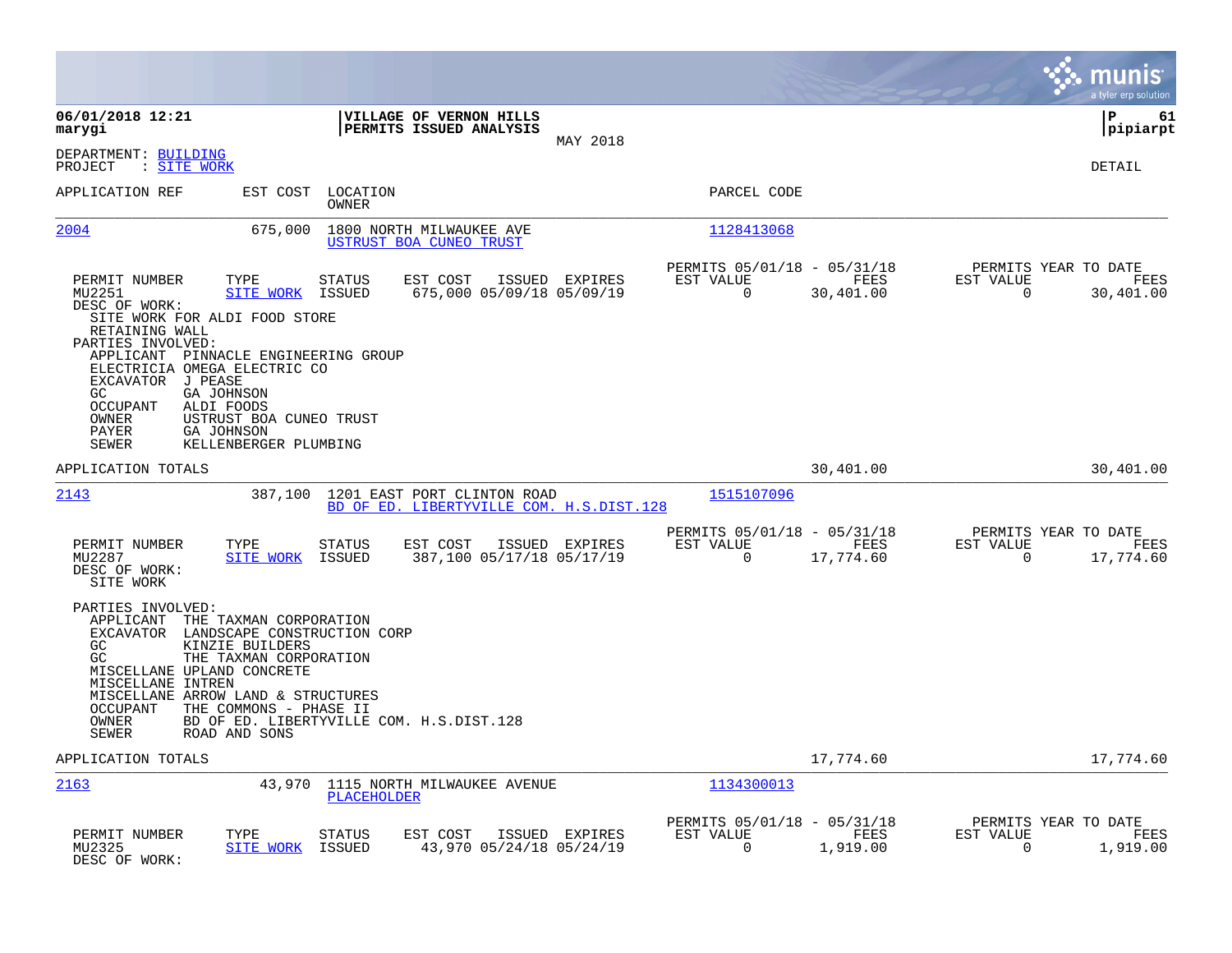06/01/2018 12:21
marygi

**VILLAGE OF VERNON HILLS**
**PERMITS ISSUED ANALYSIS**
MAY 2018

P 61
pipiarpt

DEPARTMENT: BUILDING
PROJECT : SITE WORK

DETAIL

| APPLICATION REF | EST COST | LOCATION / OWNER | PARCEL CODE |
|---|---|---|---|
| 2004 | 675,000 | 1800 NORTH MILWAUKEE AVE / USTRUST BOA CUNEO TRUST | 1128413068 |

| PERMIT NUMBER | TYPE | STATUS | EST COST | ISSUED | EXPIRES | PERMITS 05/01/18 - 05/31/18 EST VALUE | FEES | PERMITS YEAR TO DATE EST VALUE | FEES |
|---|---|---|---|---|---|---|---|---|---|
| MU2251 | SITE WORK | ISSUED | 675,000 | 05/09/18 | 05/09/19 | 0 | 30,401.00 | 0 | 30,401.00 |

DESC OF WORK:
SITE WORK FOR ALDI FOOD STORE
RETAINING WALL

PARTIES INVOLVED:
- APPLICANT PINNACLE ENGINEERING GROUP
- ELECTRICIA OMEGA ELECTRIC CO
- EXCAVATOR J PEASE
- GC GA JOHNSON
- OCCUPANT ALDI FOODS
- OWNER USTRUST BOA CUNEO TRUST
- PAYER GA JOHNSON
- SEWER KELLENBERGER PLUMBING

APPLICATION TOTALS — 30,401.00 — 30,401.00

| APPLICATION REF | EST COST | LOCATION / OWNER | PARCEL CODE |
|---|---|---|---|
| 2143 | 387,100 | 1201 EAST PORT CLINTON ROAD / BD OF ED. LIBERTYVILLE COM. H.S.DIST.128 | 1515107096 |

| PERMIT NUMBER | TYPE | STATUS | EST COST | ISSUED | EXPIRES | PERMITS 05/01/18 - 05/31/18 EST VALUE | FEES | PERMITS YEAR TO DATE EST VALUE | FEES |
|---|---|---|---|---|---|---|---|---|---|
| MU2287 | SITE WORK | ISSUED | 387,100 | 05/17/18 | 05/17/19 | 0 | 17,774.60 | 0 | 17,774.60 |

DESC OF WORK:
SITE WORK

PARTIES INVOLVED:
- APPLICANT THE TAXMAN CORPORATION
- EXCAVATOR LANDSCAPE CONSTRUCTION CORP
- GC KINZIE BUILDERS
- GC THE TAXMAN CORPORATION
- MISCELLANE UPLAND CONCRETE
- MISCELLANE INTREN
- MISCELLANE ARROW LAND & STRUCTURES
- OCCUPANT THE COMMONS - PHASE II
- OWNER BD OF ED. LIBERTYVILLE COM. H.S.DIST.128
- SEWER ROAD AND SONS

APPLICATION TOTALS — 17,774.60 — 17,774.60

| APPLICATION REF | EST COST | LOCATION / OWNER | PARCEL CODE |
|---|---|---|---|
| 2163 | 43,970 | 1115 NORTH MILWAUKEE AVENUE / PLACEHOLDER | 1134300013 |

| PERMIT NUMBER | TYPE | STATUS | EST COST | ISSUED | EXPIRES | PERMITS 05/01/18 - 05/31/18 EST VALUE | FEES | PERMITS YEAR TO DATE EST VALUE | FEES |
|---|---|---|---|---|---|---|---|---|---|
| MU2325 | SITE WORK | ISSUED | 43,970 | 05/24/18 | 05/24/19 | 0 | 1,919.00 | 0 | 1,919.00 |

DESC OF WORK: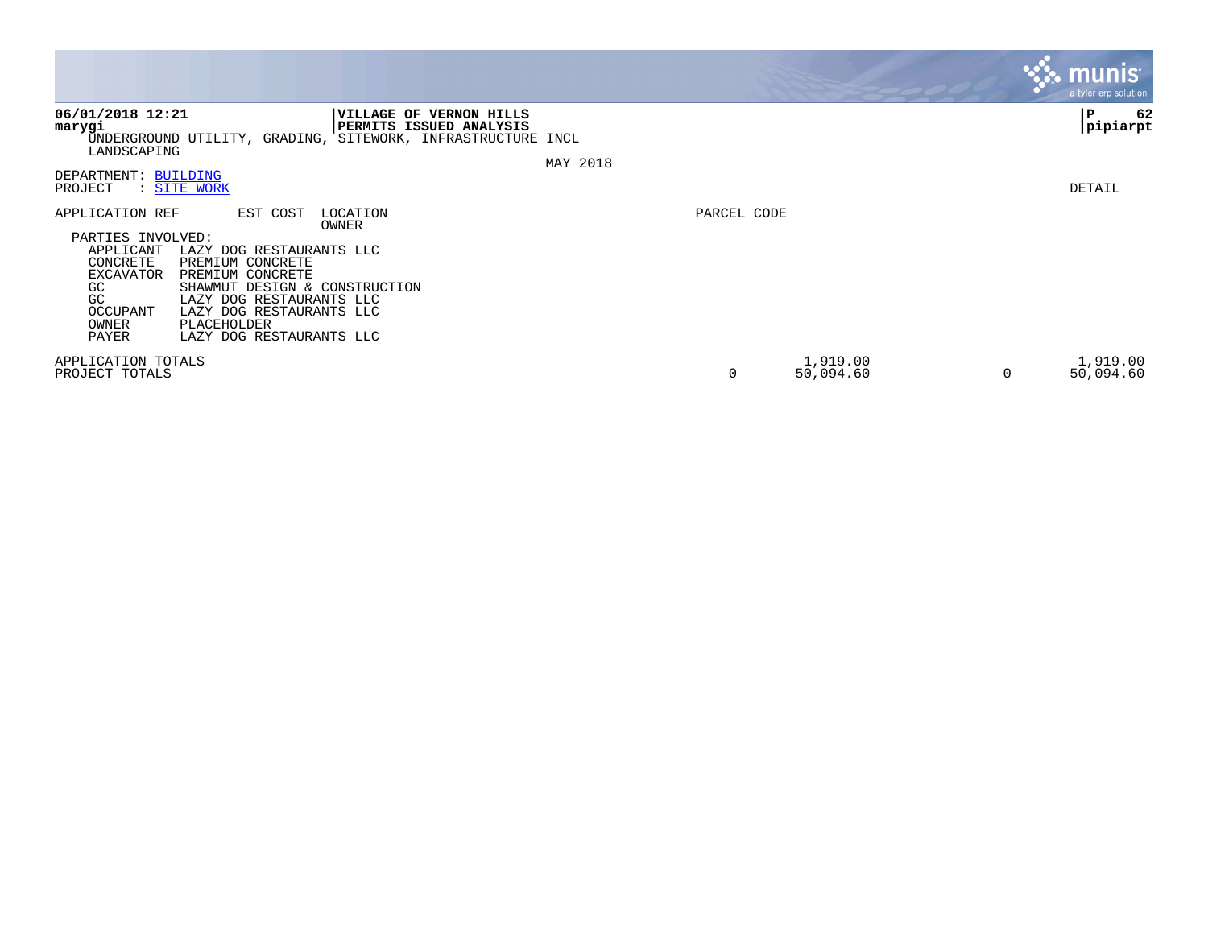**VILLAGE OF VERNON HILLS**
**PERMITS ISSUED ANALYSIS**

UNDERGROUND UTILITY, GRADING, SITEWORK, INFRASTRUCTURE INCL LANDSCAPING

MAY 2018

DEPARTMENT: BUILDING
PROJECT : SITE WORK

DETAIL

APPLICATION REF    EST COST    LOCATION / OWNER    PARCEL CODE

PARTIES INVOLVED:

| Role | Party |
|---|---|
| APPLICANT | LAZY DOG RESTAURANTS LLC |
| CONCRETE | PREMIUM CONCRETE |
| EXCAVATOR | PREMIUM CONCRETE |
| GC | SHAWMUT DESIGN & CONSTRUCTION |
| GC | LAZY DOG RESTAURANTS LLC |
| OCCUPANT | LAZY DOG RESTAURANTS LLC |
| OWNER | PLACEHOLDER |
| PAYER | LAZY DOG RESTAURANTS LLC |

| | | | | |
|---|---|---|---|---|
| APPLICATION TOTALS | | 1,919.00 | | 1,919.00 |
| PROJECT TOTALS | 0 | 50,094.60 | 0 | 50,094.60 |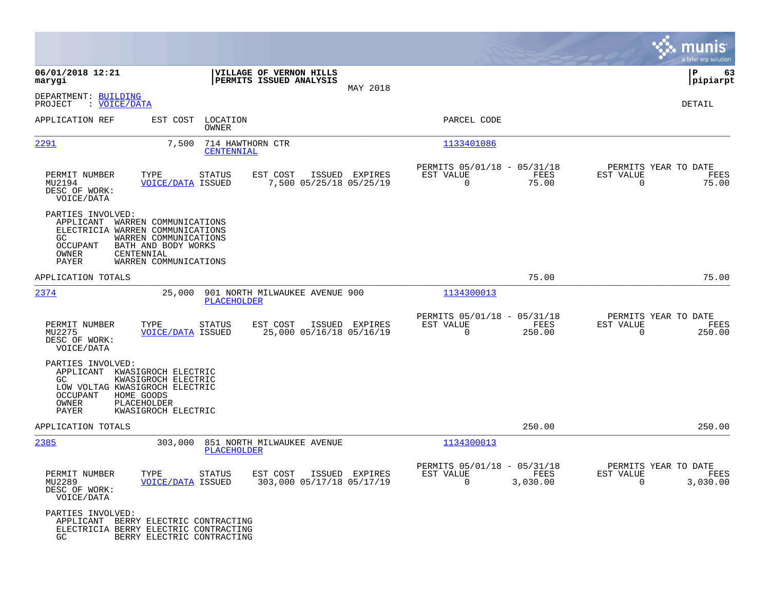**06/01/2018 12:21**
**marygi**

**VILLAGE OF VERNON HILLS**
**PERMITS ISSUED ANALYSIS**
MAY 2018

**P 63**
**pipiarpt**

DEPARTMENT: BUILDING
PROJECT : VOICE/DATA

DETAIL

| APPLICATION REF | EST COST | LOCATION / OWNER | PARCEL CODE |
|---|---|---|---|
| 2291 | 7,500 | 714 HAWTHORN CTR / CENTENNIAL | 1133401086 |

| PERMIT NUMBER | TYPE | STATUS | EST COST | ISSUED | EXPIRES | PERMITS 05/01/18 - 05/31/18 EST VALUE | FEES | PERMITS YEAR TO DATE EST VALUE | FEES |
|---|---|---|---|---|---|---|---|---|---|
| MU2194 | VOICE/DATA | ISSUED | 7,500 | 05/25/18 | 05/25/19 | 0 | 75.00 | 0 | 75.00 |

DESC OF WORK:
VOICE/DATA

PARTIES INVOLVED:
- APPLICANT WARREN COMMUNICATIONS
- ELECTRICIA WARREN COMMUNICATIONS
- GC WARREN COMMUNICATIONS
- OCCUPANT BATH AND BODY WORKS
- OWNER CENTENNIAL
- PAYER WARREN COMMUNICATIONS

APPLICATION TOTALS — 75.00 — 75.00

| APPLICATION REF | EST COST | LOCATION / OWNER | PARCEL CODE |
|---|---|---|---|
| 2374 | 25,000 | 901 NORTH MILWAUKEE AVENUE 900 / PLACEHOLDER | 1134300013 |

| PERMIT NUMBER | TYPE | STATUS | EST COST | ISSUED | EXPIRES | PERMITS 05/01/18 - 05/31/18 EST VALUE | FEES | PERMITS YEAR TO DATE EST VALUE | FEES |
|---|---|---|---|---|---|---|---|---|---|
| MU2275 | VOICE/DATA | ISSUED | 25,000 | 05/16/18 | 05/16/19 | 0 | 250.00 | 0 | 250.00 |

DESC OF WORK:
VOICE/DATA

PARTIES INVOLVED:
- APPLICANT KWASIGROCH ELECTRIC
- GC KWASIGROCH ELECTRIC
- LOW VOLTAG KWASIGROCH ELECTRIC
- OCCUPANT HOME GOODS
- OWNER PLACEHOLDER
- PAYER KWASIGROCH ELECTRIC

APPLICATION TOTALS — 250.00 — 250.00

| APPLICATION REF | EST COST | LOCATION / OWNER | PARCEL CODE |
|---|---|---|---|
| 2385 | 303,000 | 851 NORTH MILWAUKEE AVENUE / PLACEHOLDER | 1134300013 |

| PERMIT NUMBER | TYPE | STATUS | EST COST | ISSUED | EXPIRES | PERMITS 05/01/18 - 05/31/18 EST VALUE | FEES | PERMITS YEAR TO DATE EST VALUE | FEES |
|---|---|---|---|---|---|---|---|---|---|
| MU2289 | VOICE/DATA | ISSUED | 303,000 | 05/17/18 | 05/17/19 | 0 | 3,030.00 | 0 | 3,030.00 |

DESC OF WORK:
VOICE/DATA

PARTIES INVOLVED:
- APPLICANT BERRY ELECTRIC CONTRACTING
- ELECTRICIA BERRY ELECTRIC CONTRACTING
- GC BERRY ELECTRIC CONTRACTING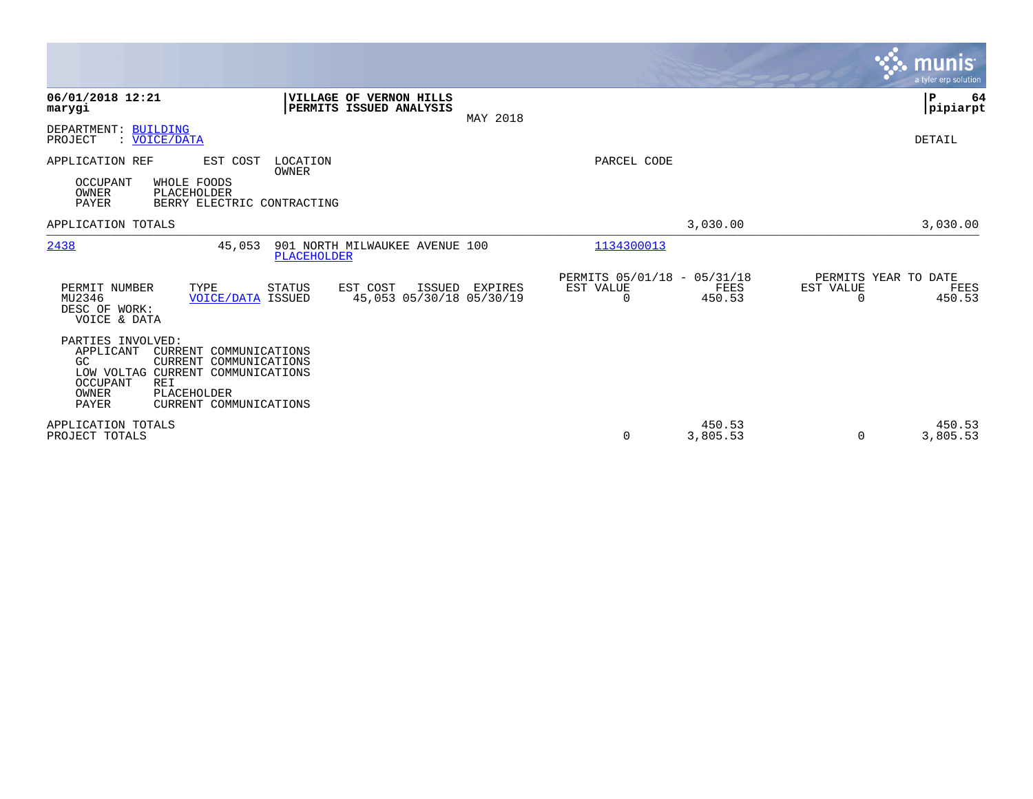**06/01/2018 12:21**
**marygi**

**VILLAGE OF VERNON HILLS**
**PERMITS ISSUED ANALYSIS**

MAY 2018

**pipiarpt**

DEPARTMENT: BUILDING
PROJECT : VOICE/DATA

DETAIL

| APPLICATION REF | EST COST | LOCATION / OWNER | PARCEL CODE | | |
|---|---|---|---|---|---|
| OCCUPANT | WHOLE FOODS | | | | |
| OWNER | PLACEHOLDER | | | | |
| PAYER | BERRY ELECTRIC CONTRACTING | | | | |

APPLICATION TOTALS — 3,030.00 — 3,030.00

| APPLICATION REF | EST COST | LOCATION / OWNER | PARCEL CODE |
|---|---|---|---|
| 2438 | 45,053 | 901 NORTH MILWAUKEE AVENUE 100 / PLACEHOLDER | 1134300013 |

| | | | | | | PERMITS 05/01/18 - 05/31/18 | | PERMITS YEAR TO DATE | |
|---|---|---|---|---|---|---|---|---|---|
| PERMIT NUMBER | TYPE | STATUS | EST COST | ISSUED | EXPIRES | EST VALUE | FEES | EST VALUE | FEES |
| MU2346 | VOICE/DATA | ISSUED | 45,053 | 05/30/18 | 05/30/19 | 0 | 450.53 | 0 | 450.53 |

DESC OF WORK:
VOICE & DATA

PARTIES INVOLVED:

| | |
|---|---|
| APPLICANT | CURRENT COMMUNICATIONS |
| GC | CURRENT COMMUNICATIONS |
| LOW VOLTAG | CURRENT COMMUNICATIONS |
| OCCUPANT | REI |
| OWNER | PLACEHOLDER |
| PAYER | CURRENT COMMUNICATIONS |

| | EST VALUE | FEES | EST VALUE | FEES |
|---|---|---|---|---|
| APPLICATION TOTALS | | 450.53 | | 450.53 |
| PROJECT TOTALS | 0 | 3,805.53 | 0 | 3,805.53 |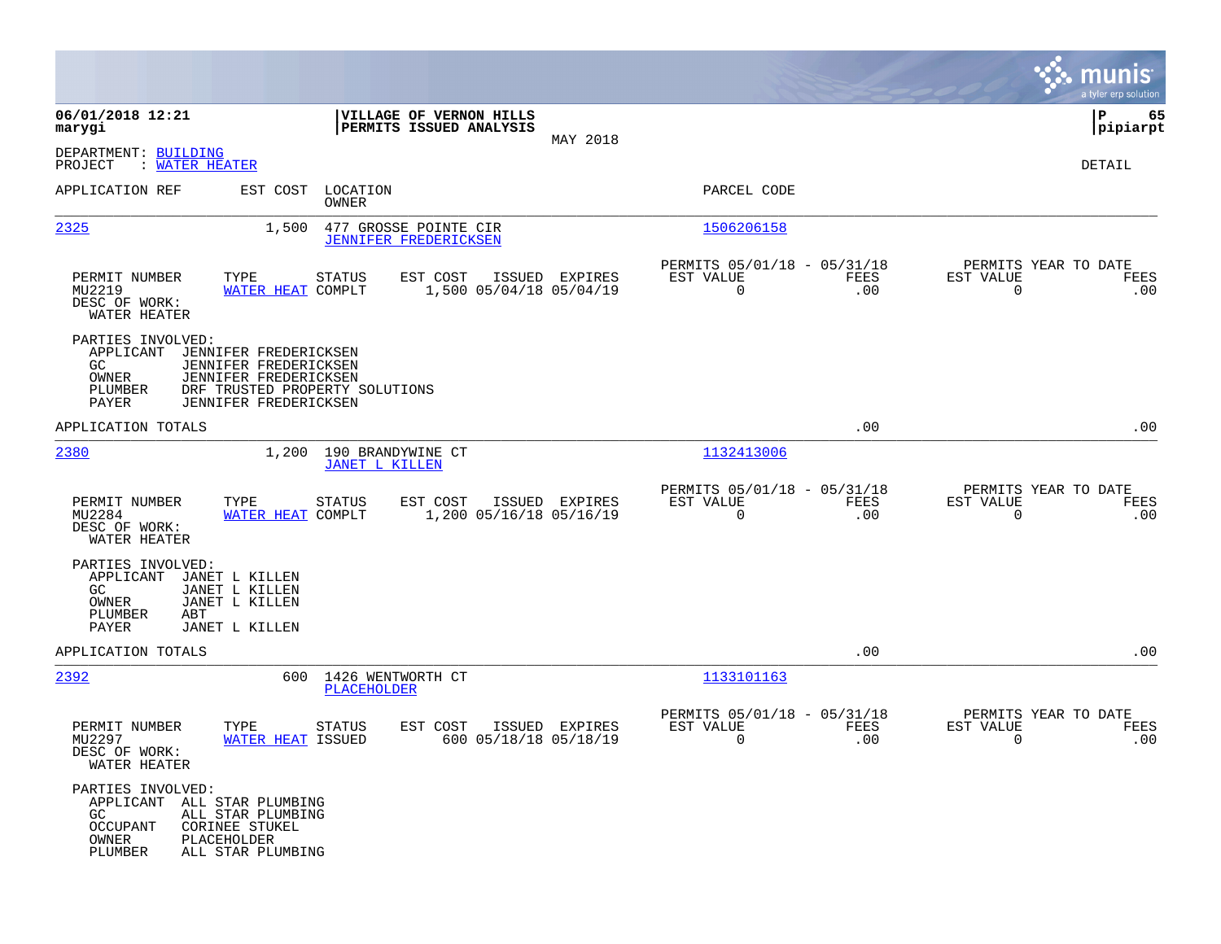**06/01/2018 12:21**
**marygi**

**VILLAGE OF VERNON HILLS**
**PERMITS ISSUED ANALYSIS**

MAY 2018

**P 65**
**pipiarpt**

DEPARTMENT: BUILDING
PROJECT : WATER HEATER

DETAIL

| APPLICATION REF | EST COST | LOCATION / OWNER | PARCEL CODE |
|---|---|---|---|
| 2325 | 1,500 | 477 GROSSE POINTE CIR / JENNIFER FREDERICKSEN | 1506206158 |

| PERMIT NUMBER | TYPE | STATUS | EST COST | ISSUED | EXPIRES | PERMITS 05/01/18 - 05/31/18 EST VALUE | FEES | PERMITS YEAR TO DATE EST VALUE | FEES |
|---|---|---|---|---|---|---|---|---|---|
| MU2219 | WATER HEAT | COMPLT | 1,500 | 05/04/18 | 05/04/19 | 0 | .00 | 0 | .00 |

DESC OF WORK:
WATER HEATER

PARTIES INVOLVED:
- APPLICANT JENNIFER FREDERICKSEN
- GC JENNIFER FREDERICKSEN
- OWNER JENNIFER FREDERICKSEN
- PLUMBER DRF TRUSTED PROPERTY SOLUTIONS
- PAYER JENNIFER FREDERICKSEN

APPLICATION TOTALS .00 .00

| APPLICATION REF | EST COST | LOCATION / OWNER | PARCEL CODE |
|---|---|---|---|
| 2380 | 1,200 | 190 BRANDYWINE CT / JANET L KILLEN | 1132413006 |

| PERMIT NUMBER | TYPE | STATUS | EST COST | ISSUED | EXPIRES | PERMITS 05/01/18 - 05/31/18 EST VALUE | FEES | PERMITS YEAR TO DATE EST VALUE | FEES |
|---|---|---|---|---|---|---|---|---|---|
| MU2284 | WATER HEAT | COMPLT | 1,200 | 05/16/18 | 05/16/19 | 0 | .00 | 0 | .00 |

DESC OF WORK:
WATER HEATER

PARTIES INVOLVED:
- APPLICANT JANET L KILLEN
- GC JANET L KILLEN
- OWNER JANET L KILLEN
- PLUMBER ABT
- PAYER JANET L KILLEN

APPLICATION TOTALS .00 .00

| APPLICATION REF | EST COST | LOCATION / OWNER | PARCEL CODE |
|---|---|---|---|
| 2392 | 600 | 1426 WENTWORTH CT / PLACEHOLDER | 1133101163 |

| PERMIT NUMBER | TYPE | STATUS | EST COST | ISSUED | EXPIRES | PERMITS 05/01/18 - 05/31/18 EST VALUE | FEES | PERMITS YEAR TO DATE EST VALUE | FEES |
|---|---|---|---|---|---|---|---|---|---|
| MU2297 | WATER HEAT | ISSUED | 600 | 05/18/18 | 05/18/19 | 0 | .00 | 0 | .00 |

DESC OF WORK:
WATER HEATER

PARTIES INVOLVED:
- APPLICANT ALL STAR PLUMBING
- GC ALL STAR PLUMBING
- OCCUPANT CORINEE STUKEL
- OWNER PLACEHOLDER
- PLUMBER ALL STAR PLUMBING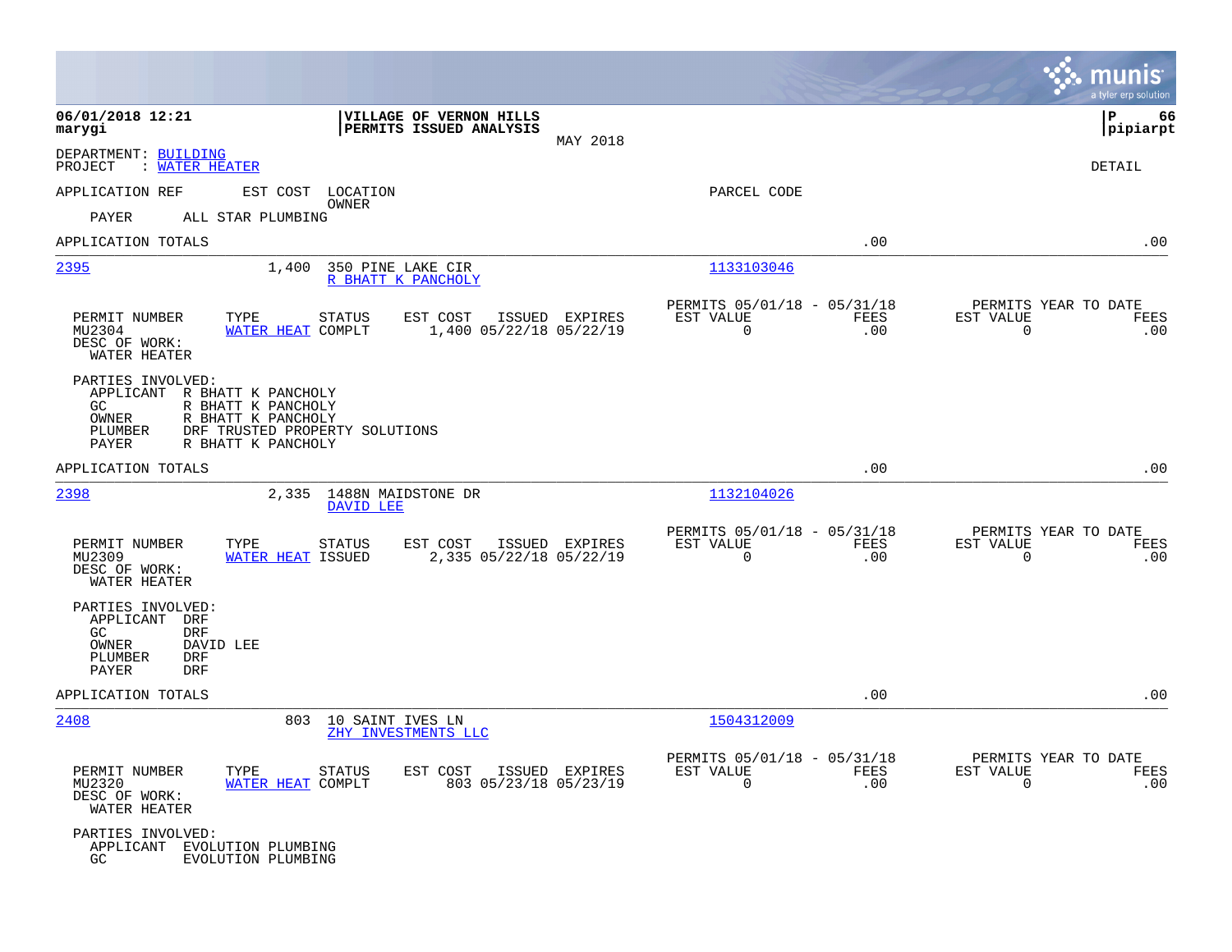**06/01/2018 12:21**
**marygi**

**VILLAGE OF VERNON HILLS**
**PERMITS ISSUED ANALYSIS**

MAY 2018

**P 66**
**pipiarpt**

DEPARTMENT: BUILDING
PROJECT : WATER HEATER

DETAIL

APPLICATION REF    EST COST    LOCATION / OWNER    PARCEL CODE

PAYER    ALL STAR PLUMBING

APPLICATION TOTALS    .00    .00

---

**2395**    1,400    350 PINE LAKE CIR    R BHATT K PANCHOLY    1133103046

| PERMIT NUMBER | TYPE | STATUS | EST COST | ISSUED | EXPIRES | PERMITS 05/01/18 - 05/31/18 EST VALUE | FEES | PERMITS YEAR TO DATE EST VALUE | FEES |
|---|---|---|---|---|---|---|---|---|---|
| MU2304 | WATER HEAT | COMPLT | 1,400 | 05/22/18 | 05/22/19 | 0 | .00 | 0 | .00 |

DESC OF WORK:
WATER HEATER

PARTIES INVOLVED:
- APPLICANT R BHATT K PANCHOLY
- GC R BHATT K PANCHOLY
- OWNER R BHATT K PANCHOLY
- PLUMBER DRF TRUSTED PROPERTY SOLUTIONS
- PAYER R BHATT K PANCHOLY

APPLICATION TOTALS    .00    .00

---

**2398**    2,335    1488N MAIDSTONE DR    DAVID LEE    1132104026

| PERMIT NUMBER | TYPE | STATUS | EST COST | ISSUED | EXPIRES | PERMITS 05/01/18 - 05/31/18 EST VALUE | FEES | PERMITS YEAR TO DATE EST VALUE | FEES |
|---|---|---|---|---|---|---|---|---|---|
| MU2309 | WATER HEAT | ISSUED | 2,335 | 05/22/18 | 05/22/19 | 0 | .00 | 0 | .00 |

DESC OF WORK:
WATER HEATER

PARTIES INVOLVED:
- APPLICANT DRF
- GC DRF
- OWNER DAVID LEE
- PLUMBER DRF
- PAYER DRF

APPLICATION TOTALS    .00    .00

---

**2408**    803    10 SAINT IVES LN    ZHY INVESTMENTS LLC    1504312009

| PERMIT NUMBER | TYPE | STATUS | EST COST | ISSUED | EXPIRES | PERMITS 05/01/18 - 05/31/18 EST VALUE | FEES | PERMITS YEAR TO DATE EST VALUE | FEES |
|---|---|---|---|---|---|---|---|---|---|
| MU2320 | WATER HEAT | COMPLT | 803 | 05/23/18 | 05/23/19 | 0 | .00 | 0 | .00 |

DESC OF WORK:
WATER HEATER

PARTIES INVOLVED:
- APPLICANT EVOLUTION PLUMBING
- GC EVOLUTION PLUMBING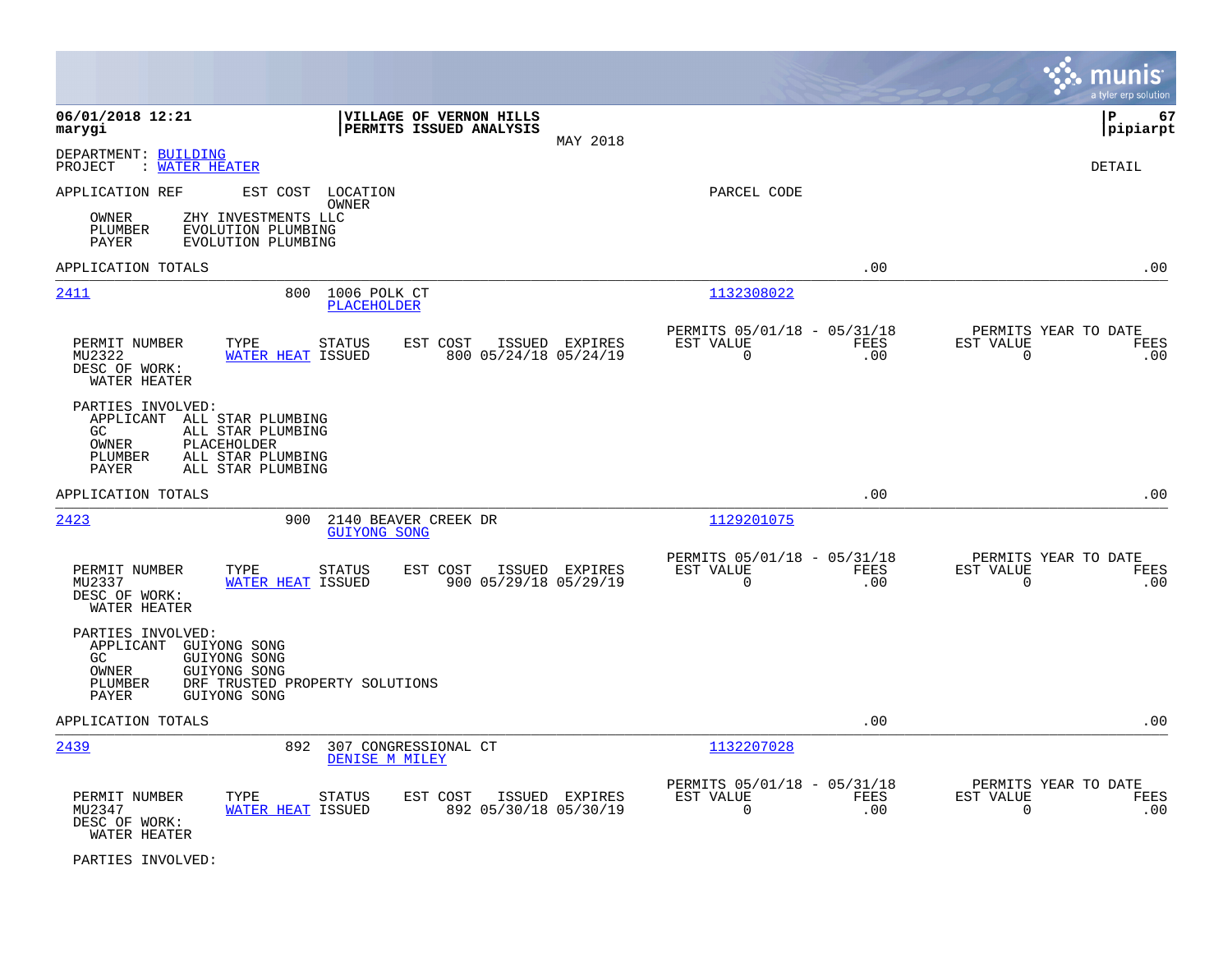**06/01/2018 12:21** | **VILLAGE OF VERNON HILLS** | **P 67**
**marygi** | **PERMITS ISSUED ANALYSIS** | **pipiarpt**

MAY 2018

DEPARTMENT: BUILDING
PROJECT : WATER HEATER

DETAIL

APPLICATION REF    EST COST    LOCATION    OWNER    PARCEL CODE

OWNER    ZHY INVESTMENTS LLC
PLUMBER    EVOLUTION PLUMBING
PAYER    EVOLUTION PLUMBING

APPLICATION TOTALS    .00    .00

---

**2411**    800    1006 POLK CT    PLACEHOLDER    1132308022

| PERMIT NUMBER | TYPE | STATUS | EST COST | ISSUED | EXPIRES | PERMITS 05/01/18 - 05/31/18 EST VALUE | FEES | PERMITS YEAR TO DATE EST VALUE | FEES |
|---|---|---|---|---|---|---|---|---|---|
| MU2322 | WATER HEAT | ISSUED | 800 | 05/24/18 | 05/24/19 | 0 | .00 | 0 | .00 |

DESC OF WORK:
WATER HEATER

PARTIES INVOLVED:
APPLICANT    ALL STAR PLUMBING
GC    ALL STAR PLUMBING
OWNER    PLACEHOLDER
PLUMBER    ALL STAR PLUMBING
PAYER    ALL STAR PLUMBING

APPLICATION TOTALS    .00    .00

---

**2423**    900    2140 BEAVER CREEK DR    GUIYONG SONG    1129201075

| PERMIT NUMBER | TYPE | STATUS | EST COST | ISSUED | EXPIRES | PERMITS 05/01/18 - 05/31/18 EST VALUE | FEES | PERMITS YEAR TO DATE EST VALUE | FEES |
|---|---|---|---|---|---|---|---|---|---|
| MU2337 | WATER HEAT | ISSUED | 900 | 05/29/18 | 05/29/19 | 0 | .00 | 0 | .00 |

DESC OF WORK:
WATER HEATER

PARTIES INVOLVED:
APPLICANT    GUIYONG SONG
GC    GUIYONG SONG
OWNER    GUIYONG SONG
PLUMBER    DRF TRUSTED PROPERTY SOLUTIONS
PAYER    GUIYONG SONG

APPLICATION TOTALS    .00    .00

---

**2439**    892    307 CONGRESSIONAL CT    DENISE M MILEY    1132207028

| PERMIT NUMBER | TYPE | STATUS | EST COST | ISSUED | EXPIRES | PERMITS 05/01/18 - 05/31/18 EST VALUE | FEES | PERMITS YEAR TO DATE EST VALUE | FEES |
|---|---|---|---|---|---|---|---|---|---|
| MU2347 | WATER HEAT | ISSUED | 892 | 05/30/18 | 05/30/19 | 0 | .00 | 0 | .00 |

DESC OF WORK:
WATER HEATER

PARTIES INVOLVED: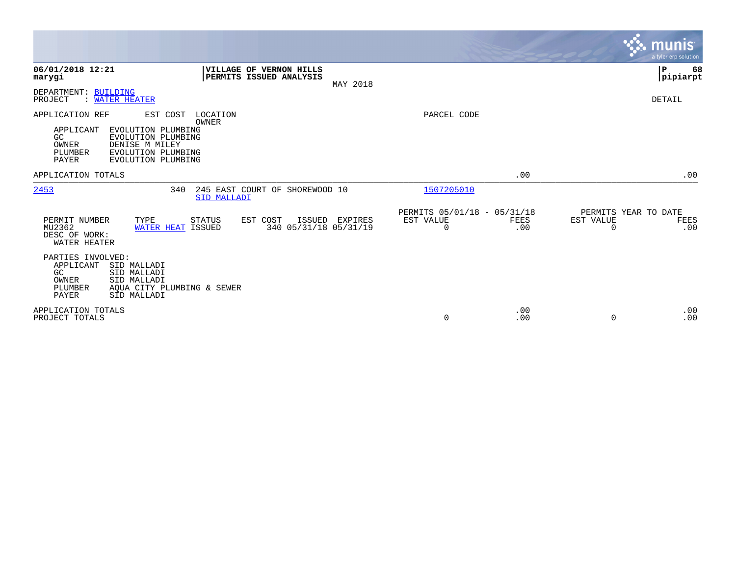06/01/2018 12:21
marygi

**VILLAGE OF VERNON HILLS**
**PERMITS ISSUED ANALYSIS**

MAY 2018

P 68
pipiarpt

DEPARTMENT: BUILDING
PROJECT : WATER HEATER

DETAIL

APPLICATION REF    EST COST    LOCATION / OWNER    PARCEL CODE

APPLICANT EVOLUTION PLUMBING
GC EVOLUTION PLUMBING
OWNER DENISE M MILEY
PLUMBER EVOLUTION PLUMBING
PAYER EVOLUTION PLUMBING

APPLICATION TOTALS .00 .00

---

2453    340    245 EAST COURT OF SHOREWOOD 10    1507205010
SID MALLADI

| PERMIT NUMBER | TYPE | STATUS | EST COST | ISSUED | EXPIRES | PERMITS 05/01/18 - 05/31/18 EST VALUE | FEES | PERMITS YEAR TO DATE EST VALUE | FEES |
|---|---|---|---|---|---|---|---|---|---|
| MU2362 | WATER HEAT | ISSUED | 340 | 05/31/18 | 05/31/19 | 0 | .00 | 0 | .00 |

DESC OF WORK:
WATER HEATER

PARTIES INVOLVED:
APPLICANT SID MALLADI
GC SID MALLADI
OWNER SID MALLADI
PLUMBER AQUA CITY PLUMBING & SEWER
PAYER SID MALLADI

| | EST VALUE | FEES | EST VALUE | FEES |
|---|---|---|---|---|
| APPLICATION TOTALS | | .00 | | .00 |
| PROJECT TOTALS | 0 | .00 | 0 | .00 |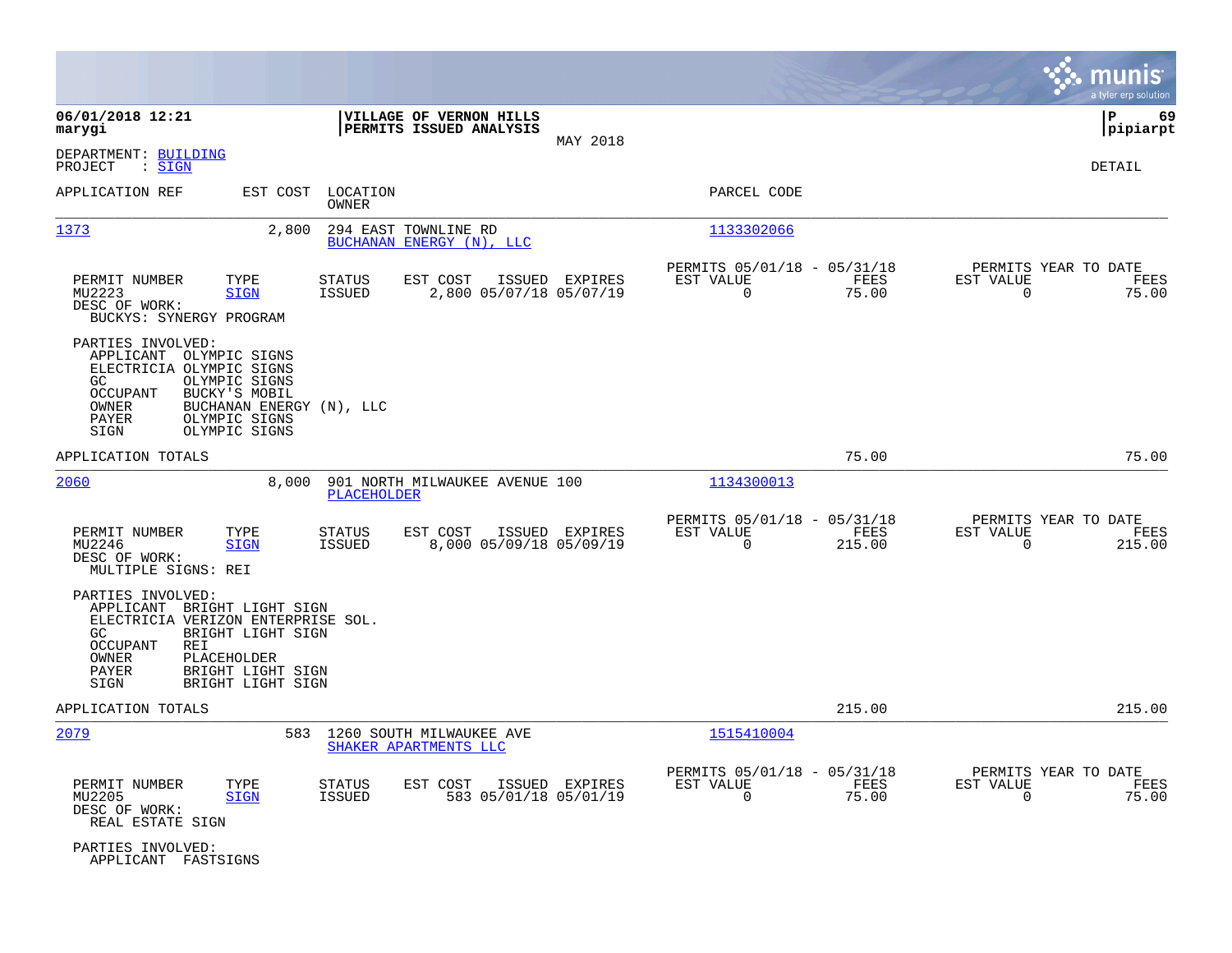**06/01/2018 12:21**
**marygi**

**VILLAGE OF VERNON HILLS**
**PERMITS ISSUED ANALYSIS**
MAY 2018

**P 69**
**pipiarpt**

DEPARTMENT: BUILDING
PROJECT : SIGN

DETAIL

| APPLICATION REF | EST COST | LOCATION / OWNER | PARCEL CODE |
|---|---|---|---|
| 1373 | 2,800 | 294 EAST TOWNLINE RD / BUCHANAN ENERGY (N), LLC | 1133302066 |

| PERMIT NUMBER | TYPE | STATUS | EST COST | ISSUED | EXPIRES | PERMITS 05/01/18 - 05/31/18 EST VALUE | FEES | PERMITS YEAR TO DATE EST VALUE | FEES |
|---|---|---|---|---|---|---|---|---|---|
| MU2223 | SIGN | ISSUED | 2,800 | 05/07/18 | 05/07/19 | 0 | 75.00 | 0 | 75.00 |

DESC OF WORK:
BUCKYS: SYNERGY PROGRAM

PARTIES INVOLVED:
- APPLICANT OLYMPIC SIGNS
- ELECTRICIA OLYMPIC SIGNS
- GC OLYMPIC SIGNS
- OCCUPANT BUCKY'S MOBIL
- OWNER BUCHANAN ENERGY (N), LLC
- PAYER OLYMPIC SIGNS
- SIGN OLYMPIC SIGNS

APPLICATION TOTALS 75.00 75.00

| APPLICATION REF | EST COST | LOCATION / OWNER | PARCEL CODE |
|---|---|---|---|
| 2060 | 8,000 | 901 NORTH MILWAUKEE AVENUE 100 / PLACEHOLDER | 1134300013 |

| PERMIT NUMBER | TYPE | STATUS | EST COST | ISSUED | EXPIRES | PERMITS 05/01/18 - 05/31/18 EST VALUE | FEES | PERMITS YEAR TO DATE EST VALUE | FEES |
|---|---|---|---|---|---|---|---|---|---|
| MU2246 | SIGN | ISSUED | 8,000 | 05/09/18 | 05/09/19 | 0 | 215.00 | 0 | 215.00 |

DESC OF WORK:
MULTIPLE SIGNS: REI

PARTIES INVOLVED:
- APPLICANT BRIGHT LIGHT SIGN
- ELECTRICIA VERIZON ENTERPRISE SOL.
- GC BRIGHT LIGHT SIGN
- OCCUPANT REI
- OWNER PLACEHOLDER
- PAYER BRIGHT LIGHT SIGN
- SIGN BRIGHT LIGHT SIGN

APPLICATION TOTALS 215.00 215.00

| APPLICATION REF | EST COST | LOCATION / OWNER | PARCEL CODE |
|---|---|---|---|
| 2079 | 583 | 1260 SOUTH MILWAUKEE AVE / SHAKER APARTMENTS LLC | 1515410004 |

| PERMIT NUMBER | TYPE | STATUS | EST COST | ISSUED | EXPIRES | PERMITS 05/01/18 - 05/31/18 EST VALUE | FEES | PERMITS YEAR TO DATE EST VALUE | FEES |
|---|---|---|---|---|---|---|---|---|---|
| MU2205 | SIGN | ISSUED | 583 | 05/01/18 | 05/01/19 | 0 | 75.00 | 0 | 75.00 |

DESC OF WORK:
REAL ESTATE SIGN

PARTIES INVOLVED:
- APPLICANT FASTSIGNS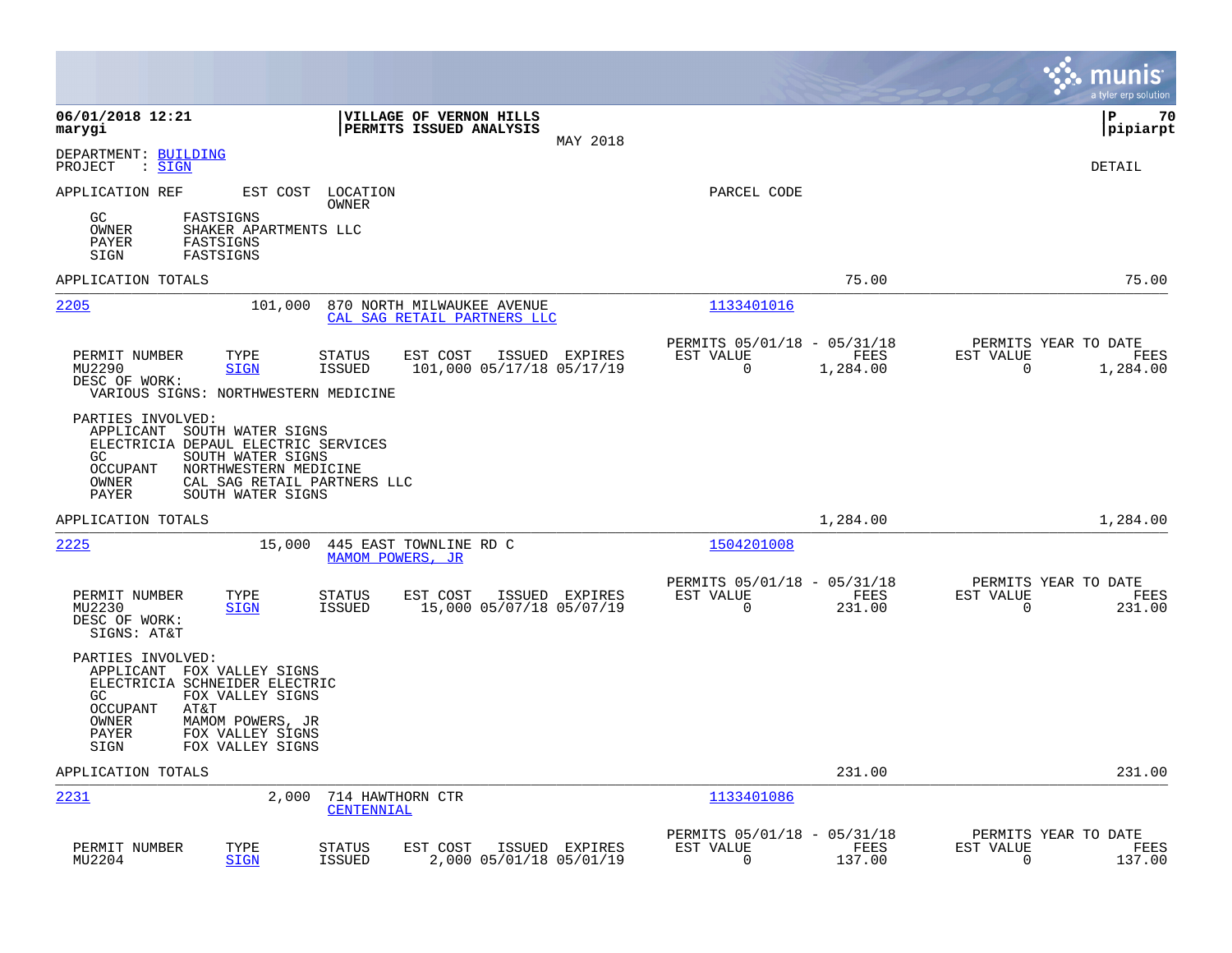**06/01/2018 12:21** | **VILLAGE OF VERNON HILLS** | **P 70**
**marygi** | **PERMITS ISSUED ANALYSIS** | **pipiarpt**
MAY 2018

DEPARTMENT: BUILDING
PROJECT : SIGN

DETAIL

APPLICATION REF    EST COST    LOCATION / OWNER    PARCEL CODE

GC FASTSIGNS
OWNER SHAKER APARTMENTS LLC
PAYER FASTSIGNS
SIGN FASTSIGNS

APPLICATION TOTALS 75.00 75.00

---

**2205** 101,000 870 NORTH MILWAUKEE AVENUE
CAL SAG RETAIL PARTNERS LLC
1133401016

| PERMIT NUMBER | TYPE | STATUS | EST COST | ISSUED | EXPIRES | PERMITS 05/01/18 - 05/31/18 EST VALUE | FEES | PERMITS YEAR TO DATE EST VALUE | FEES |
|---|---|---|---|---|---|---|---|---|---|
| MU2290 | SIGN | ISSUED | 101,000 | 05/17/18 | 05/17/19 | 0 | 1,284.00 | 0 | 1,284.00 |

DESC OF WORK:
VARIOUS SIGNS: NORTHWESTERN MEDICINE

PARTIES INVOLVED:
APPLICANT SOUTH WATER SIGNS
ELECTRICIA DEPAUL ELECTRIC SERVICES
GC SOUTH WATER SIGNS
OCCUPANT NORTHWESTERN MEDICINE
OWNER CAL SAG RETAIL PARTNERS LLC
PAYER SOUTH WATER SIGNS

APPLICATION TOTALS 1,284.00 1,284.00

---

**2225** 15,000 445 EAST TOWNLINE RD C
MAMOM POWERS, JR
1504201008

| PERMIT NUMBER | TYPE | STATUS | EST COST | ISSUED | EXPIRES | PERMITS 05/01/18 - 05/31/18 EST VALUE | FEES | PERMITS YEAR TO DATE EST VALUE | FEES |
|---|---|---|---|---|---|---|---|---|---|
| MU2230 | SIGN | ISSUED | 15,000 | 05/07/18 | 05/07/19 | 0 | 231.00 | 0 | 231.00 |

DESC OF WORK:
SIGNS: AT&T

PARTIES INVOLVED:
APPLICANT FOX VALLEY SIGNS
ELECTRICIA SCHNEIDER ELECTRIC
GC FOX VALLEY SIGNS
OCCUPANT AT&T
OWNER MAMOM POWERS, JR
PAYER FOX VALLEY SIGNS
SIGN FOX VALLEY SIGNS

APPLICATION TOTALS 231.00 231.00

---

**2231** 2,000 714 HAWTHORN CTR
CENTENNIAL
1133401086

| PERMIT NUMBER | TYPE | STATUS | EST COST | ISSUED | EXPIRES | PERMITS 05/01/18 - 05/31/18 EST VALUE | FEES | PERMITS YEAR TO DATE EST VALUE | FEES |
|---|---|---|---|---|---|---|---|---|---|
| MU2204 | SIGN | ISSUED | 2,000 | 05/01/18 | 05/01/19 | 0 | 137.00 | 0 | 137.00 |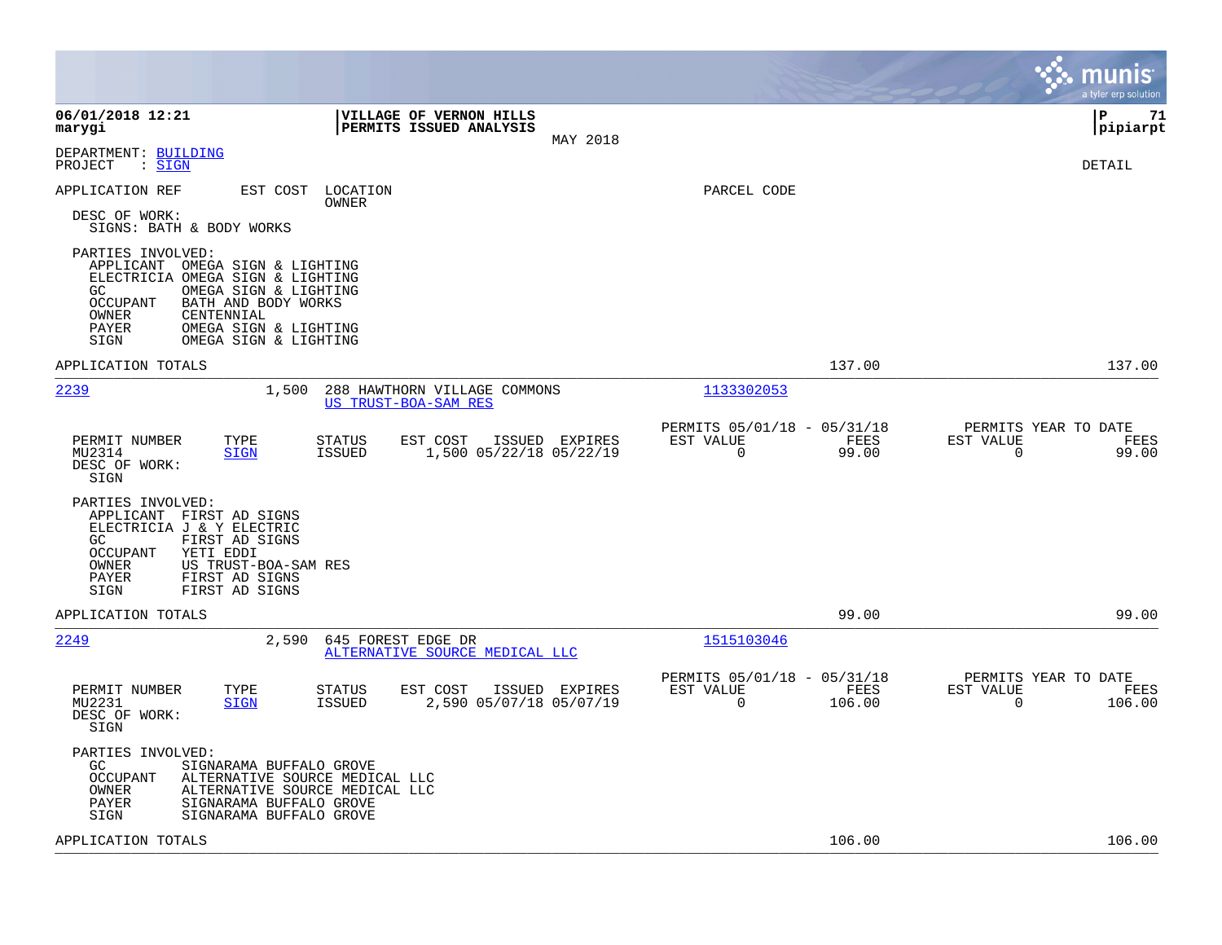**06/01/2018 12:21**
**marygi**

**VILLAGE OF VERNON HILLS**
**PERMITS ISSUED ANALYSIS**
MAY 2018

**P 71**
**pipiarpt**

DEPARTMENT: BUILDING
PROJECT : SIGN

DETAIL

APPLICATION REF | EST COST | LOCATION / OWNER | PARCEL CODE

DESC OF WORK:
SIGNS: BATH & BODY WORKS

PARTIES INVOLVED:
- APPLICANT OMEGA SIGN & LIGHTING
- ELECTRICIA OMEGA SIGN & LIGHTING
- GC OMEGA SIGN & LIGHTING
- OCCUPANT BATH AND BODY WORKS
- OWNER CENTENNIAL
- PAYER OMEGA SIGN & LIGHTING
- SIGN OMEGA SIGN & LIGHTING

APPLICATION TOTALS — 137.00 — 137.00

---

**2239** — 1,500 — 288 HAWTHORN VILLAGE COMMONS — US TRUST-BOA-SAM RES — 1133302053

| PERMIT NUMBER | TYPE | STATUS | EST COST | ISSUED | EXPIRES | PERMITS 05/01/18 - 05/31/18 EST VALUE | FEES | PERMITS YEAR TO DATE EST VALUE | FEES |
|---|---|---|---|---|---|---|---|---|---|
| MU2314 | SIGN | ISSUED | 1,500 | 05/22/18 | 05/22/19 | 0 | 99.00 | 0 | 99.00 |

DESC OF WORK:
SIGN

PARTIES INVOLVED:
- APPLICANT FIRST AD SIGNS
- ELECTRICIA J & Y ELECTRIC
- GC FIRST AD SIGNS
- OCCUPANT YETI EDDI
- OWNER US TRUST-BOA-SAM RES
- PAYER FIRST AD SIGNS
- SIGN FIRST AD SIGNS

APPLICATION TOTALS — 99.00 — 99.00

---

**2249** — 2,590 — 645 FOREST EDGE DR — ALTERNATIVE SOURCE MEDICAL LLC — 1515103046

| PERMIT NUMBER | TYPE | STATUS | EST COST | ISSUED | EXPIRES | PERMITS 05/01/18 - 05/31/18 EST VALUE | FEES | PERMITS YEAR TO DATE EST VALUE | FEES |
|---|---|---|---|---|---|---|---|---|---|
| MU2231 | SIGN | ISSUED | 2,590 | 05/07/18 | 05/07/19 | 0 | 106.00 | 0 | 106.00 |

DESC OF WORK:
SIGN

PARTIES INVOLVED:
- GC SIGNARAMA BUFFALO GROVE
- OCCUPANT ALTERNATIVE SOURCE MEDICAL LLC
- OWNER ALTERNATIVE SOURCE MEDICAL LLC
- PAYER SIGNARAMA BUFFALO GROVE
- SIGN SIGNARAMA BUFFALO GROVE

APPLICATION TOTALS — 106.00 — 106.00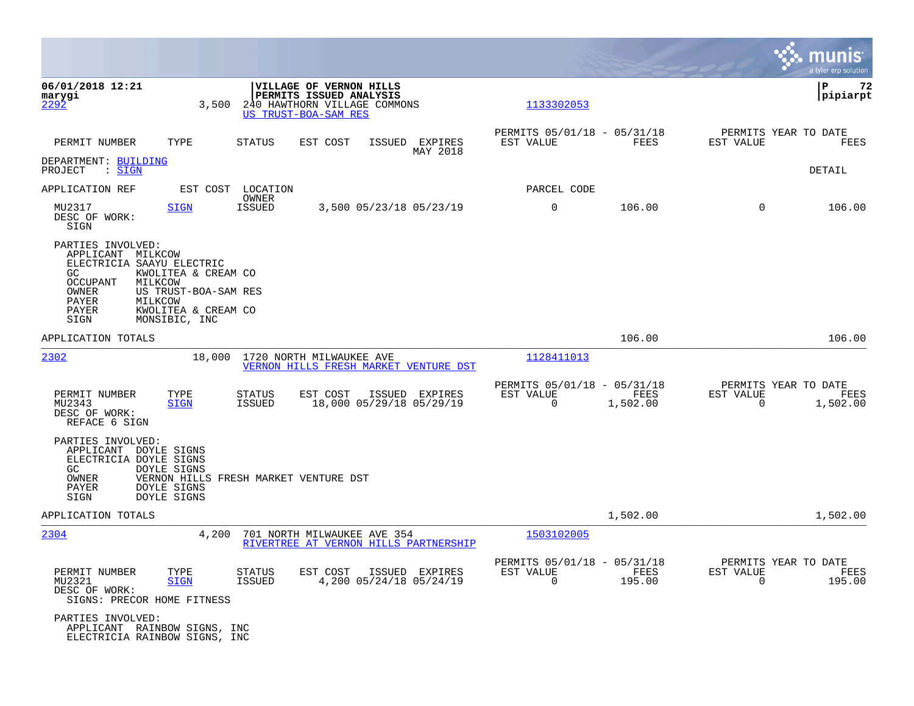06/01/2018 12:21 | VILLAGE OF VERNON HILLS | P 72
marygi | PERMITS ISSUED ANALYSIS | pipiarpt

**2292** 3,500 240 HAWTHORN VILLAGE COMMONS — US TRUST-BOA-SAM RES — 1133302053

| PERMIT NUMBER | TYPE | STATUS | EST COST | ISSUED | EXPIRES | PERMITS 05/01/18 - 05/31/18 EST VALUE | FEES | PERMITS YEAR TO DATE EST VALUE | FEES |
|---|---|---|---|---|---|---|---|---|---|

MAY 2018

DEPARTMENT: BUILDING
PROJECT : SIGN — DETAIL

APPLICATION REF — EST COST — LOCATION / OWNER — PARCEL CODE

| PERMIT NUMBER | TYPE | STATUS | EST COST | ISSUED | EXPIRES | EST VALUE | FEES | YTD EST VALUE | YTD FEES |
|---|---|---|---|---|---|---|---|---|---|
| MU2317 | SIGN | ISSUED | 3,500 | 05/23/18 | 05/23/19 | 0 | 106.00 | 0 | 106.00 |

DESC OF WORK:
SIGN

PARTIES INVOLVED:
- APPLICANT MILKCOW
- ELECTRICIA SAAYU ELECTRIC
- GC KWOLITEA & CREAM CO
- OCCUPANT MILKCOW
- OWNER US TRUST-BOA-SAM RES
- PAYER MILKCOW
- PAYER KWOLITEA & CREAM CO
- SIGN MONSIBIC, INC

APPLICATION TOTALS — 106.00 — 106.00

---

**2302** 18,000 1720 NORTH MILWAUKEE AVE — VERNON HILLS FRESH MARKET VENTURE DST — 1128411013

| PERMIT NUMBER | TYPE | STATUS | EST COST | ISSUED | EXPIRES | PERMITS 05/01/18 - 05/31/18 EST VALUE | FEES | PERMITS YEAR TO DATE EST VALUE | FEES |
|---|---|---|---|---|---|---|---|---|---|
| MU2343 | SIGN | ISSUED | 18,000 | 05/29/18 | 05/29/19 | 0 | 1,502.00 | 0 | 1,502.00 |

DESC OF WORK:
REFACE 6 SIGN

PARTIES INVOLVED:
- APPLICANT DOYLE SIGNS
- ELECTRICIA DOYLE SIGNS
- GC DOYLE SIGNS
- OWNER VERNON HILLS FRESH MARKET VENTURE DST
- PAYER DOYLE SIGNS
- SIGN DOYLE SIGNS

APPLICATION TOTALS — 1,502.00 — 1,502.00

---

**2304** 4,200 701 NORTH MILWAUKEE AVE 354 — RIVERTREE AT VERNON HILLS PARTNERSHIP — 1503102005

| PERMIT NUMBER | TYPE | STATUS | EST COST | ISSUED | EXPIRES | PERMITS 05/01/18 - 05/31/18 EST VALUE | FEES | PERMITS YEAR TO DATE EST VALUE | FEES |
|---|---|---|---|---|---|---|---|---|---|
| MU2321 | SIGN | ISSUED | 4,200 | 05/24/18 | 05/24/19 | 0 | 195.00 | 0 | 195.00 |

DESC OF WORK:
SIGNS: PRECOR HOME FITNESS

PARTIES INVOLVED:
- APPLICANT RAINBOW SIGNS, INC
- ELECTRICIA RAINBOW SIGNS, INC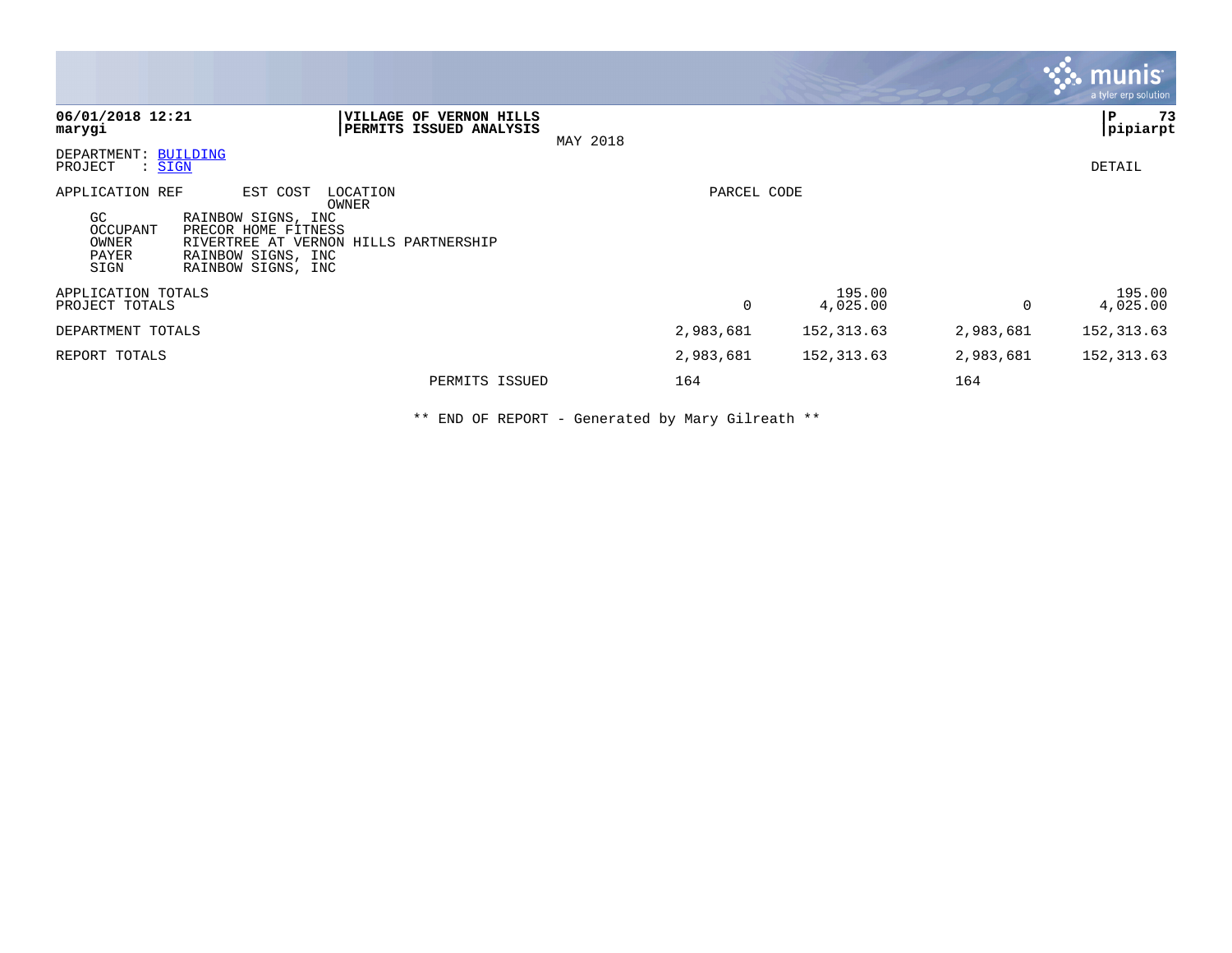**06/01/2018 12:21**
**marygi**

**VILLAGE OF VERNON HILLS**
**PERMITS ISSUED ANALYSIS**
MAY 2018

**pipiarpt**

DEPARTMENT: BUILDING
PROJECT : SIGN

DETAIL

| APPLICATION REF | EST COST | LOCATION / OWNER | PARCEL CODE | | | |
|---|---|---|---|---|---|---|
| GC | RAINBOW SIGNS, INC | | | | | |
| OCCUPANT | PRECOR HOME FITNESS | | | | | |
| OWNER | RIVERTREE AT VERNON HILLS PARTNERSHIP | | | | | |
| PAYER | RAINBOW SIGNS, INC | | | | | |
| SIGN | RAINBOW SIGNS, INC | | | | | |
| APPLICATION TOTALS | | | | 195.00 | | 195.00 |
| PROJECT TOTALS | | | 0 | 4,025.00 | 0 | 4,025.00 |
| DEPARTMENT TOTALS | | | 2,983,681 | 152,313.63 | 2,983,681 | 152,313.63 |
| REPORT TOTALS | | | 2,983,681 | 152,313.63 | 2,983,681 | 152,313.63 |
| | | PERMITS ISSUED | 164 | | 164 | |

** END OF REPORT - Generated by Mary Gilreath **